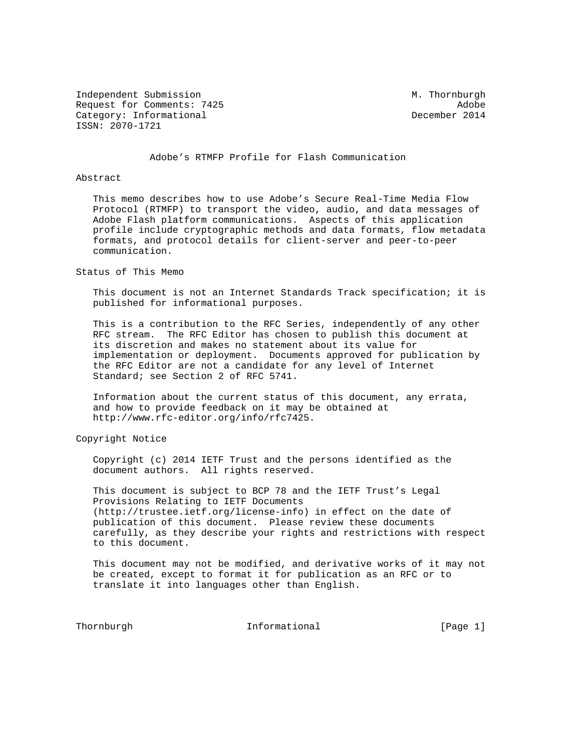Independent Submission M. Thornburgh
Request for Comments: 7425 Adobe
Category: Informational December 2014
ISSN: 2070-1721

# Adobe's RTMFP Profile for Flash Communication

## Abstract

This memo describes how to use Adobe's Secure Real-Time Media Flow Protocol (RTMFP) to transport the video, audio, and data messages of Adobe Flash platform communications. Aspects of this application profile include cryptographic methods and data formats, flow metadata formats, and protocol details for client-server and peer-to-peer communication.

## Status of This Memo

This document is not an Internet Standards Track specification; it is published for informational purposes.

This is a contribution to the RFC Series, independently of any other RFC stream. The RFC Editor has chosen to publish this document at its discretion and makes no statement about its value for implementation or deployment. Documents approved for publication by the RFC Editor are not a candidate for any level of Internet Standard; see Section 2 of RFC 5741.

Information about the current status of this document, any errata, and how to provide feedback on it may be obtained at http://www.rfc-editor.org/info/rfc7425.

## Copyright Notice

Copyright (c) 2014 IETF Trust and the persons identified as the document authors. All rights reserved.

This document is subject to BCP 78 and the IETF Trust's Legal Provisions Relating to IETF Documents (http://trustee.ietf.org/license-info) in effect on the date of publication of this document. Please review these documents carefully, as they describe your rights and restrictions with respect to this document.

This document may not be modified, and derivative works of it may not be created, except to format it for publication as an RFC or to translate it into languages other than English.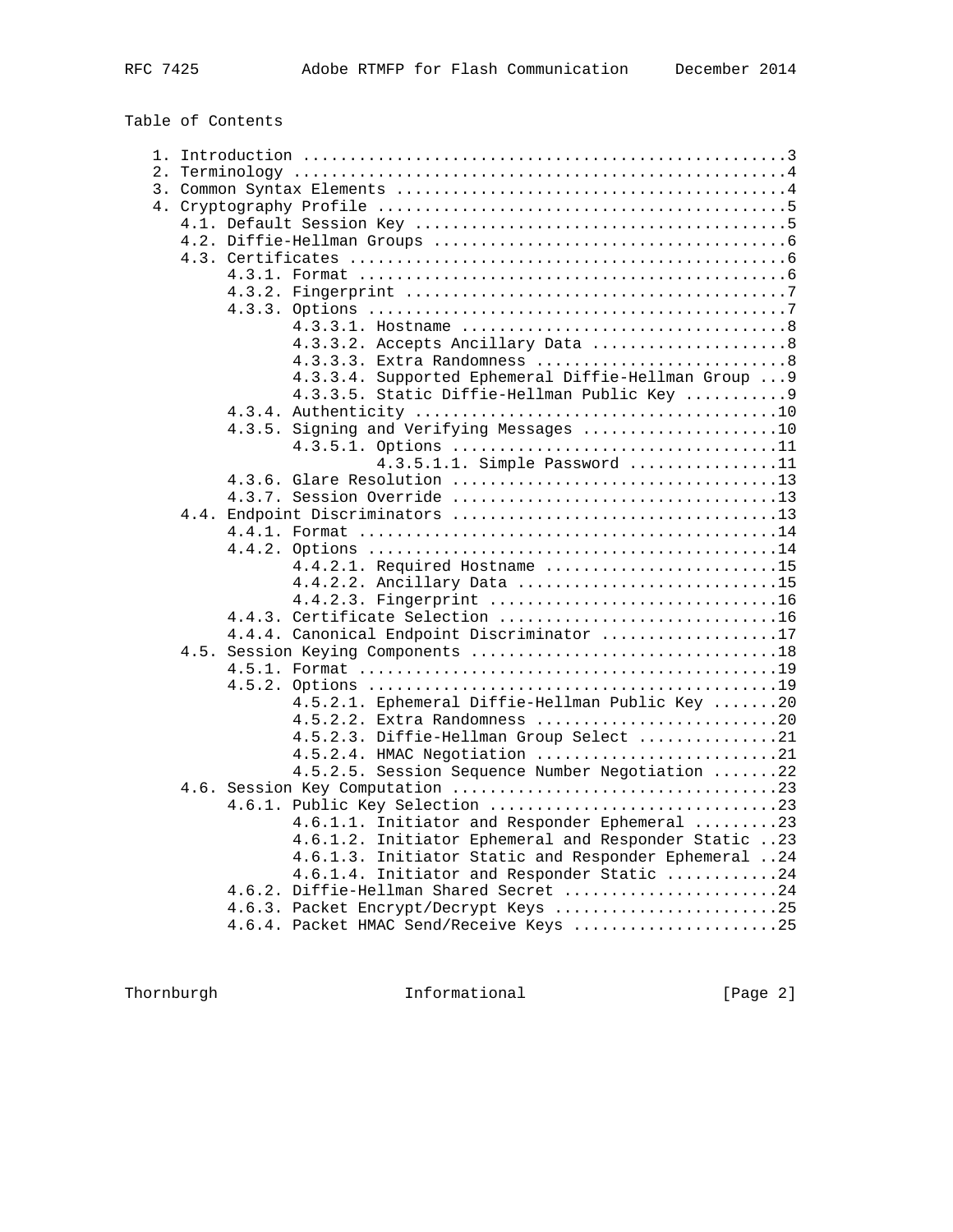Table of Contents

```
   1. Introduction ....................................................3
   2. Terminology .....................................................4
   3. Common Syntax Elements ..........................................4
   4. Cryptography Profile ............................................5
      4.1. Default Session Key ........................................5
      4.2. Diffie-Hellman Groups ......................................6
      4.3. Certificates ...............................................6
           4.3.1. Format ..............................................6
           4.3.2. Fingerprint .........................................7
           4.3.3. Options .............................................7
                  4.3.3.1. Hostname ...................................8
                  4.3.3.2. Accepts Ancillary Data .....................8
                  4.3.3.3. Extra Randomness ...........................8
                  4.3.3.4. Supported Ephemeral Diffie-Hellman Group ...9
                  4.3.3.5. Static Diffie-Hellman Public Key ...........9
           4.3.4. Authenticity .......................................10
           4.3.5. Signing and Verifying Messages .....................10
                  4.3.5.1. Options ..................................11
                           4.3.5.1.1. Simple Password ................11
           4.3.6. Glare Resolution ...................................13
           4.3.7. Session Override ...................................13
      4.4. Endpoint Discriminators ...................................13
           4.4.1. Format .............................................14
           4.4.2. Options ............................................14
                  4.4.2.1. Required Hostname .........................15
                  4.4.2.2. Ancillary Data ............................15
                  4.4.2.3. Fingerprint ...............................16
           4.4.3. Certificate Selection ..............................16
           4.4.4. Canonical Endpoint Discriminator ...................17
      4.5. Session Keying Components .................................18
           4.5.1. Format .............................................19
           4.5.2. Options ............................................19
                  4.5.2.1. Ephemeral Diffie-Hellman Public Key .......20
                  4.5.2.2. Extra Randomness ..........................20
                  4.5.2.3. Diffie-Hellman Group Select ...............21
                  4.5.2.4. HMAC Negotiation ..........................21
                  4.5.2.5. Session Sequence Number Negotiation .......22
      4.6. Session Key Computation ...................................23
           4.6.1. Public Key Selection ...............................23
                  4.6.1.1. Initiator and Responder Ephemeral .........23
                  4.6.1.2. Initiator Ephemeral and Responder Static ..23
                  4.6.1.3. Initiator Static and Responder Ephemeral ..24
                  4.6.1.4. Initiator and Responder Static ............24
           4.6.2. Diffie-Hellman Shared Secret .......................24
           4.6.3. Packet Encrypt/Decrypt Keys ........................25
           4.6.4. Packet HMAC Send/Receive Keys ......................25
```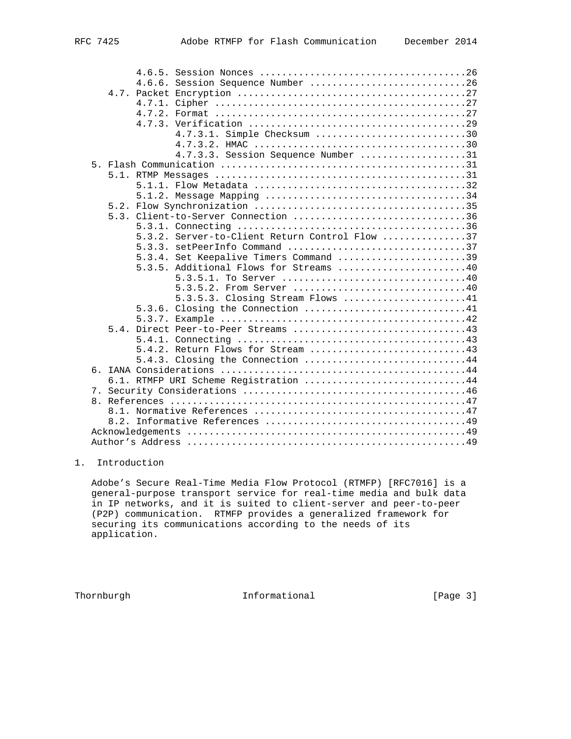```
         4.6.5. Session Nonces ....................................26
         4.6.6. Session Sequence Number ...........................26
      4.7. Packet Encryption ......................................27
         4.7.1. Cipher ............................................27
         4.7.2. Format ............................................27
         4.7.3. Verification ......................................29
                4.7.3.1. Simple Checksum ..........................30
                4.7.3.2. HMAC .....................................30
                4.7.3.3. Session Sequence Number ..................31
   5. Flash Communication .........................................31
      5.1. RTMP Messages ..........................................31
         5.1.1. Flow Metadata .....................................32
         5.1.2. Message Mapping ...................................34
      5.2. Flow Synchronization ...................................35
      5.3. Client-to-Server Connection ............................36
         5.3.1. Connecting ........................................36
         5.3.2. Server-to-Client Return Control Flow ..............37
         5.3.3. setPeerInfo Command ...............................37
         5.3.4. Set Keepalive Timers Command ......................39
         5.3.5. Additional Flows for Streams ......................40
                5.3.5.1. To Server ................................40
                5.3.5.2. From Server ..............................40
                5.3.5.3. Closing Stream Flows .....................41
         5.3.6. Closing the Connection ............................41
         5.3.7. Example ...........................................42
      5.4. Direct Peer-to-Peer Streams ............................43
         5.4.1. Connecting ........................................43
         5.4.2. Return Flows for Stream ...........................43
         5.4.3. Closing the Connection ............................44
   6. IANA Considerations .........................................44
      6.1. RTMFP URI Scheme Registration ..........................44
   7. Security Considerations .....................................46
   8. References ..................................................47
      8.1. Normative References ...................................47
      8.2. Informative References .................................49
   Acknowledgements ...............................................49
   Author's Address ...............................................49
```

# 1. Introduction

Adobe's Secure Real-Time Media Flow Protocol (RTMFP) [RFC7016] is a general-purpose transport service for real-time media and bulk data in IP networks, and it is suited to client-server and peer-to-peer (P2P) communication. RTMFP provides a generalized framework for securing its communications according to the needs of its application.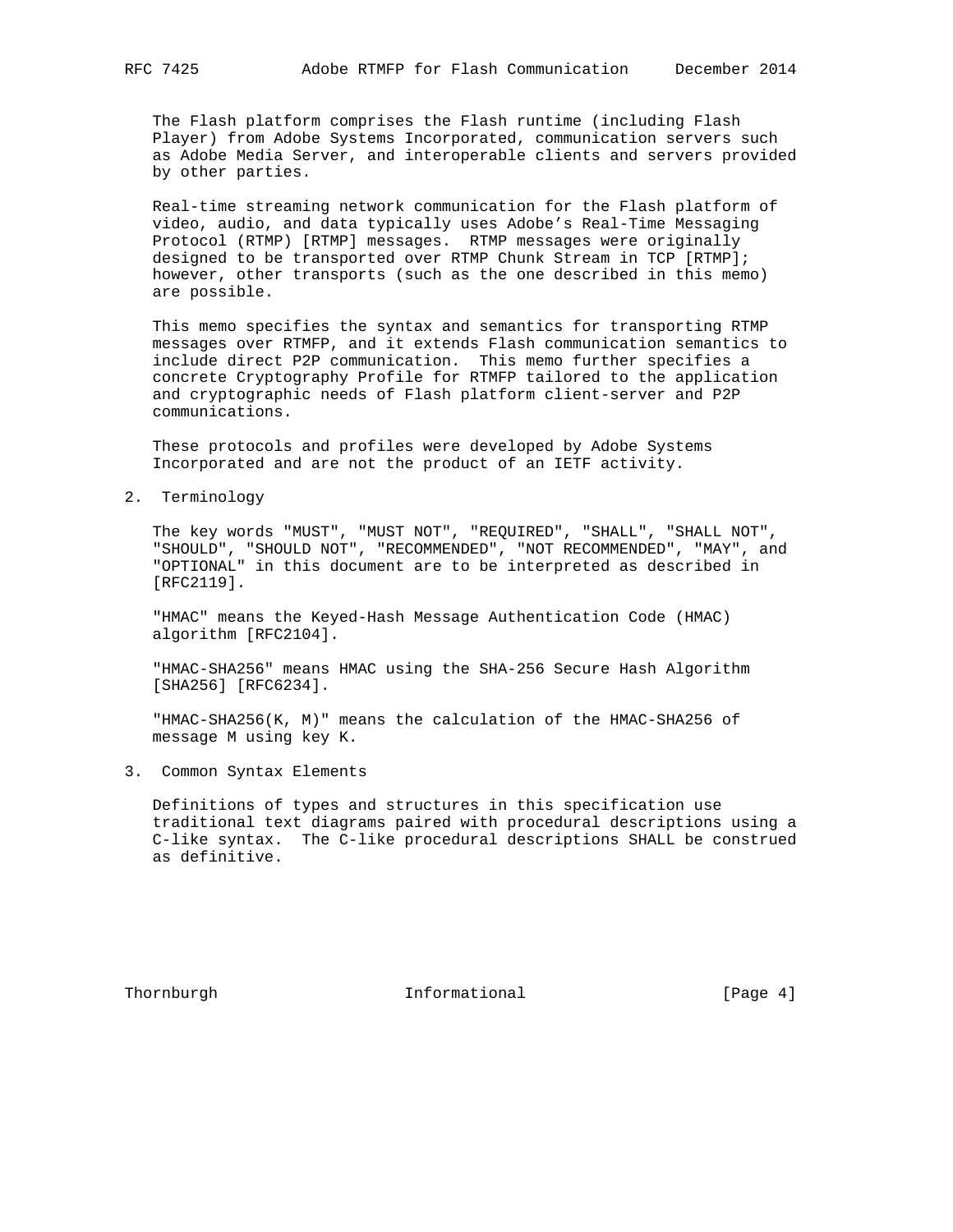The Flash platform comprises the Flash runtime (including Flash Player) from Adobe Systems Incorporated, communication servers such as Adobe Media Server, and interoperable clients and servers provided by other parties.

Real-time streaming network communication for the Flash platform of video, audio, and data typically uses Adobe's Real-Time Messaging Protocol (RTMP) [RTMP] messages. RTMP messages were originally designed to be transported over RTMP Chunk Stream in TCP [RTMP]; however, other transports (such as the one described in this memo) are possible.

This memo specifies the syntax and semantics for transporting RTMP messages over RTMFP, and it extends Flash communication semantics to include direct P2P communication. This memo further specifies a concrete Cryptography Profile for RTMFP tailored to the application and cryptographic needs of Flash platform client-server and P2P communications.

These protocols and profiles were developed by Adobe Systems Incorporated and are not the product of an IETF activity.

## 2. Terminology

The key words "MUST", "MUST NOT", "REQUIRED", "SHALL", "SHALL NOT", "SHOULD", "SHOULD NOT", "RECOMMENDED", "NOT RECOMMENDED", "MAY", and "OPTIONAL" in this document are to be interpreted as described in [RFC2119].

"HMAC" means the Keyed-Hash Message Authentication Code (HMAC) algorithm [RFC2104].

"HMAC-SHA256" means HMAC using the SHA-256 Secure Hash Algorithm [SHA256] [RFC6234].

"HMAC-SHA256(K, M)" means the calculation of the HMAC-SHA256 of message M using key K.

## 3. Common Syntax Elements

Definitions of types and structures in this specification use traditional text diagrams paired with procedural descriptions using a C-like syntax. The C-like procedural descriptions SHALL be construed as definitive.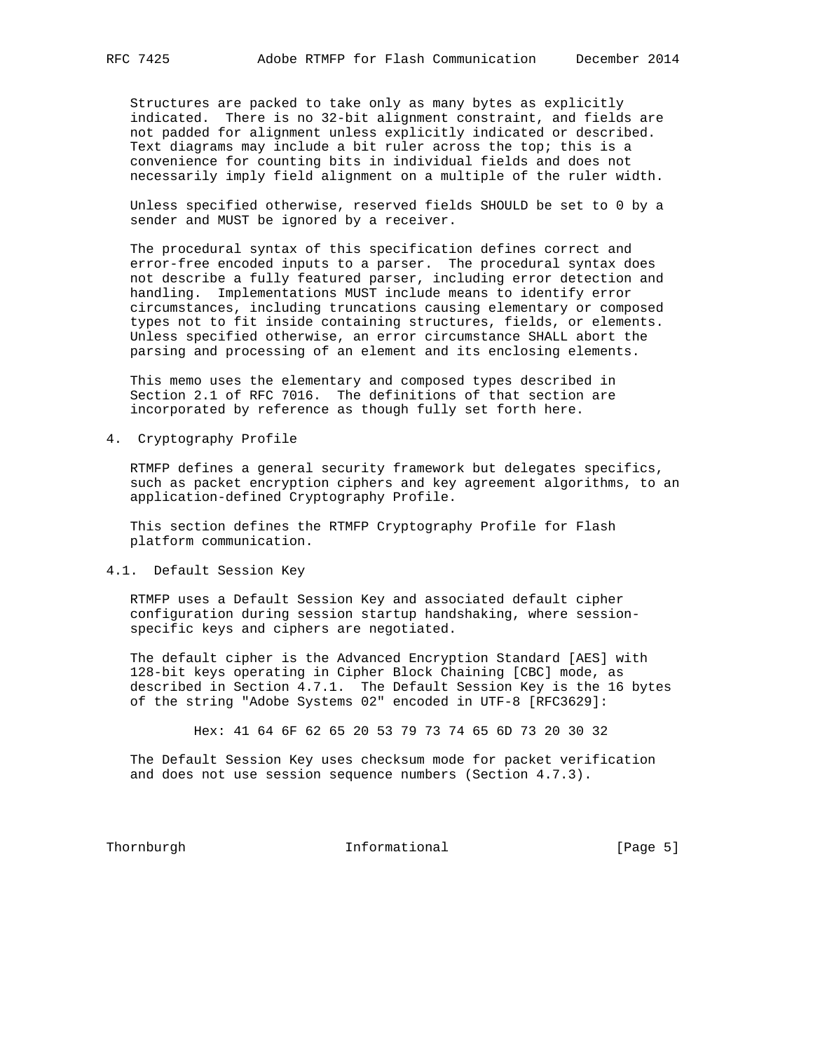Structures are packed to take only as many bytes as explicitly indicated. There is no 32-bit alignment constraint, and fields are not padded for alignment unless explicitly indicated or described. Text diagrams may include a bit ruler across the top; this is a convenience for counting bits in individual fields and does not necessarily imply field alignment on a multiple of the ruler width.

Unless specified otherwise, reserved fields SHOULD be set to 0 by a sender and MUST be ignored by a receiver.

The procedural syntax of this specification defines correct and error-free encoded inputs to a parser. The procedural syntax does not describe a fully featured parser, including error detection and handling. Implementations MUST include means to identify error circumstances, including truncations causing elementary or composed types not to fit inside containing structures, fields, or elements. Unless specified otherwise, an error circumstance SHALL abort the parsing and processing of an element and its enclosing elements.

This memo uses the elementary and composed types described in Section 2.1 of RFC 7016. The definitions of that section are incorporated by reference as though fully set forth here.

## 4. Cryptography Profile

RTMFP defines a general security framework but delegates specifics, such as packet encryption ciphers and key agreement algorithms, to an application-defined Cryptography Profile.

This section defines the RTMFP Cryptography Profile for Flash platform communication.

### 4.1. Default Session Key

RTMFP uses a Default Session Key and associated default cipher configuration during session startup handshaking, where session-specific keys and ciphers are negotiated.

The default cipher is the Advanced Encryption Standard [AES] with 128-bit keys operating in Cipher Block Chaining [CBC] mode, as described in Section 4.7.1. The Default Session Key is the 16 bytes of the string "Adobe Systems 02" encoded in UTF-8 [RFC3629]:

```
Hex: 41 64 6F 62 65 20 53 79 73 74 65 6D 73 20 30 32
```

The Default Session Key uses checksum mode for packet verification and does not use session sequence numbers (Section 4.7.3).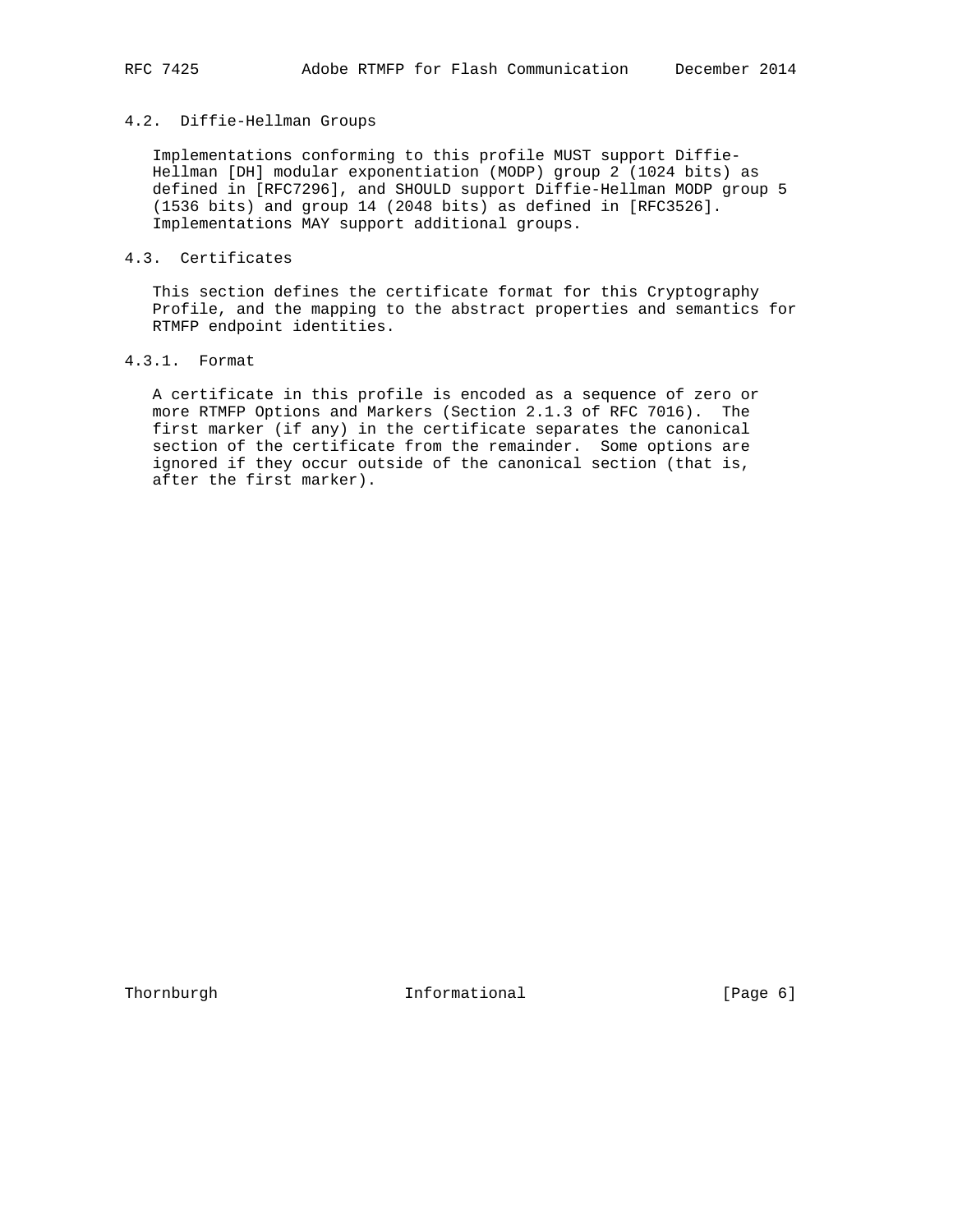### 4.2. Diffie-Hellman Groups

Implementations conforming to this profile MUST support Diffie-Hellman [DH] modular exponentiation (MODP) group 2 (1024 bits) as defined in [RFC7296], and SHOULD support Diffie-Hellman MODP group 5 (1536 bits) and group 14 (2048 bits) as defined in [RFC3526]. Implementations MAY support additional groups.

### 4.3. Certificates

This section defines the certificate format for this Cryptography Profile, and the mapping to the abstract properties and semantics for RTMFP endpoint identities.

#### 4.3.1. Format

A certificate in this profile is encoded as a sequence of zero or more RTMFP Options and Markers (Section 2.1.3 of RFC 7016). The first marker (if any) in the certificate separates the canonical section of the certificate from the remainder. Some options are ignored if they occur outside of the canonical section (that is, after the first marker).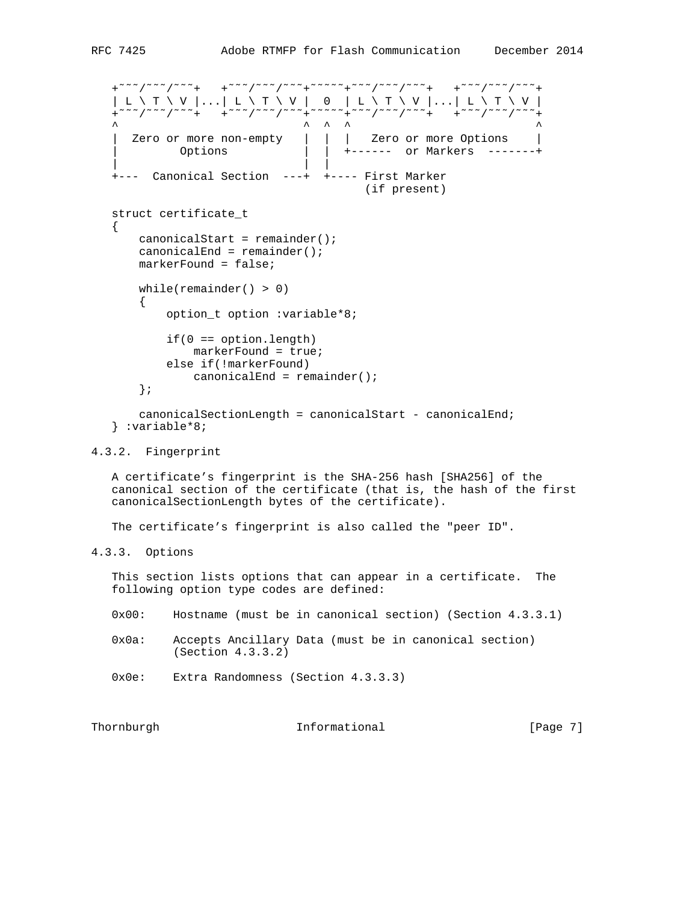```
+~~~/~~~/~~~+   +~~~/~~~/~~~+~~~~~+~~~/~~~/~~~+   +~~~/~~~/~~~+
| L \ T \ V |...| L \ T \ V |  0  | L \ T \ V |...| L \ T \ V |
+~~~/~~~/~~~+   +~~~/~~~/~~~+~~~~~+~~~/~~~/~~~+   +~~~/~~~/~~~+
^                           ^  ^  ^                           ^
|  Zero or more non-empty   |  |  |   Zero or more Options    |
|         Options           |  |  +------  or Markers  -------+
|                           |  |
+---  Canonical Section  ---+  +---- First Marker
                                      (if present)
```

```
struct certificate_t
{
    canonicalStart = remainder();
    canonicalEnd = remainder();
    markerFound = false;

    while(remainder() > 0)
    {
        option_t option :variable*8;

        if(0 == option.length)
            markerFound = true;
        else if(!markerFound)
            canonicalEnd = remainder();
    };

    canonicalSectionLength = canonicalStart - canonicalEnd;
} :variable*8;
```

### 4.3.2. Fingerprint

A certificate's fingerprint is the SHA-256 hash [SHA256] of the canonical section of the certificate (that is, the hash of the first canonicalSectionLength bytes of the certificate).

The certificate's fingerprint is also called the "peer ID".

### 4.3.3. Options

This section lists options that can appear in a certificate. The following option type codes are defined:

0x00: Hostname (must be in canonical section) (Section 4.3.3.1)

0x0a: Accepts Ancillary Data (must be in canonical section) (Section 4.3.3.2)

0x0e: Extra Randomness (Section 4.3.3.3)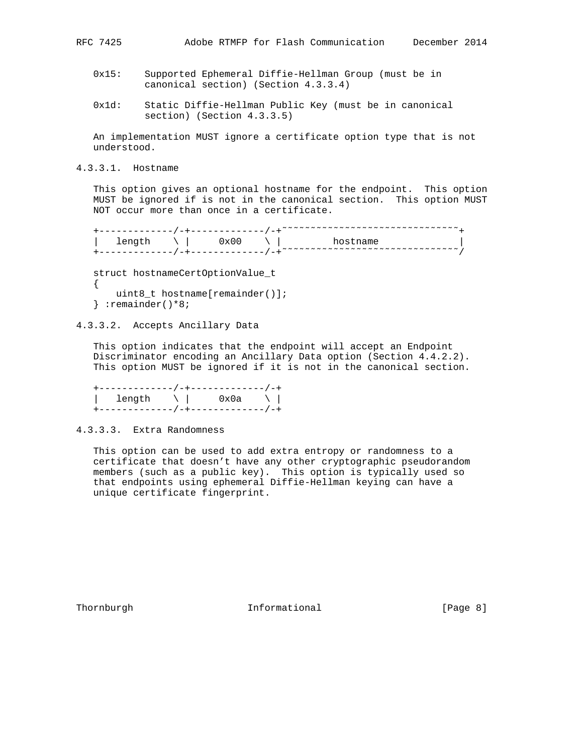0x15: Supported Ephemeral Diffie-Hellman Group (must be in canonical section) (Section 4.3.3.4)

0x1d: Static Diffie-Hellman Public Key (must be in canonical section) (Section 4.3.3.5)

An implementation MUST ignore a certificate option type that is not understood.

#### 4.3.3.1. Hostname

This option gives an optional hostname for the endpoint. This option MUST be ignored if is not in the canonical section. This option MUST NOT occur more than once in a certificate.

```
+-------------/-+-------------/-+~~~~~~~~~~~~~~~~~~~~~~~~~~~~~~~+
|   length    \ |     0x00    \ |         hostname              |
+-------------/-+-------------/-+~~~~~~~~~~~~~~~~~~~~~~~~~~~~~~~/

struct hostnameCertOptionValue_t
{
    uint8_t hostname[remainder()];
} :remainder()*8;
```

#### 4.3.3.2. Accepts Ancillary Data

This option indicates that the endpoint will accept an Endpoint Discriminator encoding an Ancillary Data option (Section 4.4.2.2). This option MUST be ignored if it is not in the canonical section.

```
+-------------/-+-------------/-+
|   length    \ |     0x0a    \ |
+-------------/-+-------------/-+
```

#### 4.3.3.3. Extra Randomness

This option can be used to add extra entropy or randomness to a certificate that doesn’t have any other cryptographic pseudorandom members (such as a public key). This option is typically used so that endpoints using ephemeral Diffie-Hellman keying can have a unique certificate fingerprint.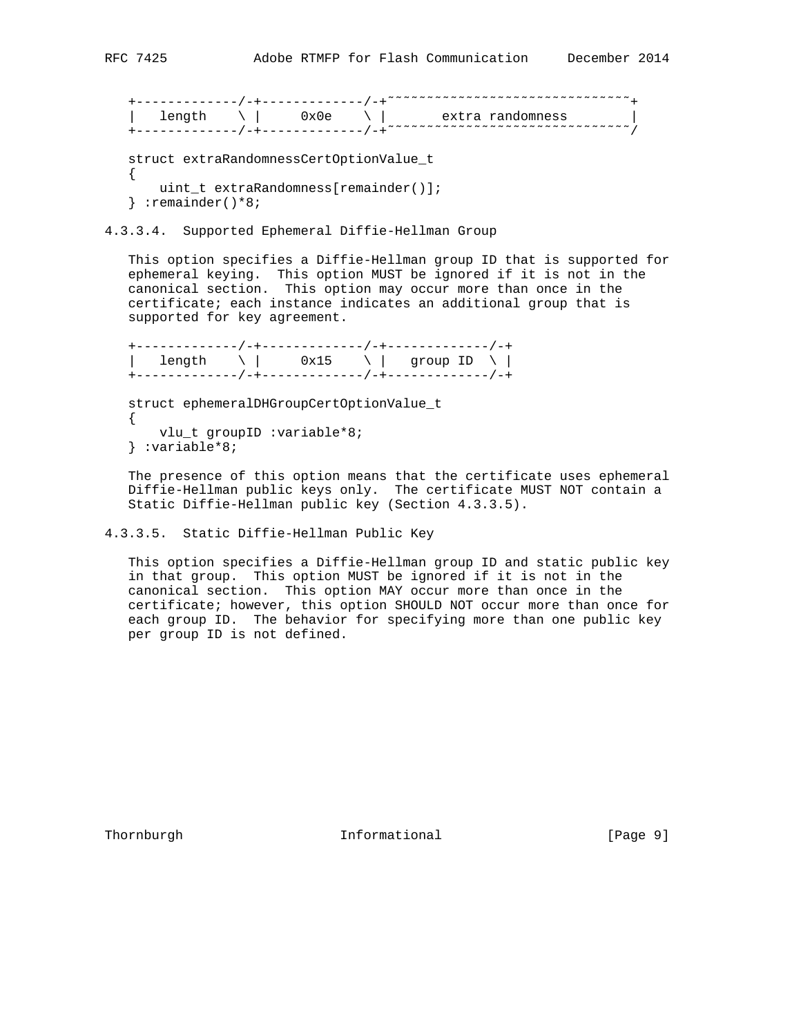```
   +-------------/-+-------------/-+~~~~~~~~~~~~~~~~~~~~~~~~~~~~~~+
   |   length    \ |     0x0e    \ |       extra randomness       |
   +-------------/-+-------------/-+~~~~~~~~~~~~~~~~~~~~~~~~~~~~~~/

   struct extraRandomnessCertOptionValue_t
   {
       uint_t extraRandomness[remainder()];
   } :remainder()*8;
```

#### 4.3.3.4. Supported Ephemeral Diffie-Hellman Group

This option specifies a Diffie-Hellman group ID that is supported for ephemeral keying. This option MUST be ignored if it is not in the canonical section. This option may occur more than once in the certificate; each instance indicates an additional group that is supported for key agreement.

```
   +-------------/-+-------------/-+-------------/-+
   |   length    \ |     0x15    \ |   group ID  \ |
   +-------------/-+-------------/-+-------------/-+

   struct ephemeralDHGroupCertOptionValue_t
   {
       vlu_t groupID :variable*8;
   } :variable*8;
```

The presence of this option means that the certificate uses ephemeral Diffie-Hellman public keys only. The certificate MUST NOT contain a Static Diffie-Hellman public key (Section 4.3.3.5).

#### 4.3.3.5. Static Diffie-Hellman Public Key

This option specifies a Diffie-Hellman group ID and static public key in that group. This option MUST be ignored if it is not in the canonical section. This option MAY occur more than once in the certificate; however, this option SHOULD NOT occur more than once for each group ID. The behavior for specifying more than one public key per group ID is not defined.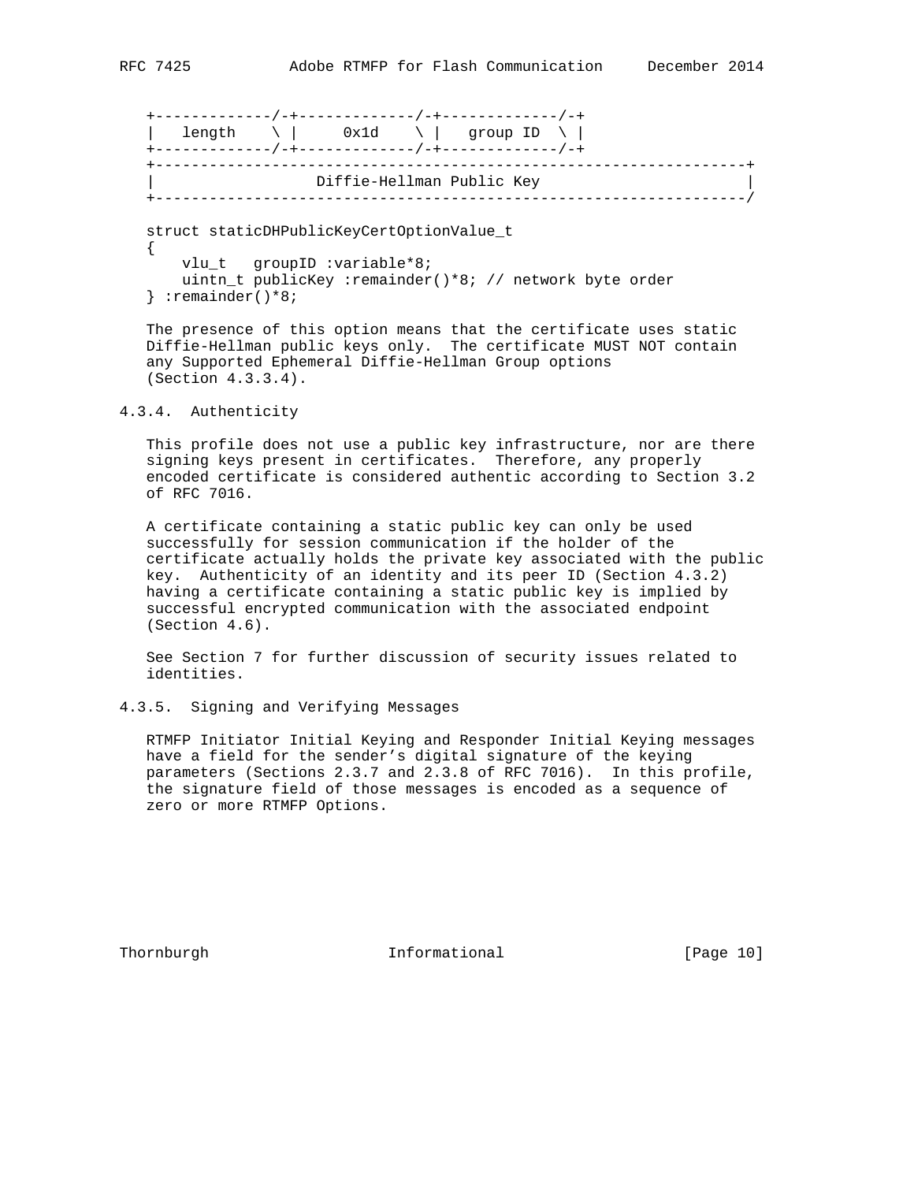```
+-------------/-+-------------/-+-------------/-+
|   length    \ |     0x1d    \ |   group ID  \ |
+-------------/-+-------------/-+-------------/-+
+------------------------------------------------------------------+
|                  Diffie-Hellman Public Key                       |
+------------------------------------------------------------------/
```

```
struct staticDHPublicKeyCertOptionValue_t
{
    vlu_t   groupID :variable*8;
    uintn_t publicKey :remainder()*8; // network byte order
} :remainder()*8;
```

The presence of this option means that the certificate uses static Diffie-Hellman public keys only. The certificate MUST NOT contain any Supported Ephemeral Diffie-Hellman Group options (Section 4.3.3.4).

#### 4.3.4. Authenticity

This profile does not use a public key infrastructure, nor are there signing keys present in certificates. Therefore, any properly encoded certificate is considered authentic according to Section 3.2 of RFC 7016.

A certificate containing a static public key can only be used successfully for session communication if the holder of the certificate actually holds the private key associated with the public key. Authenticity of an identity and its peer ID (Section 4.3.2) having a certificate containing a static public key is implied by successful encrypted communication with the associated endpoint (Section 4.6).

See Section 7 for further discussion of security issues related to identities.

#### 4.3.5. Signing and Verifying Messages

RTMFP Initiator Initial Keying and Responder Initial Keying messages have a field for the sender's digital signature of the keying parameters (Sections 2.3.7 and 2.3.8 of RFC 7016). In this profile, the signature field of those messages is encoded as a sequence of zero or more RTMFP Options.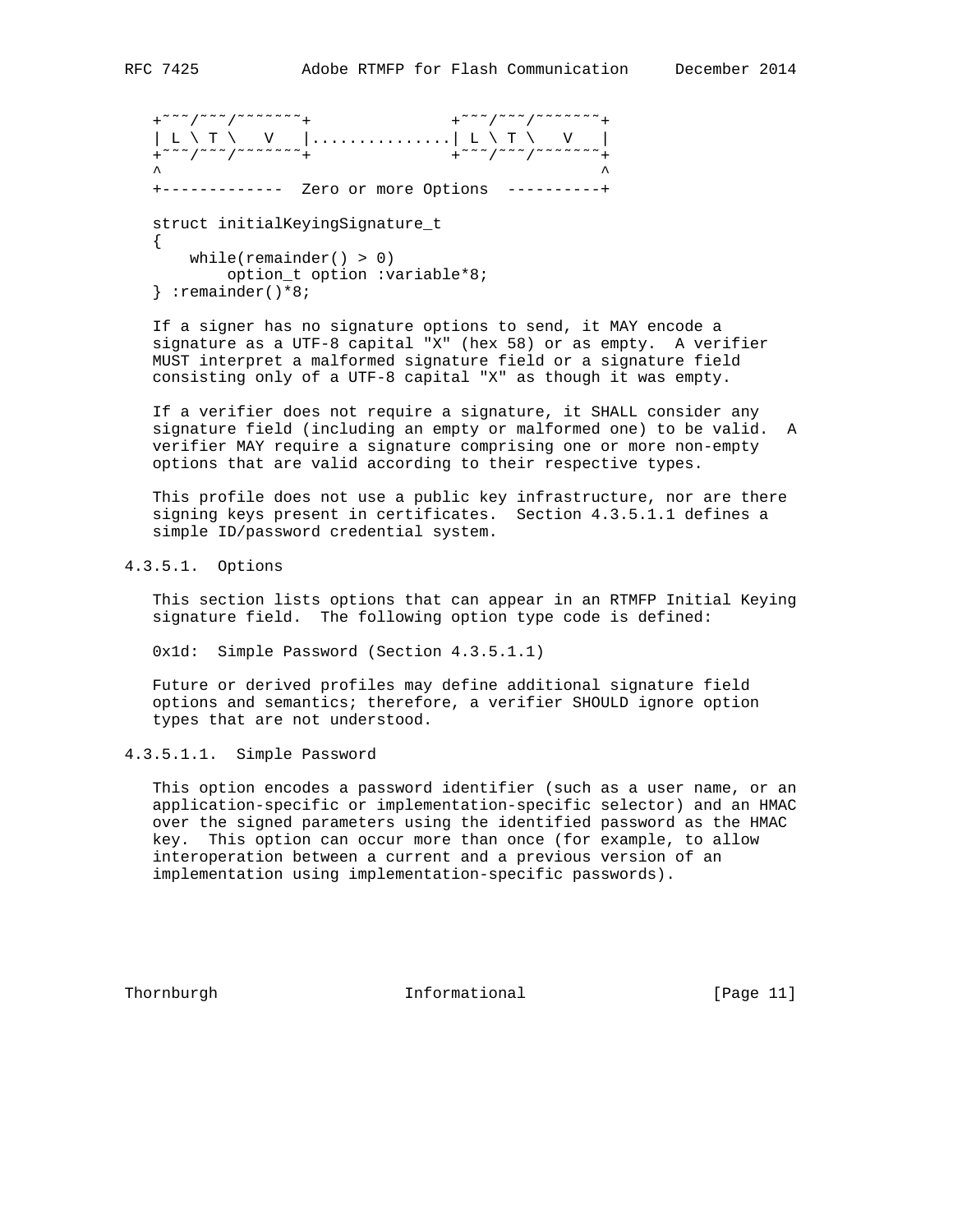```
+~~~/~~~/~~~~~~~+               +~~~/~~~/~~~~~~~+
| L \ T \   V   |...............| L \ T \   V   |
+~~~/~~~/~~~~~~~+               +~~~/~~~/~~~~~~~+
^                                               ^
+-------------  Zero or more Options  ----------+
```

```
struct initialKeyingSignature_t
{
    while(remainder() > 0)
        option_t option :variable*8;
} :remainder()*8;
```

If a signer has no signature options to send, it MAY encode a signature as a UTF-8 capital "X" (hex 58) or as empty. A verifier MUST interpret a malformed signature field or a signature field consisting only of a UTF-8 capital "X" as though it was empty.

If a verifier does not require a signature, it SHALL consider any signature field (including an empty or malformed one) to be valid. A verifier MAY require a signature comprising one or more non-empty options that are valid according to their respective types.

This profile does not use a public key infrastructure, nor are there signing keys present in certificates. Section 4.3.5.1.1 defines a simple ID/password credential system.

#### 4.3.5.1. Options

This section lists options that can appear in an RTMFP Initial Keying signature field. The following option type code is defined:

0x1d: Simple Password (Section 4.3.5.1.1)

Future or derived profiles may define additional signature field options and semantics; therefore, a verifier SHOULD ignore option types that are not understood.

##### 4.3.5.1.1. Simple Password

This option encodes a password identifier (such as a user name, or an application-specific or implementation-specific selector) and an HMAC over the signed parameters using the identified password as the HMAC key. This option can occur more than once (for example, to allow interoperation between a current and a previous version of an implementation using implementation-specific passwords).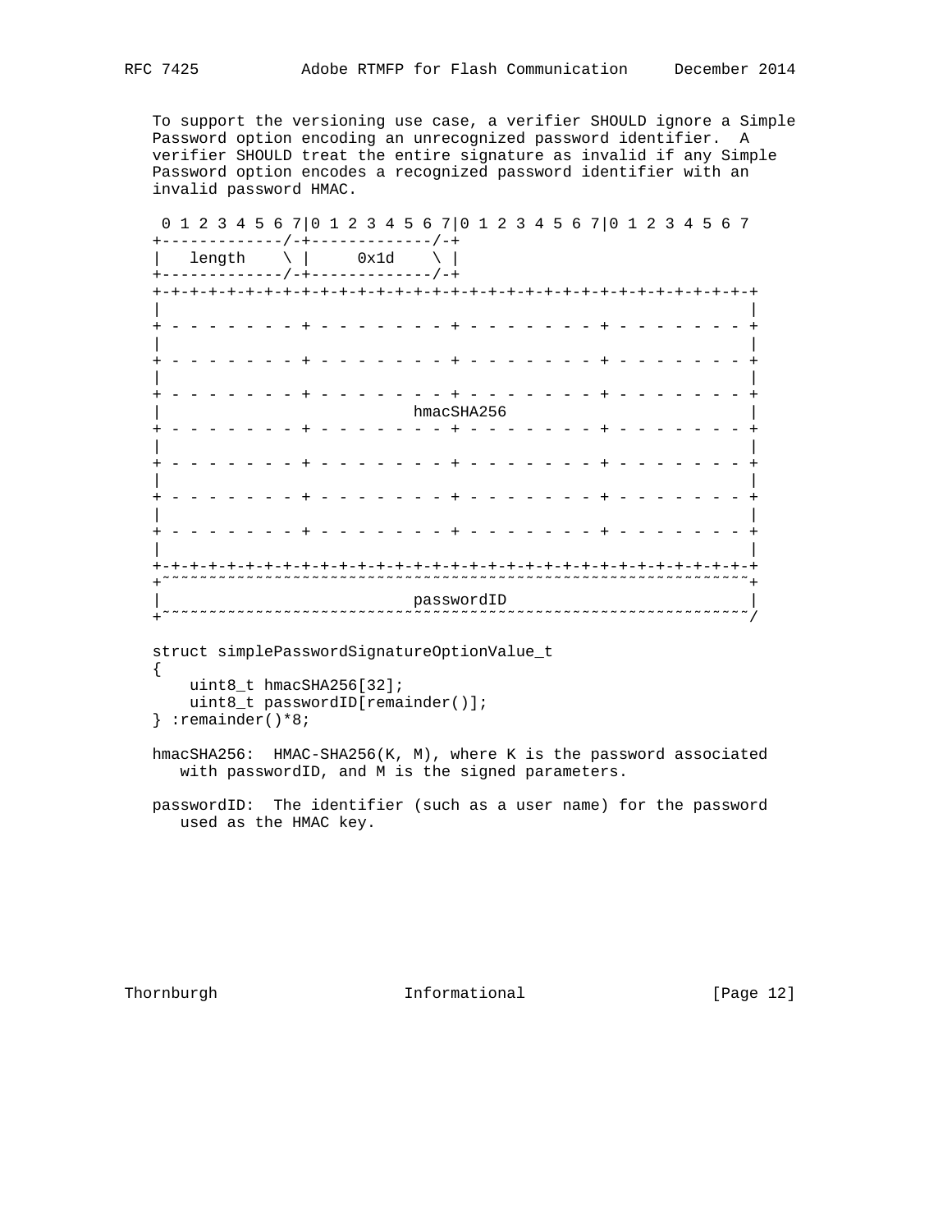To support the versioning use case, a verifier SHOULD ignore a Simple Password option encoding an unrecognized password identifier. A verifier SHOULD treat the entire signature as invalid if any Simple Password option encodes a recognized password identifier with an invalid password HMAC.

```
 0 1 2 3 4 5 6 7|0 1 2 3 4 5 6 7|0 1 2 3 4 5 6 7|0 1 2 3 4 5 6 7
+-------------/-+-------------/-+
|   length    \ |     0x1d    \ |
+-------------/-+-------------/-+
+-+-+-+-+-+-+-+-+-+-+-+-+-+-+-+-+-+-+-+-+-+-+-+-+-+-+-+-+-+-+-+-+
|                                                               |
+ - - - - - - - + - - - - - - - + - - - - - - - + - - - - - - - +
|                                                               |
+ - - - - - - - + - - - - - - - + - - - - - - - + - - - - - - - +
|                                                               |
+ - - - - - - - + - - - - - - - + - - - - - - - + - - - - - - - +
|                          hmacSHA256                           |
+ - - - - - - - + - - - - - - - + - - - - - - - + - - - - - - - +
|                                                               |
+ - - - - - - - + - - - - - - - + - - - - - - - + - - - - - - - +
|                                                               |
+ - - - - - - - + - - - - - - - + - - - - - - - + - - - - - - - +
|                                                               |
+ - - - - - - - + - - - - - - - + - - - - - - - + - - - - - - - +
|                                                               |
+-+-+-+-+-+-+-+-+-+-+-+-+-+-+-+-+-+-+-+-+-+-+-+-+-+-+-+-+-+-+-+-+
+~~~~~~~~~~~~~~~~~~~~~~~~~~~~~~~~~~~~~~~~~~~~~~~~~~~~~~~~~~~~~~~+
|                          passwordID                           |
+~~~~~~~~~~~~~~~~~~~~~~~~~~~~~~~~~~~~~~~~~~~~~~~~~~~~~~~~~~~~~~~/

struct simplePasswordSignatureOptionValue_t
{
    uint8_t hmacSHA256[32];
    uint8_t passwordID[remainder()];
} :remainder()*8;
```

hmacSHA256: HMAC-SHA256(K, M), where K is the password associated with passwordID, and M is the signed parameters.

passwordID: The identifier (such as a user name) for the password used as the HMAC key.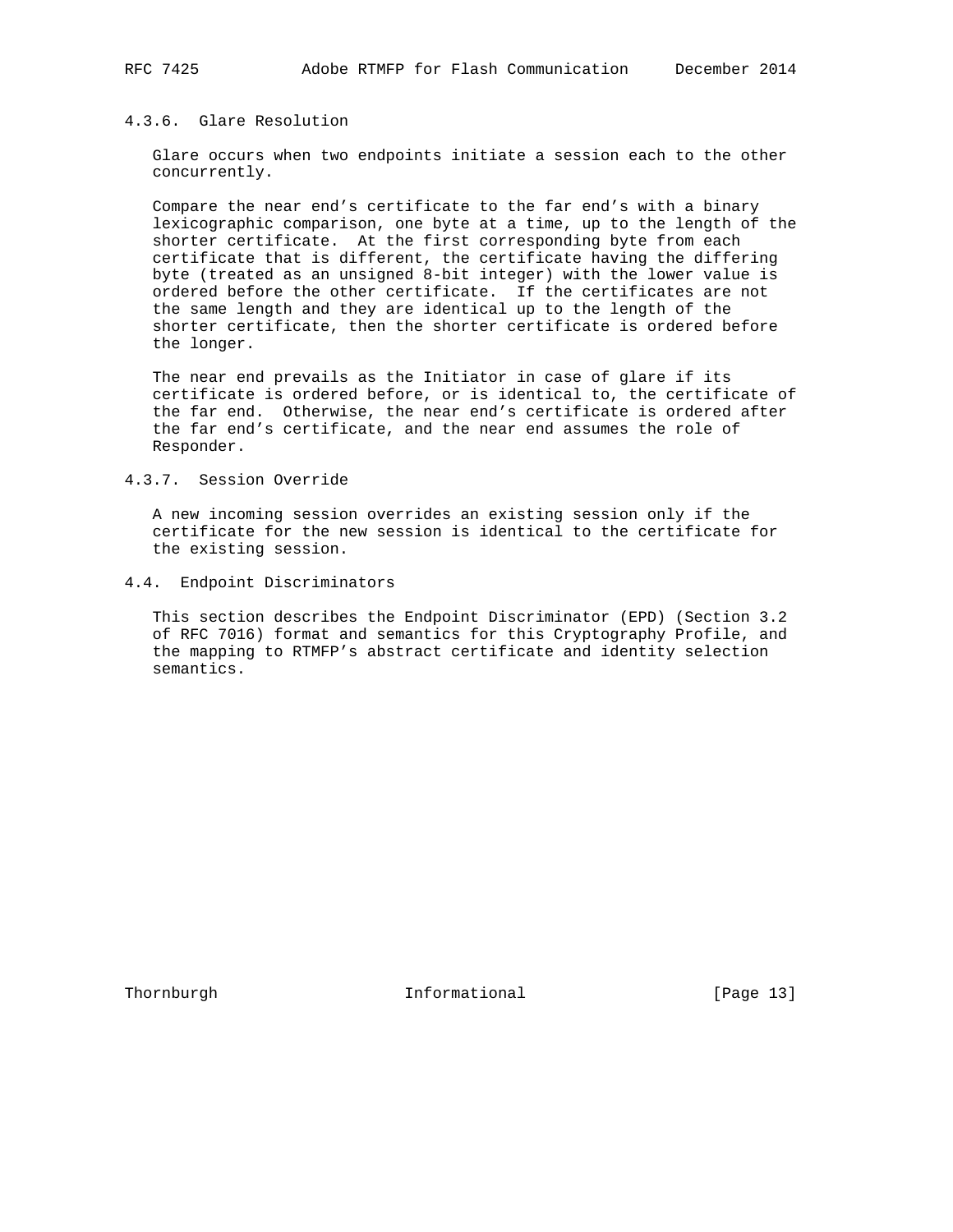#### 4.3.6. Glare Resolution

Glare occurs when two endpoints initiate a session each to the other concurrently.

Compare the near end's certificate to the far end's with a binary lexicographic comparison, one byte at a time, up to the length of the shorter certificate. At the first corresponding byte from each certificate that is different, the certificate having the differing byte (treated as an unsigned 8-bit integer) with the lower value is ordered before the other certificate. If the certificates are not the same length and they are identical up to the length of the shorter certificate, then the shorter certificate is ordered before the longer.

The near end prevails as the Initiator in case of glare if its certificate is ordered before, or is identical to, the certificate of the far end. Otherwise, the near end's certificate is ordered after the far end's certificate, and the near end assumes the role of Responder.

#### 4.3.7. Session Override

A new incoming session overrides an existing session only if the certificate for the new session is identical to the certificate for the existing session.

### 4.4. Endpoint Discriminators

This section describes the Endpoint Discriminator (EPD) (Section 3.2 of RFC 7016) format and semantics for this Cryptography Profile, and the mapping to RTMFP's abstract certificate and identity selection semantics.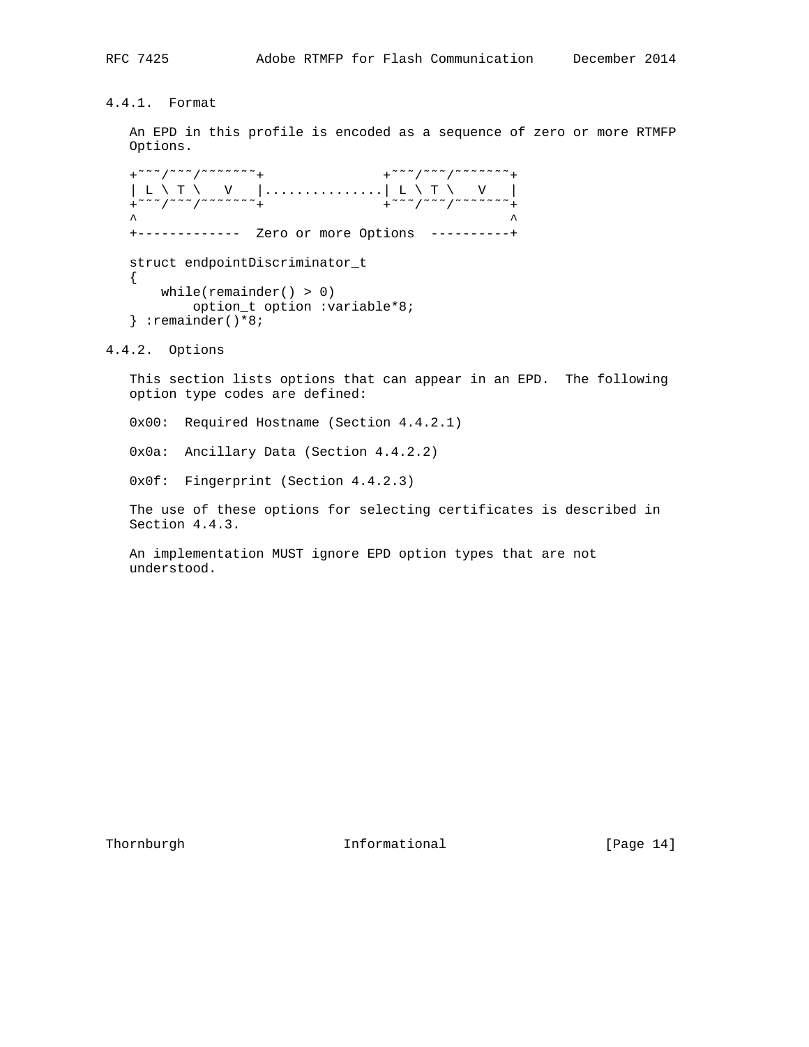#### 4.4.1. Format

An EPD in this profile is encoded as a sequence of zero or more RTMFP Options.

```
+~~~/~~~/~~~~~~~+               +~~~/~~~/~~~~~~~+
| L \ T \   V   |...............| L \ T \   V   |
+~~~/~~~/~~~~~~~+               +~~~/~~~/~~~~~~~+
^                                               ^
+-------------  Zero or more Options  ----------+

struct endpointDiscriminator_t
{
    while(remainder() > 0)
        option_t option :variable*8;
} :remainder()*8;
```

#### 4.4.2. Options

This section lists options that can appear in an EPD. The following option type codes are defined:

0x00: Required Hostname (Section 4.4.2.1)

0x0a: Ancillary Data (Section 4.4.2.2)

0x0f: Fingerprint (Section 4.4.2.3)

The use of these options for selecting certificates is described in Section 4.4.3.

An implementation MUST ignore EPD option types that are not understood.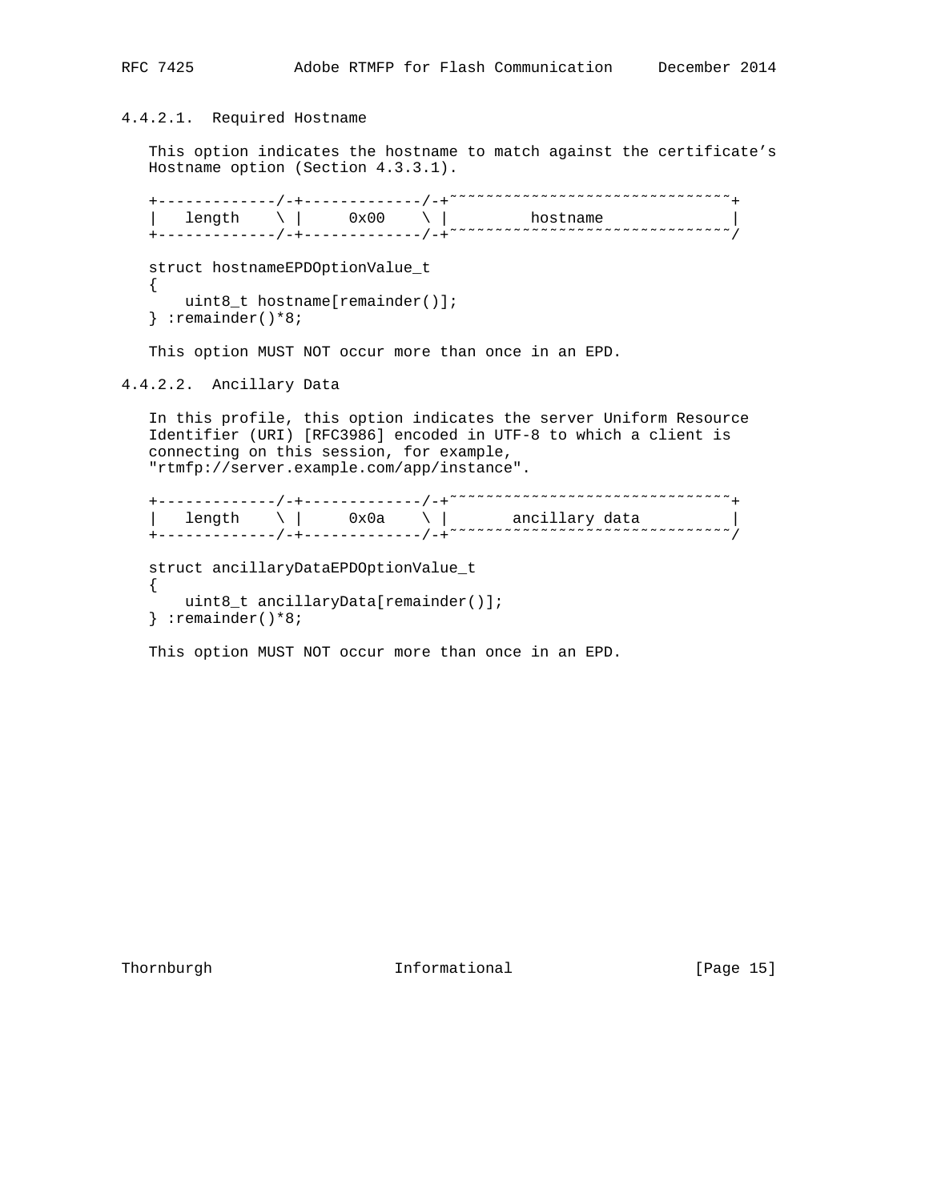#### 4.4.2.1. Required Hostname

This option indicates the hostname to match against the certificate's Hostname option (Section 4.3.3.1).

```
+-------------/-+-------------/-+~~~~~~~~~~~~~~~~~~~~~~~~~~~~~~~~+
|   length    \ |     0x00    \ |         hostname               |
+-------------/-+-------------/-+~~~~~~~~~~~~~~~~~~~~~~~~~~~~~~~~/
```

```
struct hostnameEPDOptionValue_t
{
    uint8_t hostname[remainder()];
} :remainder()*8;
```

This option MUST NOT occur more than once in an EPD.

#### 4.4.2.2. Ancillary Data

In this profile, this option indicates the server Uniform Resource Identifier (URI) [RFC3986] encoded in UTF-8 to which a client is connecting on this session, for example, "rtmfp://server.example.com/app/instance".

```
+-------------/-+-------------/-+~~~~~~~~~~~~~~~~~~~~~~~~~~~~~~~~+
|   length    \ |     0x0a    \ |       ancillary data           |
+-------------/-+-------------/-+~~~~~~~~~~~~~~~~~~~~~~~~~~~~~~~~/
```

```
struct ancillaryDataEPDOptionValue_t
{
    uint8_t ancillaryData[remainder()];
} :remainder()*8;
```

This option MUST NOT occur more than once in an EPD.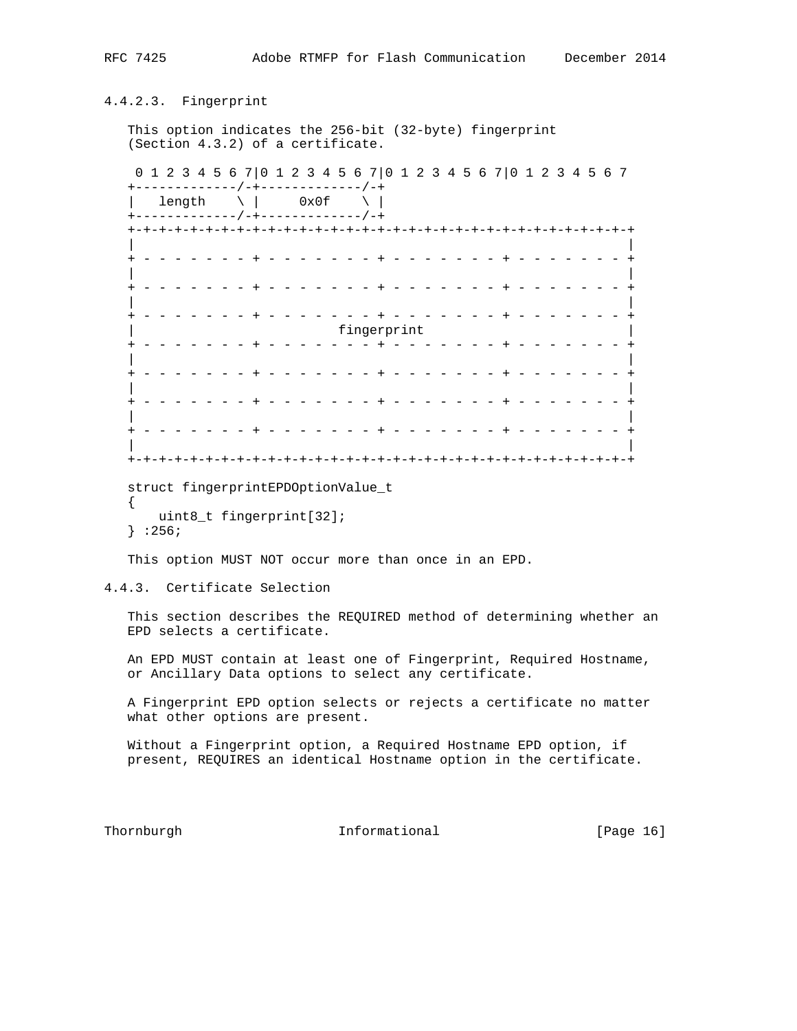#### 4.4.2.3. Fingerprint

This option indicates the 256-bit (32-byte) fingerprint (Section 4.3.2) of a certificate.

```
 0 1 2 3 4 5 6 7|0 1 2 3 4 5 6 7|0 1 2 3 4 5 6 7|0 1 2 3 4 5 6 7
+-------------/-+-------------/-+
|   length    \ |     0x0f    \ |
+-------------/-+-------------/-+
+-+-+-+-+-+-+-+-+-+-+-+-+-+-+-+-+-+-+-+-+-+-+-+-+-+-+-+-+-+-+-+-+
|                                                               |
+ - - - - - - - + - - - - - - - + - - - - - - - + - - - - - - - +
|                                                               |
+ - - - - - - - + - - - - - - - + - - - - - - - + - - - - - - - +
|                                                               |
+ - - - - - - - + - - - - - - - + - - - - - - - + - - - - - - - +
|                          fingerprint                          |
+ - - - - - - - + - - - - - - - + - - - - - - - + - - - - - - - +
|                                                               |
+ - - - - - - - + - - - - - - - + - - - - - - - + - - - - - - - +
|                                                               |
+ - - - - - - - + - - - - - - - + - - - - - - - + - - - - - - - +
|                                                               |
+ - - - - - - - + - - - - - - - + - - - - - - - + - - - - - - - +
|                                                               |
+-+-+-+-+-+-+-+-+-+-+-+-+-+-+-+-+-+-+-+-+-+-+-+-+-+-+-+-+-+-+-+-+
```

```
struct fingerprintEPDOptionValue_t
{
    uint8_t fingerprint[32];
} :256;
```

This option MUST NOT occur more than once in an EPD.

### 4.4.3. Certificate Selection

This section describes the REQUIRED method of determining whether an EPD selects a certificate.

An EPD MUST contain at least one of Fingerprint, Required Hostname, or Ancillary Data options to select any certificate.

A Fingerprint EPD option selects or rejects a certificate no matter what other options are present.

Without a Fingerprint option, a Required Hostname EPD option, if present, REQUIRES an identical Hostname option in the certificate.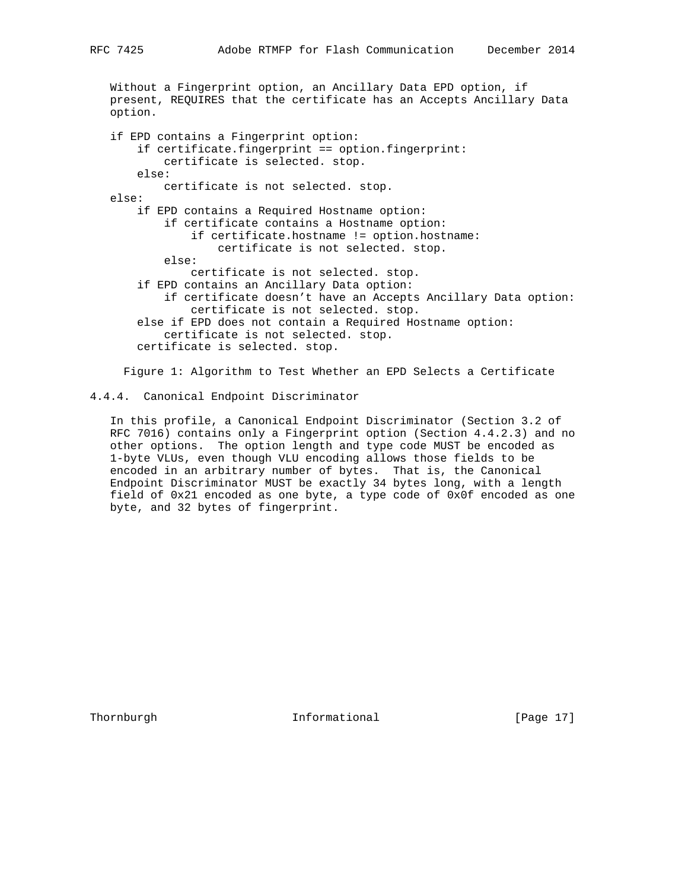Without a Fingerprint option, an Ancillary Data EPD option, if present, REQUIRES that the certificate has an Accepts Ancillary Data option.

```
if EPD contains a Fingerprint option:
    if certificate.fingerprint == option.fingerprint:
        certificate is selected. stop.
    else:
        certificate is not selected. stop.
else:
    if EPD contains a Required Hostname option:
        if certificate contains a Hostname option:
            if certificate.hostname != option.hostname:
                certificate is not selected. stop.
        else:
            certificate is not selected. stop.
    if EPD contains an Ancillary Data option:
        if certificate doesn't have an Accepts Ancillary Data option:
            certificate is not selected. stop.
    else if EPD does not contain a Required Hostname option:
        certificate is not selected. stop.
    certificate is selected. stop.
```

Figure 1: Algorithm to Test Whether an EPD Selects a Certificate

#### 4.4.4. Canonical Endpoint Discriminator

In this profile, a Canonical Endpoint Discriminator (Section 3.2 of RFC 7016) contains only a Fingerprint option (Section 4.4.2.3) and no other options. The option length and type code MUST be encoded as 1-byte VLUs, even though VLU encoding allows those fields to be encoded in an arbitrary number of bytes. That is, the Canonical Endpoint Discriminator MUST be exactly 34 bytes long, with a length field of 0x21 encoded as one byte, a type code of 0x0f encoded as one byte, and 32 bytes of fingerprint.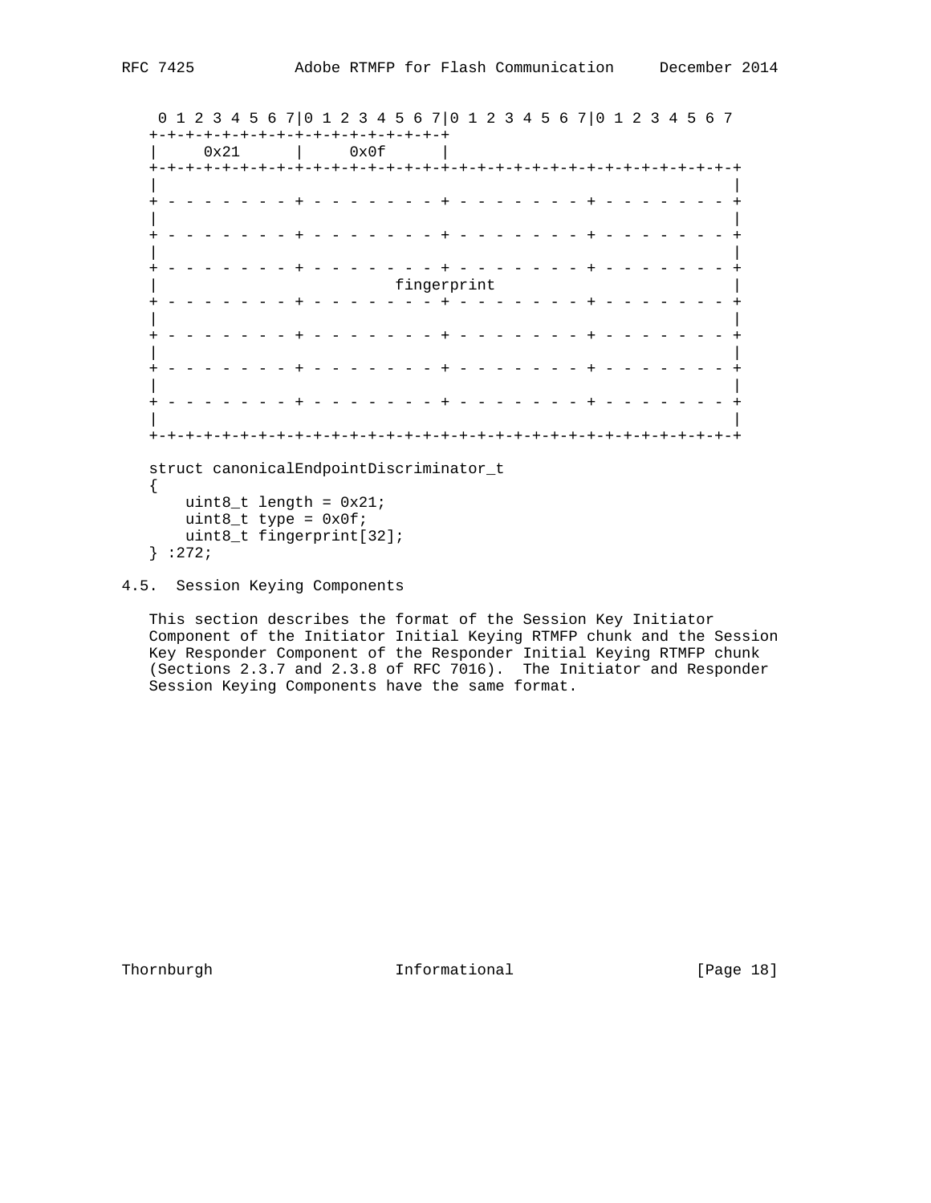```
 0 1 2 3 4 5 6 7|0 1 2 3 4 5 6 7|0 1 2 3 4 5 6 7|0 1 2 3 4 5 6 7
+-+-+-+-+-+-+-+-+-+-+-+-+-+-+-+-+
|     0x21      |     0x0f      |
+-+-+-+-+-+-+-+-+-+-+-+-+-+-+-+-+-+-+-+-+-+-+-+-+-+-+-+-+-+-+-+-+
|                                                               |
+ - - - - - - - + - - - - - - - + - - - - - - - + - - - - - - - +
|                                                               |
+ - - - - - - - + - - - - - - - + - - - - - - - + - - - - - - - +
|                                                               |
+ - - - - - - - + - - - - - - - + - - - - - - - + - - - - - - - +
|                          fingerprint                          |
+ - - - - - - - + - - - - - - - + - - - - - - - + - - - - - - - +
|                                                               |
+ - - - - - - - + - - - - - - - + - - - - - - - + - - - - - - - +
|                                                               |
+ - - - - - - - + - - - - - - - + - - - - - - - + - - - - - - - +
|                                                               |
+ - - - - - - - + - - - - - - - + - - - - - - - + - - - - - - - +
|                                                               |
+-+-+-+-+-+-+-+-+-+-+-+-+-+-+-+-+-+-+-+-+-+-+-+-+-+-+-+-+-+-+-+-+

struct canonicalEndpointDiscriminator_t
{
    uint8_t length = 0x21;
    uint8_t type = 0x0f;
    uint8_t fingerprint[32];
} :272;
```

## 4.5. Session Keying Components

This section describes the format of the Session Key Initiator Component of the Initiator Initial Keying RTMFP chunk and the Session Key Responder Component of the Responder Initial Keying RTMFP chunk (Sections 2.3.7 and 2.3.8 of RFC 7016). The Initiator and Responder Session Keying Components have the same format.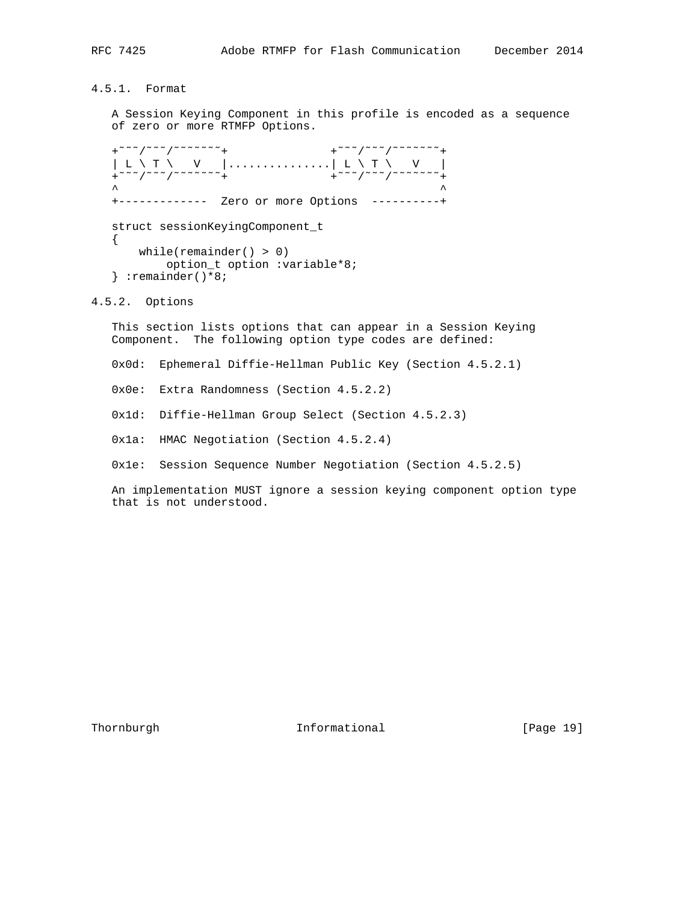#### 4.5.1. Format

A Session Keying Component in this profile is encoded as a sequence of zero or more RTMFP Options.

```
+~~~/~~~/~~~~~~~+               +~~~/~~~/~~~~~~~+
| L \ T \   V   |...............| L \ T \   V   |
+~~~/~~~/~~~~~~~+               +~~~/~~~/~~~~~~~+
^                                               ^
+-------------  Zero or more Options  ----------+
```

```
struct sessionKeyingComponent_t
{
    while(remainder() > 0)
        option_t option :variable*8;
} :remainder()*8;
```

#### 4.5.2. Options

This section lists options that can appear in a Session Keying Component. The following option type codes are defined:

0x0d: Ephemeral Diffie-Hellman Public Key (Section 4.5.2.1)

0x0e: Extra Randomness (Section 4.5.2.2)

0x1d: Diffie-Hellman Group Select (Section 4.5.2.3)

0x1a: HMAC Negotiation (Section 4.5.2.4)

0x1e: Session Sequence Number Negotiation (Section 4.5.2.5)

An implementation MUST ignore a session keying component option type that is not understood.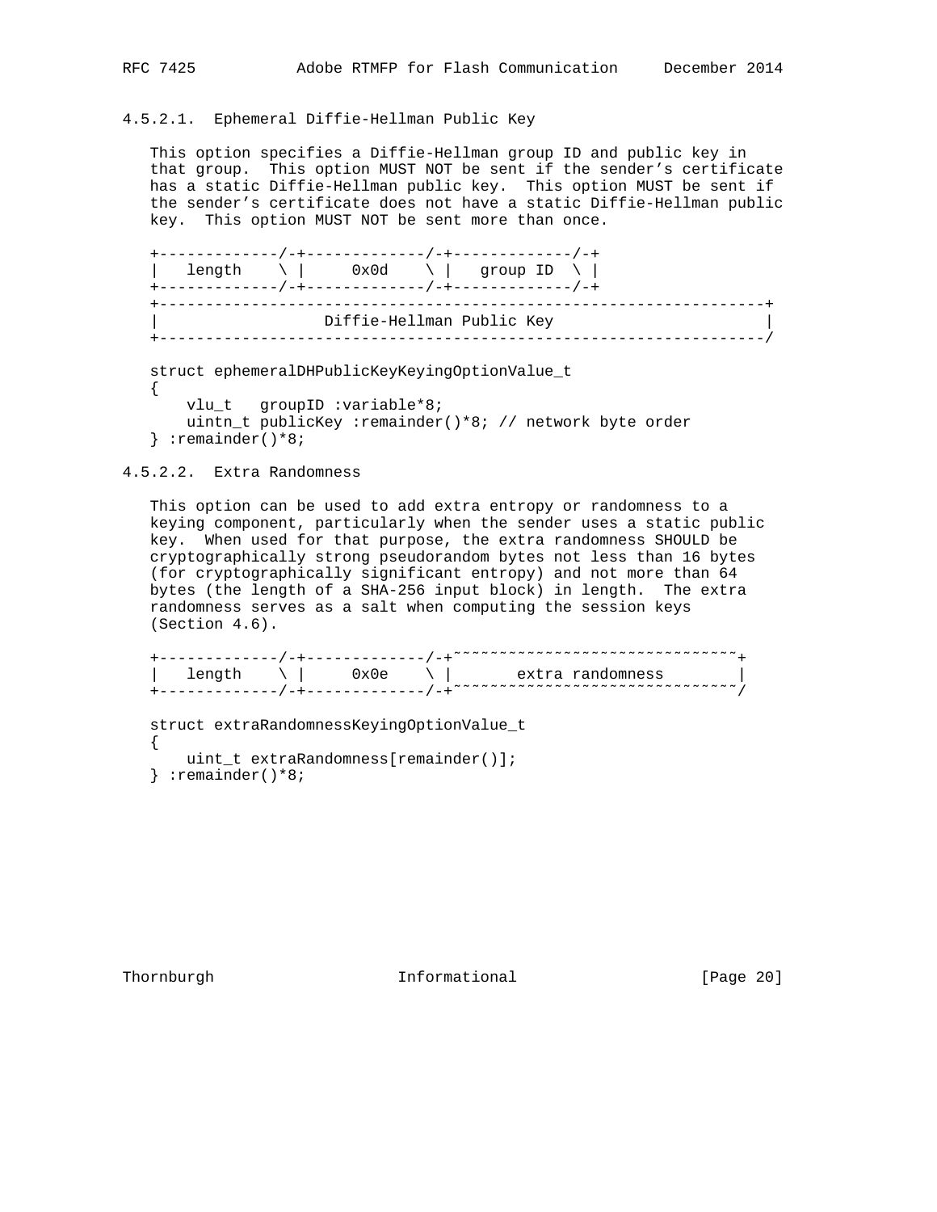#### 4.5.2.1. Ephemeral Diffie-Hellman Public Key

This option specifies a Diffie-Hellman group ID and public key in that group. This option MUST NOT be sent if the sender's certificate has a static Diffie-Hellman public key. This option MUST be sent if the sender's certificate does not have a static Diffie-Hellman public key. This option MUST NOT be sent more than once.

```
+-------------/-+-------------/-+-------------/-+
|   length    \ |     0x0d    \ |   group ID  \ |
+-------------/-+-------------/-+-------------/-+
+---------------------------------------------------------------+
|                  Diffie-Hellman Public Key                    |
+---------------------------------------------------------------/

struct ephemeralDHPublicKeyKeyingOptionValue_t
{
    vlu_t   groupID :variable*8;
    uintn_t publicKey :remainder()*8; // network byte order
} :remainder()*8;
```

#### 4.5.2.2. Extra Randomness

This option can be used to add extra entropy or randomness to a keying component, particularly when the sender uses a static public key. When used for that purpose, the extra randomness SHOULD be cryptographically strong pseudorandom bytes not less than 16 bytes (for cryptographically significant entropy) and not more than 64 bytes (the length of a SHA-256 input block) in length. The extra randomness serves as a salt when computing the session keys (Section 4.6).

```
+-------------/-+-------------/-+~~~~~~~~~~~~~~~~~~~~~~~~~~~~~~~+
|   length    \ |     0x0e    \ |       extra randomness        |
+-------------/-+-------------/-+~~~~~~~~~~~~~~~~~~~~~~~~~~~~~~~/

struct extraRandomnessKeyingOptionValue_t
{
    uint_t extraRandomness[remainder()];
} :remainder()*8;
```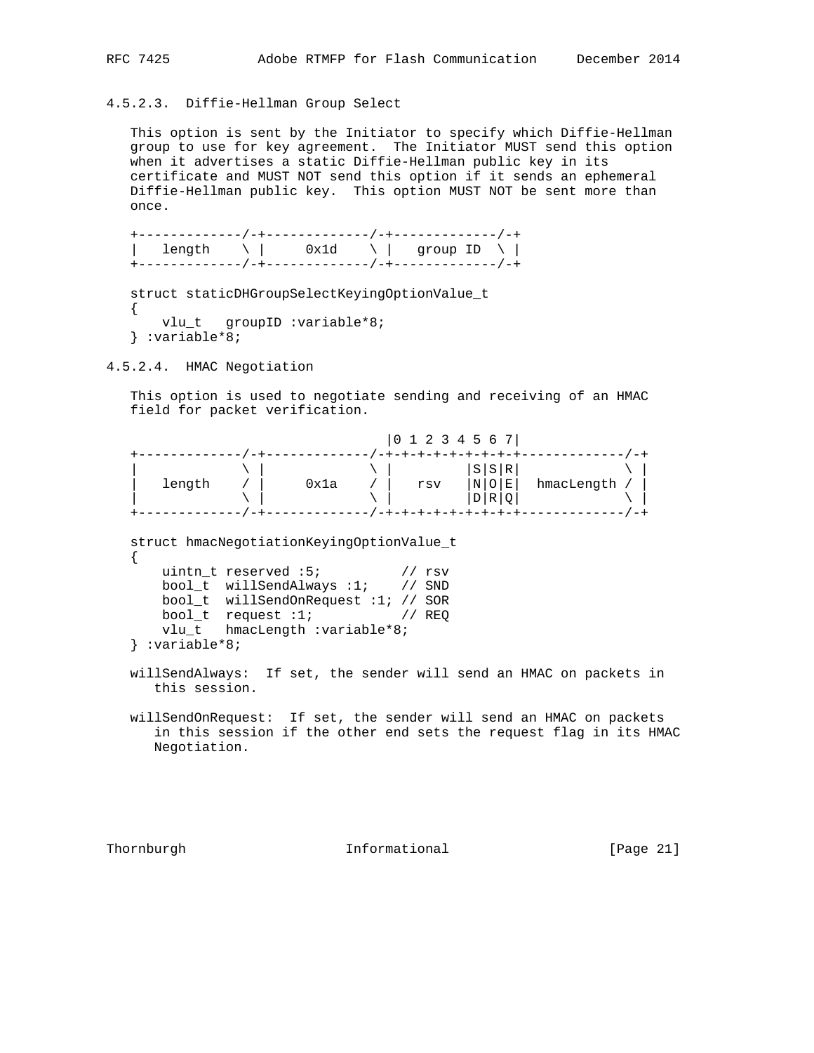#### 4.5.2.3. Diffie-Hellman Group Select

This option is sent by the Initiator to specify which Diffie-Hellman group to use for key agreement. The Initiator MUST send this option when it advertises a static Diffie-Hellman public key in its certificate and MUST NOT send this option if it sends an ephemeral Diffie-Hellman public key. This option MUST NOT be sent more than once.

```
+-------------/-+-------------/-+-------------/-+
|   length    \ |     0x1d    \ |   group ID  \ |
+-------------/-+-------------/-+-------------/-+

struct staticDHGroupSelectKeyingOptionValue_t
{
    vlu_t   groupID :variable*8;
} :variable*8;
```

#### 4.5.2.4. HMAC Negotiation

This option is used to negotiate sending and receiving of an HMAC field for packet verification.

```
                              |0 1 2 3 4 5 6 7|
+-------------/-+-------------/-+-+-+-+-+-+-+-+-+-------------/-+
|             \ |             \ |         |S|S|R|             \ |
|   length    / |     0x1a    / |   rsv   |N|O|E|  hmacLength / |
|             \ |             \ |         |D|R|Q|             \ |
+-------------/-+-------------/-+-+-+-+-+-+-+-+-+-------------/-+

struct hmacNegotiationKeyingOptionValue_t
{
    uintn_t reserved :5;          // rsv
    bool_t  willSendAlways :1;    // SND
    bool_t  willSendOnRequest :1; // SOR
    bool_t  request :1;           // REQ
    vlu_t   hmacLength :variable*8;
} :variable*8;
```

willSendAlways: If set, the sender will send an HMAC on packets in this session.

willSendOnRequest: If set, the sender will send an HMAC on packets in this session if the other end sets the request flag in its HMAC Negotiation.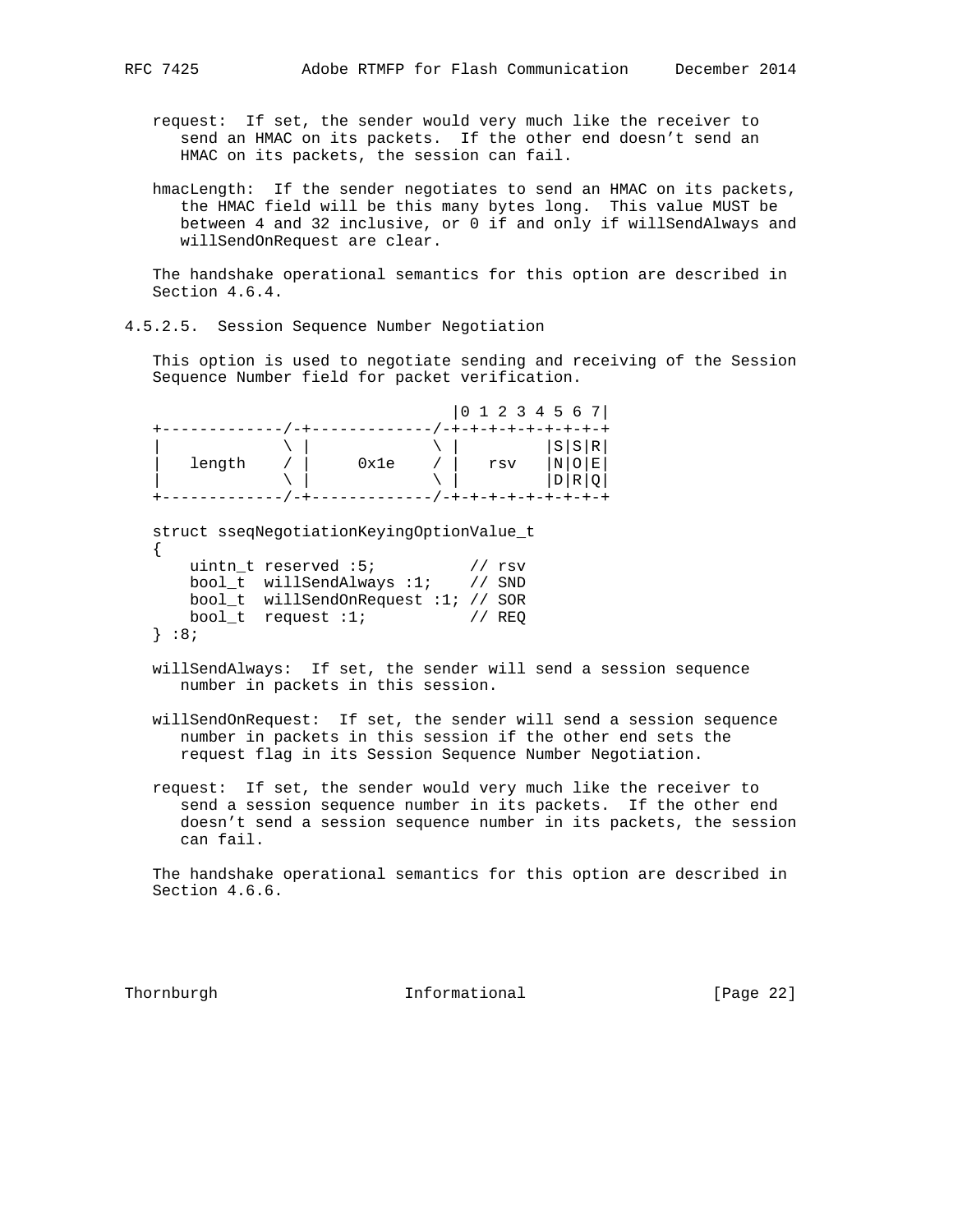request: If set, the sender would very much like the receiver to send an HMAC on its packets. If the other end doesn't send an HMAC on its packets, the session can fail.

hmacLength: If the sender negotiates to send an HMAC on its packets, the HMAC field will be this many bytes long. This value MUST be between 4 and 32 inclusive, or 0 if and only if willSendAlways and willSendOnRequest are clear.

The handshake operational semantics for this option are described in Section 4.6.4.

#### 4.5.2.5. Session Sequence Number Negotiation

This option is used to negotiate sending and receiving of the Session Sequence Number field for packet verification.

```
                                  |0 1 2 3 4 5 6 7|
+-------------/-+-------------/-+-+-+-+-+-+-+-+-+
|              \ |             \ |         |S|S|R|
|   length     / |     0x1e    / |   rsv   |N|O|E|
|              \ |             \ |         |D|R|Q|
+-------------/-+-------------/-+-+-+-+-+-+-+-+-+

struct sseqNegotiationKeyingOptionValue_t
{
    uintn_t reserved :5;          // rsv
    bool_t  willSendAlways :1;    // SND
    bool_t  willSendOnRequest :1; // SOR
    bool_t  request :1;           // REQ
} :8;
```

willSendAlways: If set, the sender will send a session sequence number in packets in this session.

willSendOnRequest: If set, the sender will send a session sequence number in packets in this session if the other end sets the request flag in its Session Sequence Number Negotiation.

request: If set, the sender would very much like the receiver to send a session sequence number in its packets. If the other end doesn't send a session sequence number in its packets, the session can fail.

The handshake operational semantics for this option are described in Section 4.6.6.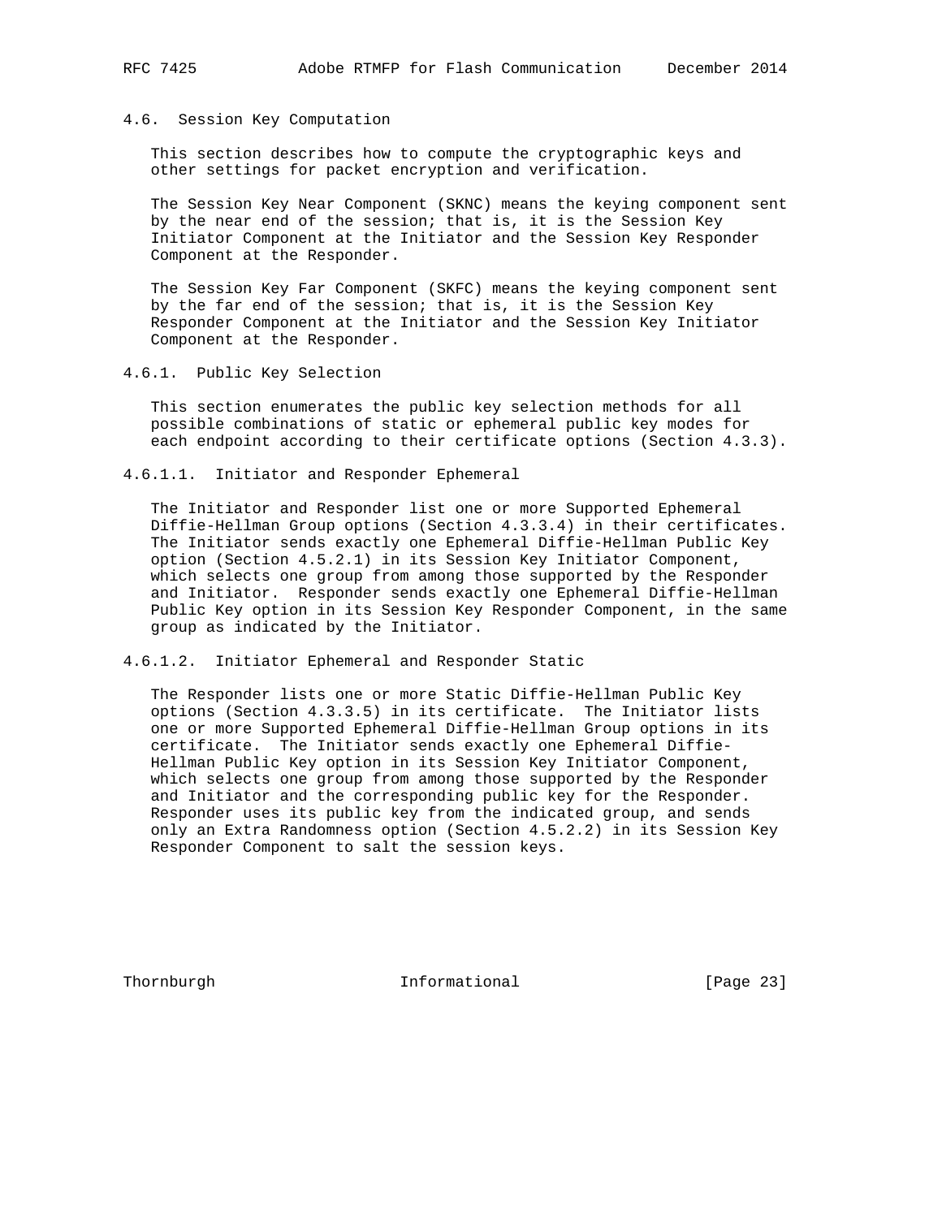### 4.6. Session Key Computation

This section describes how to compute the cryptographic keys and other settings for packet encryption and verification.

The Session Key Near Component (SKNC) means the keying component sent by the near end of the session; that is, it is the Session Key Initiator Component at the Initiator and the Session Key Responder Component at the Responder.

The Session Key Far Component (SKFC) means the keying component sent by the far end of the session; that is, it is the Session Key Responder Component at the Initiator and the Session Key Initiator Component at the Responder.

#### 4.6.1. Public Key Selection

This section enumerates the public key selection methods for all possible combinations of static or ephemeral public key modes for each endpoint according to their certificate options (Section 4.3.3).

##### 4.6.1.1. Initiator and Responder Ephemeral

The Initiator and Responder list one or more Supported Ephemeral Diffie-Hellman Group options (Section 4.3.3.4) in their certificates. The Initiator sends exactly one Ephemeral Diffie-Hellman Public Key option (Section 4.5.2.1) in its Session Key Initiator Component, which selects one group from among those supported by the Responder and Initiator. Responder sends exactly one Ephemeral Diffie-Hellman Public Key option in its Session Key Responder Component, in the same group as indicated by the Initiator.

##### 4.6.1.2. Initiator Ephemeral and Responder Static

The Responder lists one or more Static Diffie-Hellman Public Key options (Section 4.3.3.5) in its certificate. The Initiator lists one or more Supported Ephemeral Diffie-Hellman Group options in its certificate. The Initiator sends exactly one Ephemeral Diffie-Hellman Public Key option in its Session Key Initiator Component, which selects one group from among those supported by the Responder and Initiator and the corresponding public key for the Responder. Responder uses its public key from the indicated group, and sends only an Extra Randomness option (Section 4.5.2.2) in its Session Key Responder Component to salt the session keys.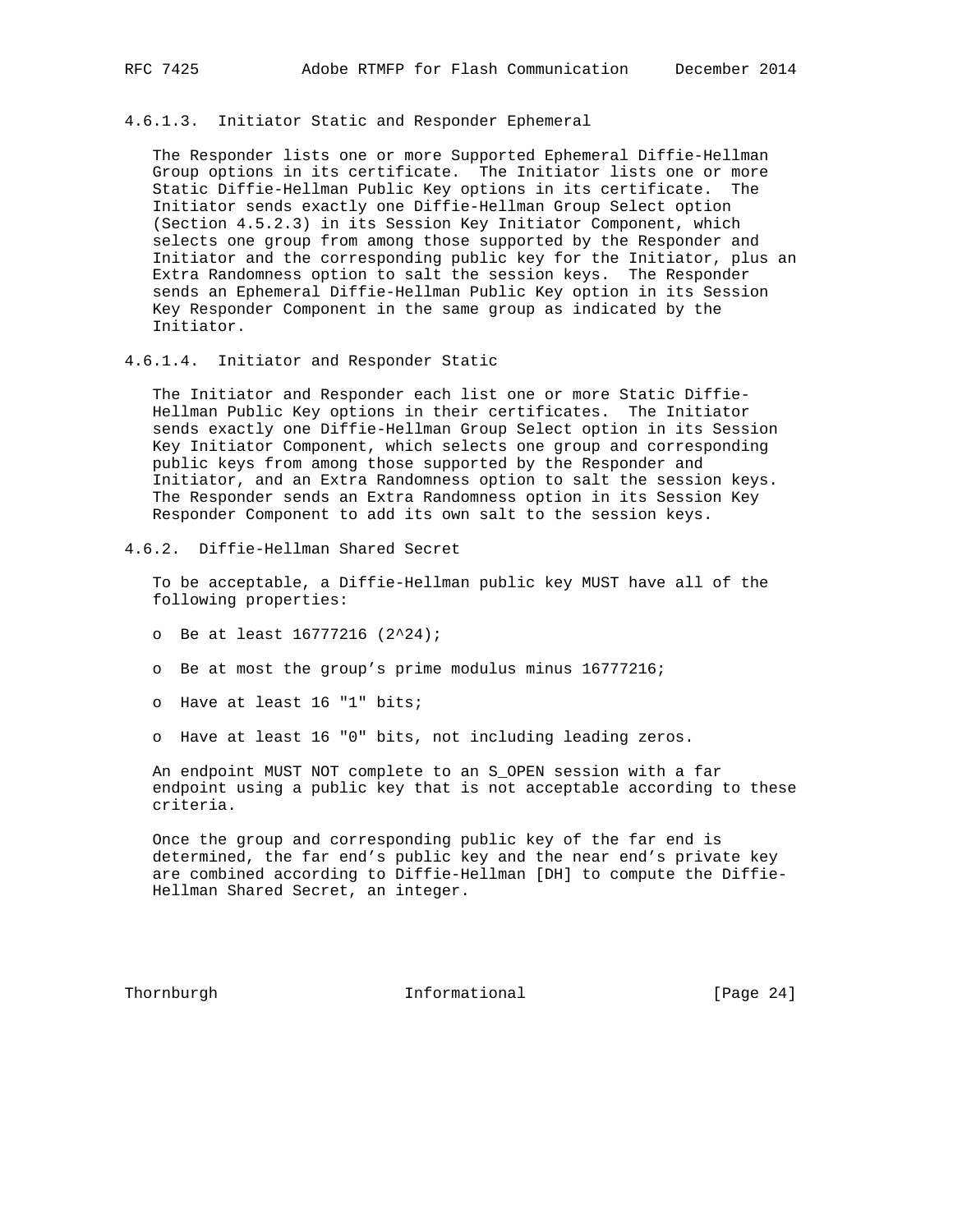#### 4.6.1.3. Initiator Static and Responder Ephemeral

The Responder lists one or more Supported Ephemeral Diffie-Hellman Group options in its certificate. The Initiator lists one or more Static Diffie-Hellman Public Key options in its certificate. The Initiator sends exactly one Diffie-Hellman Group Select option (Section 4.5.2.3) in its Session Key Initiator Component, which selects one group from among those supported by the Responder and Initiator and the corresponding public key for the Initiator, plus an Extra Randomness option to salt the session keys. The Responder sends an Ephemeral Diffie-Hellman Public Key option in its Session Key Responder Component in the same group as indicated by the Initiator.

#### 4.6.1.4. Initiator and Responder Static

The Initiator and Responder each list one or more Static Diffie-Hellman Public Key options in their certificates. The Initiator sends exactly one Diffie-Hellman Group Select option in its Session Key Initiator Component, which selects one group and corresponding public keys from among those supported by the Responder and Initiator, and an Extra Randomness option to salt the session keys. The Responder sends an Extra Randomness option in its Session Key Responder Component to add its own salt to the session keys.

### 4.6.2. Diffie-Hellman Shared Secret

To be acceptable, a Diffie-Hellman public key MUST have all of the following properties:

- Be at least 16777216 ($2^{24}$);
- Be at most the group's prime modulus minus 16777216;
- Have at least 16 "1" bits;
- Have at least 16 "0" bits, not including leading zeros.

An endpoint MUST NOT complete to an S_OPEN session with a far endpoint using a public key that is not acceptable according to these criteria.

Once the group and corresponding public key of the far end is determined, the far end's public key and the near end's private key are combined according to Diffie-Hellman [DH] to compute the Diffie-Hellman Shared Secret, an integer.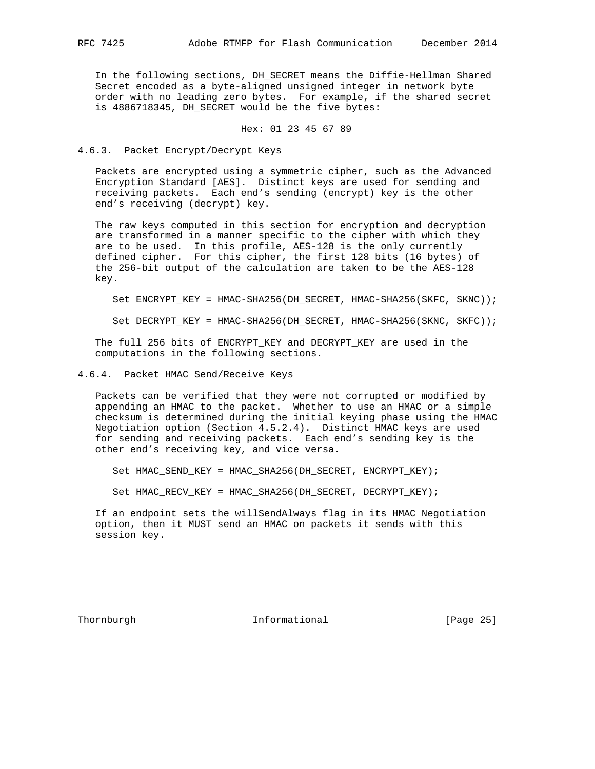In the following sections, DH_SECRET means the Diffie-Hellman Shared Secret encoded as a byte-aligned unsigned integer in network byte order with no leading zero bytes. For example, if the shared secret is 4886718345, DH_SECRET would be the five bytes:

```
Hex: 01 23 45 67 89
```

### 4.6.3. Packet Encrypt/Decrypt Keys

Packets are encrypted using a symmetric cipher, such as the Advanced Encryption Standard [AES]. Distinct keys are used for sending and receiving packets. Each end's sending (encrypt) key is the other end's receiving (decrypt) key.

The raw keys computed in this section for encryption and decryption are transformed in a manner specific to the cipher with which they are to be used. In this profile, AES-128 is the only currently defined cipher. For this cipher, the first 128 bits (16 bytes) of the 256-bit output of the calculation are taken to be the AES-128 key.

```
Set ENCRYPT_KEY = HMAC-SHA256(DH_SECRET, HMAC-SHA256(SKFC, SKNC));

Set DECRYPT_KEY = HMAC-SHA256(DH_SECRET, HMAC-SHA256(SKNC, SKFC));
```

The full 256 bits of ENCRYPT_KEY and DECRYPT_KEY are used in the computations in the following sections.

### 4.6.4. Packet HMAC Send/Receive Keys

Packets can be verified that they were not corrupted or modified by appending an HMAC to the packet. Whether to use an HMAC or a simple checksum is determined during the initial keying phase using the HMAC Negotiation option (Section 4.5.2.4). Distinct HMAC keys are used for sending and receiving packets. Each end's sending key is the other end's receiving key, and vice versa.

```
Set HMAC_SEND_KEY = HMAC_SHA256(DH_SECRET, ENCRYPT_KEY);

Set HMAC_RECV_KEY = HMAC_SHA256(DH_SECRET, DECRYPT_KEY);
```

If an endpoint sets the willSendAlways flag in its HMAC Negotiation option, then it MUST send an HMAC on packets it sends with this session key.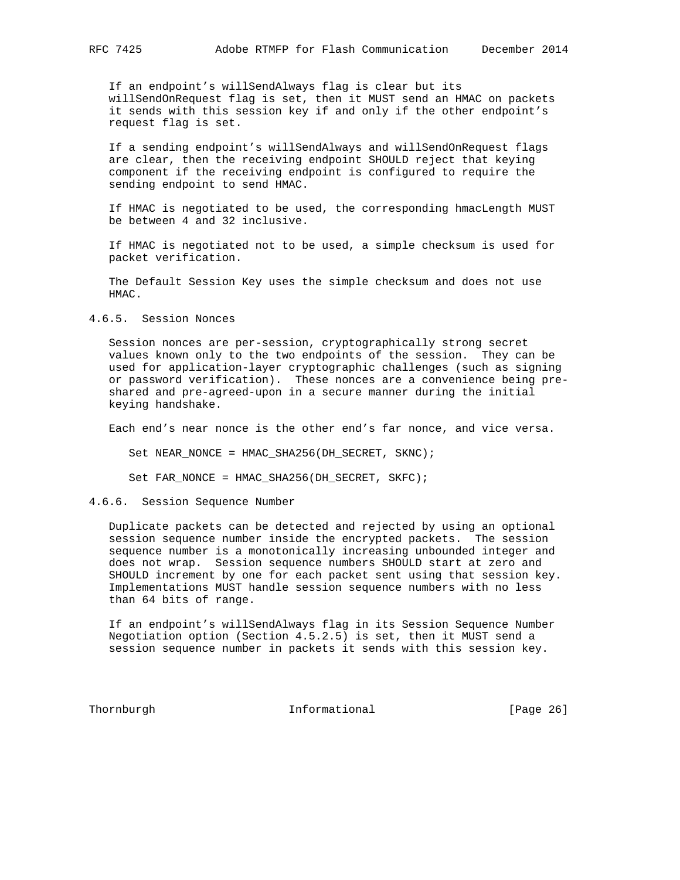If an endpoint's willSendAlways flag is clear but its willSendOnRequest flag is set, then it MUST send an HMAC on packets it sends with this session key if and only if the other endpoint's request flag is set.

If a sending endpoint's willSendAlways and willSendOnRequest flags are clear, then the receiving endpoint SHOULD reject that keying component if the receiving endpoint is configured to require the sending endpoint to send HMAC.

If HMAC is negotiated to be used, the corresponding hmacLength MUST be between 4 and 32 inclusive.

If HMAC is negotiated not to be used, a simple checksum is used for packet verification.

The Default Session Key uses the simple checksum and does not use HMAC.

#### 4.6.5. Session Nonces

Session nonces are per-session, cryptographically strong secret values known only to the two endpoints of the session. They can be used for application-layer cryptographic challenges (such as signing or password verification). These nonces are a convenience being pre-shared and pre-agreed-upon in a secure manner during the initial keying handshake.

Each end's near nonce is the other end's far nonce, and vice versa.

```
Set NEAR_NONCE = HMAC_SHA256(DH_SECRET, SKNC);

Set FAR_NONCE = HMAC_SHA256(DH_SECRET, SKFC);
```

#### 4.6.6. Session Sequence Number

Duplicate packets can be detected and rejected by using an optional session sequence number inside the encrypted packets. The session sequence number is a monotonically increasing unbounded integer and does not wrap. Session sequence numbers SHOULD start at zero and SHOULD increment by one for each packet sent using that session key. Implementations MUST handle session sequence numbers with no less than 64 bits of range.

If an endpoint's willSendAlways flag in its Session Sequence Number Negotiation option (Section 4.5.2.5) is set, then it MUST send a session sequence number in packets it sends with this session key.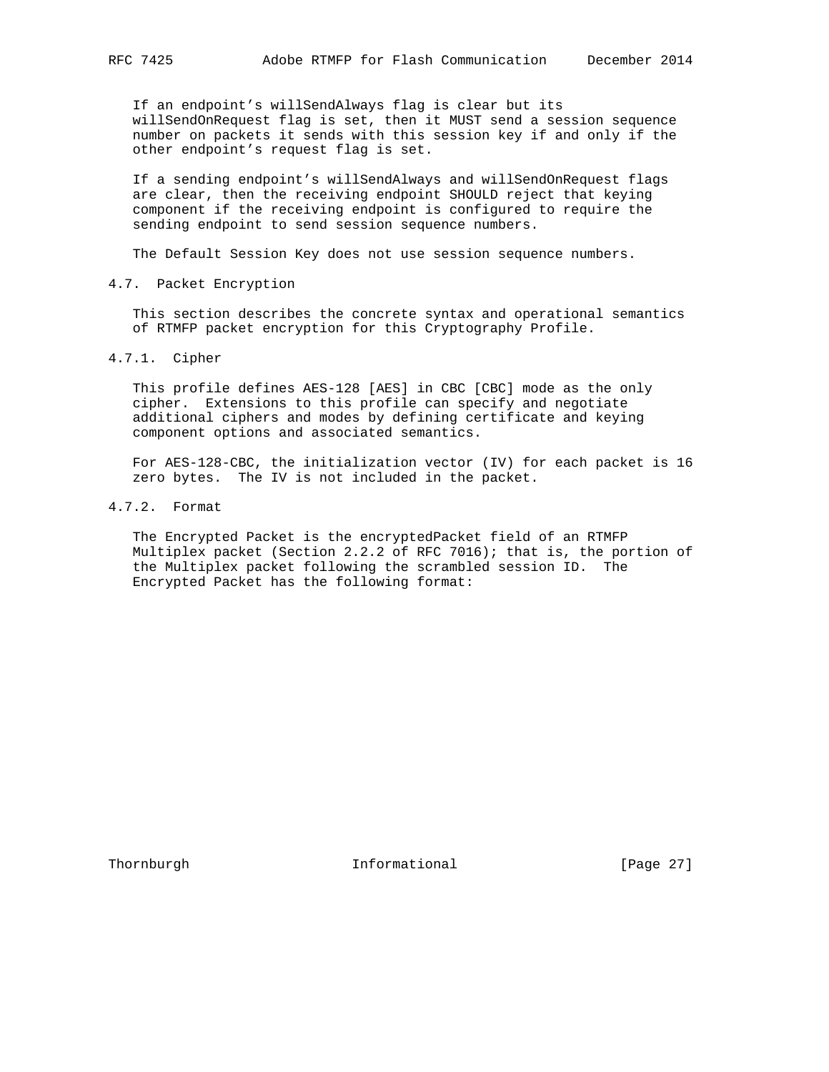If an endpoint's willSendAlways flag is clear but its willSendOnRequest flag is set, then it MUST send a session sequence number on packets it sends with this session key if and only if the other endpoint's request flag is set.

If a sending endpoint's willSendAlways and willSendOnRequest flags are clear, then the receiving endpoint SHOULD reject that keying component if the receiving endpoint is configured to require the sending endpoint to send session sequence numbers.

The Default Session Key does not use session sequence numbers.

### 4.7. Packet Encryption

This section describes the concrete syntax and operational semantics of RTMFP packet encryption for this Cryptography Profile.

#### 4.7.1. Cipher

This profile defines AES-128 [AES] in CBC [CBC] mode as the only cipher. Extensions to this profile can specify and negotiate additional ciphers and modes by defining certificate and keying component options and associated semantics.

For AES-128-CBC, the initialization vector (IV) for each packet is 16 zero bytes. The IV is not included in the packet.

#### 4.7.2. Format

The Encrypted Packet is the encryptedPacket field of an RTMFP Multiplex packet (Section 2.2.2 of RFC 7016); that is, the portion of the Multiplex packet following the scrambled session ID. The Encrypted Packet has the following format: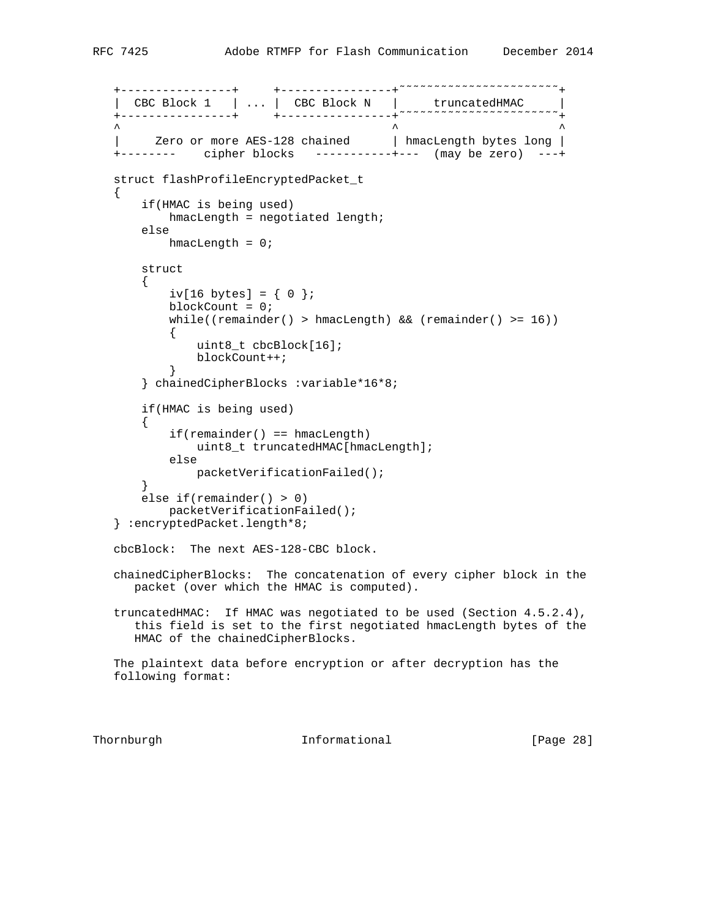```
+----------------+     +----------------+~~~~~~~~~~~~~~~~~~~~~~+
|  CBC Block 1   | ... |  CBC Block N   |     truncatedHMAC    |
+----------------+     +----------------+~~~~~~~~~~~~~~~~~~~~~~+
^                                       ^                      ^
|     Zero or more AES-128 chained      | hmacLength bytes long |
+--------    cipher blocks   -----------+---  (may be zero)  ---+
```

```
struct flashProfileEncryptedPacket_t
{
    if(HMAC is being used)
        hmacLength = negotiated length;
    else
        hmacLength = 0;

    struct
    {
        iv[16 bytes] = { 0 };
        blockCount = 0;
        while((remainder() > hmacLength) && (remainder() >= 16))
        {
            uint8_t cbcBlock[16];
            blockCount++;
        }
    } chainedCipherBlocks :variable*16*8;

    if(HMAC is being used)
    {
        if(remainder() == hmacLength)
            uint8_t truncatedHMAC[hmacLength];
        else
            packetVerificationFailed();
    }
    else if(remainder() > 0)
        packetVerificationFailed();
} :encryptedPacket.length*8;
```

cbcBlock: The next AES-128-CBC block.

chainedCipherBlocks: The concatenation of every cipher block in the packet (over which the HMAC is computed).

truncatedHMAC: If HMAC was negotiated to be used (Section 4.5.2.4), this field is set to the first negotiated hmacLength bytes of the HMAC of the chainedCipherBlocks.

The plaintext data before encryption or after decryption has the following format: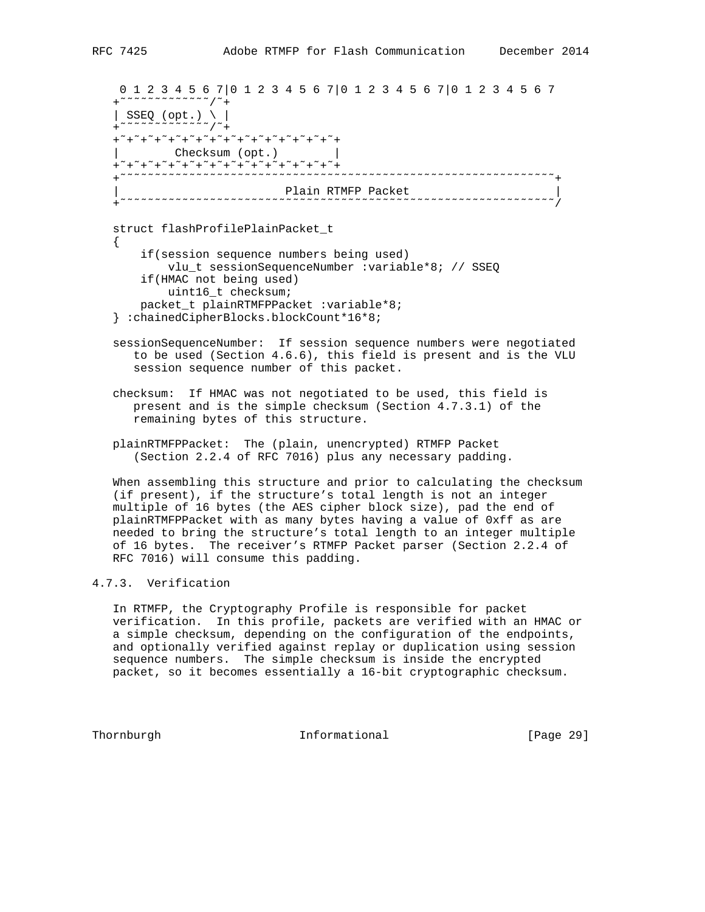```
 0 1 2 3 4 5 6 7|0 1 2 3 4 5 6 7|0 1 2 3 4 5 6 7|0 1 2 3 4 5 6 7
+~~~~~~~~~~~~~/~+
| SSEQ (opt.) \ |
+~~~~~~~~~~~~~/~+
+~+~+~+~+~+~+~+~+~+~+~+~+~+~+~+~+
|        Checksum (opt.)        |
+~+~+~+~+~+~+~+~+~+~+~+~+~+~+~+~+
+~~~~~~~~~~~~~~~~~~~~~~~~~~~~~~~~~~~~~~~~~~~~~~~~~~~~~~~~~~~~~~+
|                        Plain RTMFP Packet                     |
+~~~~~~~~~~~~~~~~~~~~~~~~~~~~~~~~~~~~~~~~~~~~~~~~~~~~~~~~~~~~~~/
```

```
struct flashProfilePlainPacket_t
{
    if(session sequence numbers being used)
        vlu_t sessionSequenceNumber :variable*8; // SSEQ
    if(HMAC not being used)
        uint16_t checksum;
    packet_t plainRTMFPPacket :variable*8;
} :chainedCipherBlocks.blockCount*16*8;
```

sessionSequenceNumber: If session sequence numbers were negotiated to be used (Section 4.6.6), this field is present and is the VLU session sequence number of this packet.

checksum: If HMAC was not negotiated to be used, this field is present and is the simple checksum (Section 4.7.3.1) of the remaining bytes of this structure.

plainRTMFPPacket: The (plain, unencrypted) RTMFP Packet (Section 2.2.4 of RFC 7016) plus any necessary padding.

When assembling this structure and prior to calculating the checksum (if present), if the structure's total length is not an integer multiple of 16 bytes (the AES cipher block size), pad the end of plainRTMFPPacket with as many bytes having a value of 0xff as are needed to bring the structure's total length to an integer multiple of 16 bytes. The receiver's RTMFP Packet parser (Section 2.2.4 of RFC 7016) will consume this padding.

### 4.7.3. Verification

In RTMFP, the Cryptography Profile is responsible for packet verification. In this profile, packets are verified with an HMAC or a simple checksum, depending on the configuration of the endpoints, and optionally verified against replay or duplication using session sequence numbers. The simple checksum is inside the encrypted packet, so it becomes essentially a 16-bit cryptographic checksum.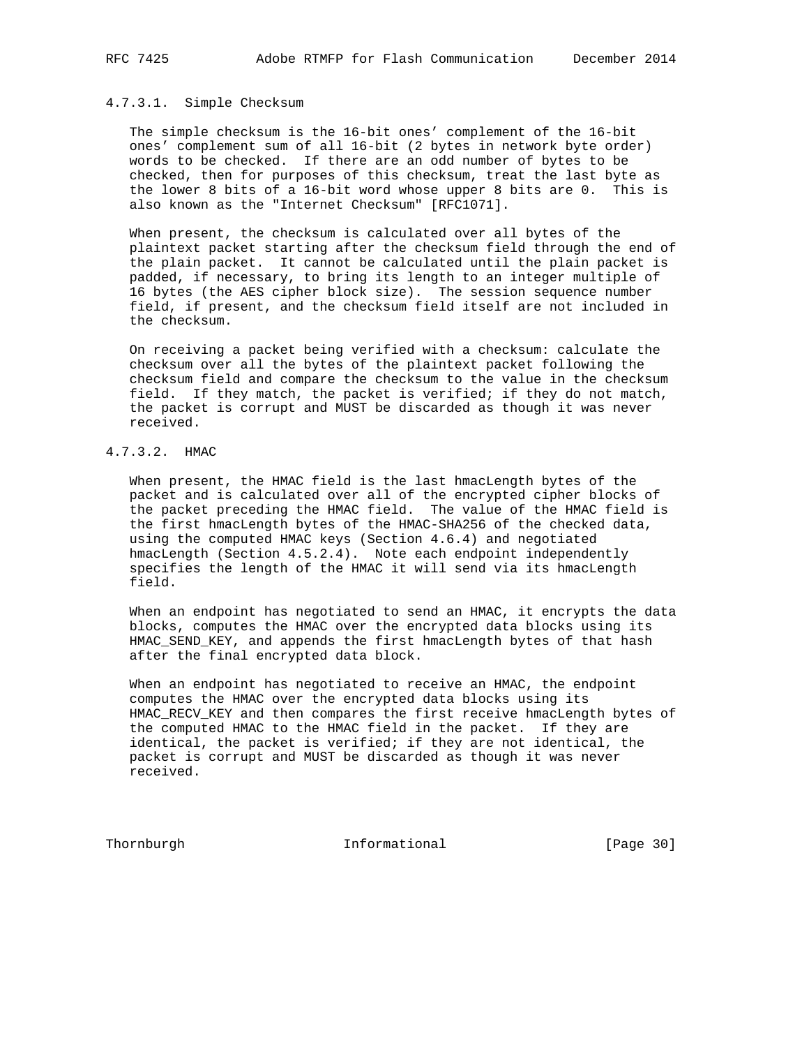#### 4.7.3.1. Simple Checksum

The simple checksum is the 16-bit ones' complement of the 16-bit ones' complement sum of all 16-bit (2 bytes in network byte order) words to be checked. If there are an odd number of bytes to be checked, then for purposes of this checksum, treat the last byte as the lower 8 bits of a 16-bit word whose upper 8 bits are 0. This is also known as the "Internet Checksum" [RFC1071].

When present, the checksum is calculated over all bytes of the plaintext packet starting after the checksum field through the end of the plain packet. It cannot be calculated until the plain packet is padded, if necessary, to bring its length to an integer multiple of 16 bytes (the AES cipher block size). The session sequence number field, if present, and the checksum field itself are not included in the checksum.

On receiving a packet being verified with a checksum: calculate the checksum over all the bytes of the plaintext packet following the checksum field and compare the checksum to the value in the checksum field. If they match, the packet is verified; if they do not match, the packet is corrupt and MUST be discarded as though it was never received.

#### 4.7.3.2. HMAC

When present, the HMAC field is the last hmacLength bytes of the packet and is calculated over all of the encrypted cipher blocks of the packet preceding the HMAC field. The value of the HMAC field is the first hmacLength bytes of the HMAC-SHA256 of the checked data, using the computed HMAC keys (Section 4.6.4) and negotiated hmacLength (Section 4.5.2.4). Note each endpoint independently specifies the length of the HMAC it will send via its hmacLength field.

When an endpoint has negotiated to send an HMAC, it encrypts the data blocks, computes the HMAC over the encrypted data blocks using its HMAC_SEND_KEY, and appends the first hmacLength bytes of that hash after the final encrypted data block.

When an endpoint has negotiated to receive an HMAC, the endpoint computes the HMAC over the encrypted data blocks using its HMAC_RECV_KEY and then compares the first receive hmacLength bytes of the computed HMAC to the HMAC field in the packet. If they are identical, the packet is verified; if they are not identical, the packet is corrupt and MUST be discarded as though it was never received.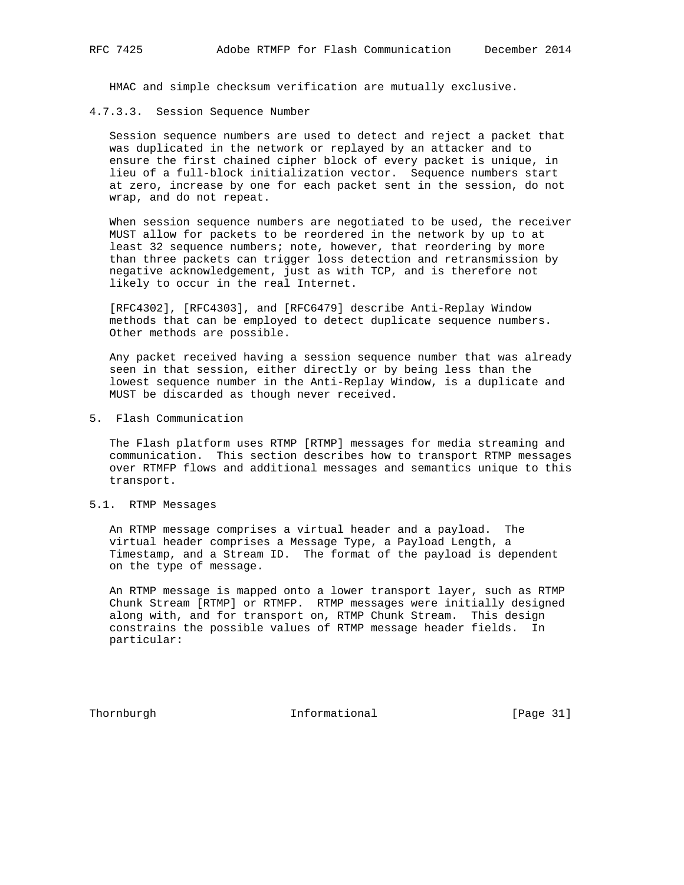HMAC and simple checksum verification are mutually exclusive.

#### 4.7.3.3. Session Sequence Number

Session sequence numbers are used to detect and reject a packet that was duplicated in the network or replayed by an attacker and to ensure the first chained cipher block of every packet is unique, in lieu of a full-block initialization vector. Sequence numbers start at zero, increase by one for each packet sent in the session, do not wrap, and do not repeat.

When session sequence numbers are negotiated to be used, the receiver MUST allow for packets to be reordered in the network by up to at least 32 sequence numbers; note, however, that reordering by more than three packets can trigger loss detection and retransmission by negative acknowledgement, just as with TCP, and is therefore not likely to occur in the real Internet.

[RFC4302], [RFC4303], and [RFC6479] describe Anti-Replay Window methods that can be employed to detect duplicate sequence numbers. Other methods are possible.

Any packet received having a session sequence number that was already seen in that session, either directly or by being less than the lowest sequence number in the Anti-Replay Window, is a duplicate and MUST be discarded as though never received.

## 5. Flash Communication

The Flash platform uses RTMP [RTMP] messages for media streaming and communication. This section describes how to transport RTMP messages over RTMFP flows and additional messages and semantics unique to this transport.

### 5.1. RTMP Messages

An RTMP message comprises a virtual header and a payload. The virtual header comprises a Message Type, a Payload Length, a Timestamp, and a Stream ID. The format of the payload is dependent on the type of message.

An RTMP message is mapped onto a lower transport layer, such as RTMP Chunk Stream [RTMP] or RTMFP. RTMP messages were initially designed along with, and for transport on, RTMP Chunk Stream. This design constrains the possible values of RTMP message header fields. In particular: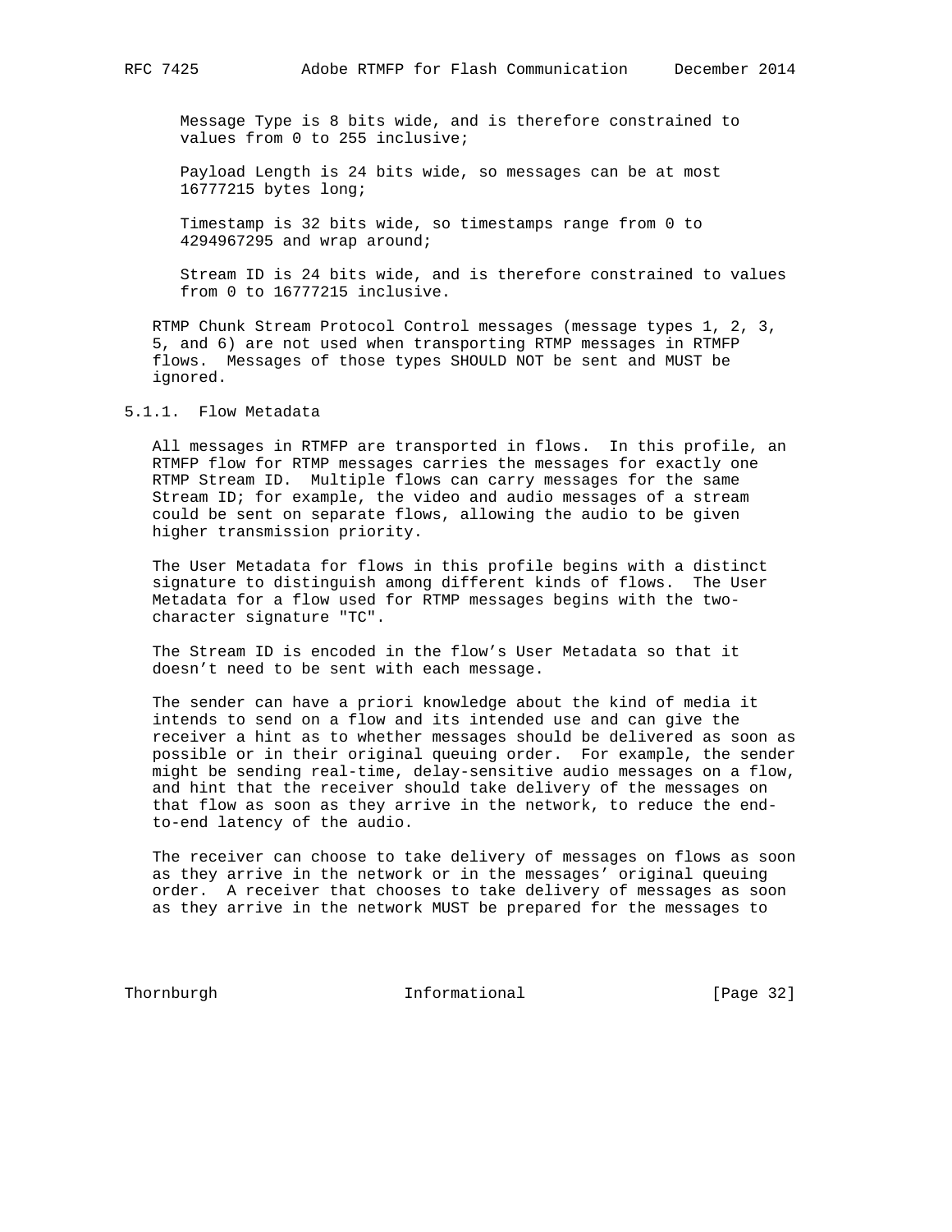Message Type is 8 bits wide, and is therefore constrained to values from 0 to 255 inclusive;

Payload Length is 24 bits wide, so messages can be at most 16777215 bytes long;

Timestamp is 32 bits wide, so timestamps range from 0 to 4294967295 and wrap around;

Stream ID is 24 bits wide, and is therefore constrained to values from 0 to 16777215 inclusive.

RTMP Chunk Stream Protocol Control messages (message types 1, 2, 3, 5, and 6) are not used when transporting RTMP messages in RTMFP flows. Messages of those types SHOULD NOT be sent and MUST be ignored.

### 5.1.1. Flow Metadata

All messages in RTMFP are transported in flows. In this profile, an RTMFP flow for RTMP messages carries the messages for exactly one RTMP Stream ID. Multiple flows can carry messages for the same Stream ID; for example, the video and audio messages of a stream could be sent on separate flows, allowing the audio to be given higher transmission priority.

The User Metadata for flows in this profile begins with a distinct signature to distinguish among different kinds of flows. The User Metadata for a flow used for RTMP messages begins with the two-character signature "TC".

The Stream ID is encoded in the flow's User Metadata so that it doesn't need to be sent with each message.

The sender can have a priori knowledge about the kind of media it intends to send on a flow and its intended use and can give the receiver a hint as to whether messages should be delivered as soon as possible or in their original queuing order. For example, the sender might be sending real-time, delay-sensitive audio messages on a flow, and hint that the receiver should take delivery of the messages on that flow as soon as they arrive in the network, to reduce the end-to-end latency of the audio.

The receiver can choose to take delivery of messages on flows as soon as they arrive in the network or in the messages' original queuing order. A receiver that chooses to take delivery of messages as soon as they arrive in the network MUST be prepared for the messages to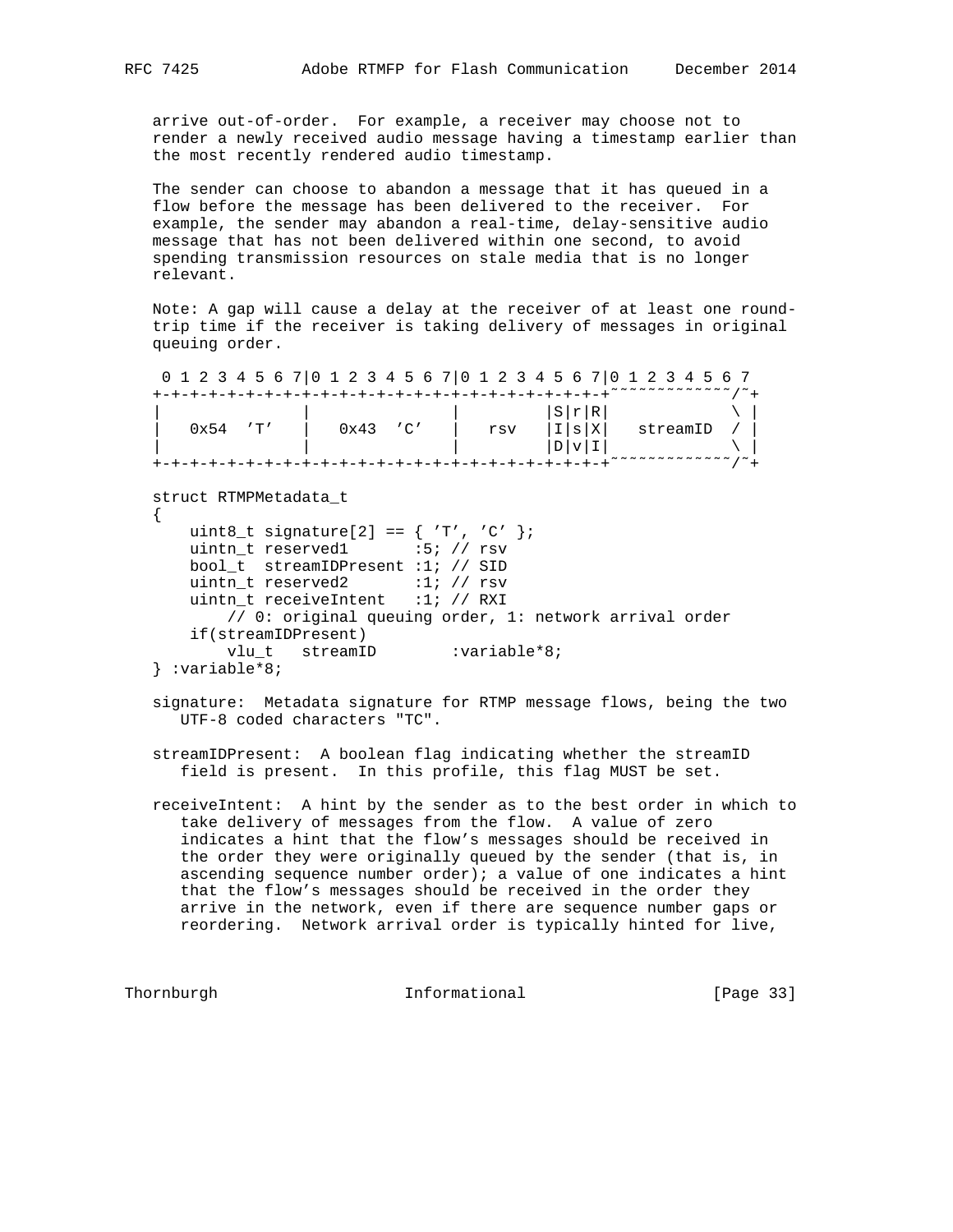arrive out-of-order. For example, a receiver may choose not to render a newly received audio message having a timestamp earlier than the most recently rendered audio timestamp.

The sender can choose to abandon a message that it has queued in a flow before the message has been delivered to the receiver. For example, the sender may abandon a real-time, delay-sensitive audio message that has not been delivered within one second, to avoid spending transmission resources on stale media that is no longer relevant.

Note: A gap will cause a delay at the receiver of at least one round-trip time if the receiver is taking delivery of messages in original queuing order.

```
 0 1 2 3 4 5 6 7|0 1 2 3 4 5 6 7|0 1 2 3 4 5 6 7|0 1 2 3 4 5 6 7
+-+-+-+-+-+-+-+-+-+-+-+-+-+-+-+-+-+-+-+-+-+-+-+-+~~~~~~~~~~~~~/~+
|               |               |         |S|r|R|             \ |
|   0x54  'T'   |   0x43  'C'   |   rsv   |I|s|X|   streamID  / |
|               |               |         |D|v|I|             \ |
+-+-+-+-+-+-+-+-+-+-+-+-+-+-+-+-+-+-+-+-+-+-+-+-+~~~~~~~~~~~~~/~+

struct RTMPMetadata_t
{
    uint8_t signature[2] == { 'T', 'C' };
    uintn_t reserved1       :5; // rsv
    bool_t  streamIDPresent :1; // SID
    uintn_t reserved2       :1; // rsv
    uintn_t receiveIntent   :1; // RXI
        // 0: original queuing order, 1: network arrival order
    if(streamIDPresent)
        vlu_t   streamID        :variable*8;
} :variable*8;
```

signature: Metadata signature for RTMP message flows, being the two UTF-8 coded characters "TC".

streamIDPresent: A boolean flag indicating whether the streamID field is present. In this profile, this flag MUST be set.

receiveIntent: A hint by the sender as to the best order in which to take delivery of messages from the flow. A value of zero indicates a hint that the flow's messages should be received in the order they were originally queued by the sender (that is, in ascending sequence number order); a value of one indicates a hint that the flow's messages should be received in the order they arrive in the network, even if there are sequence number gaps or reordering. Network arrival order is typically hinted for live,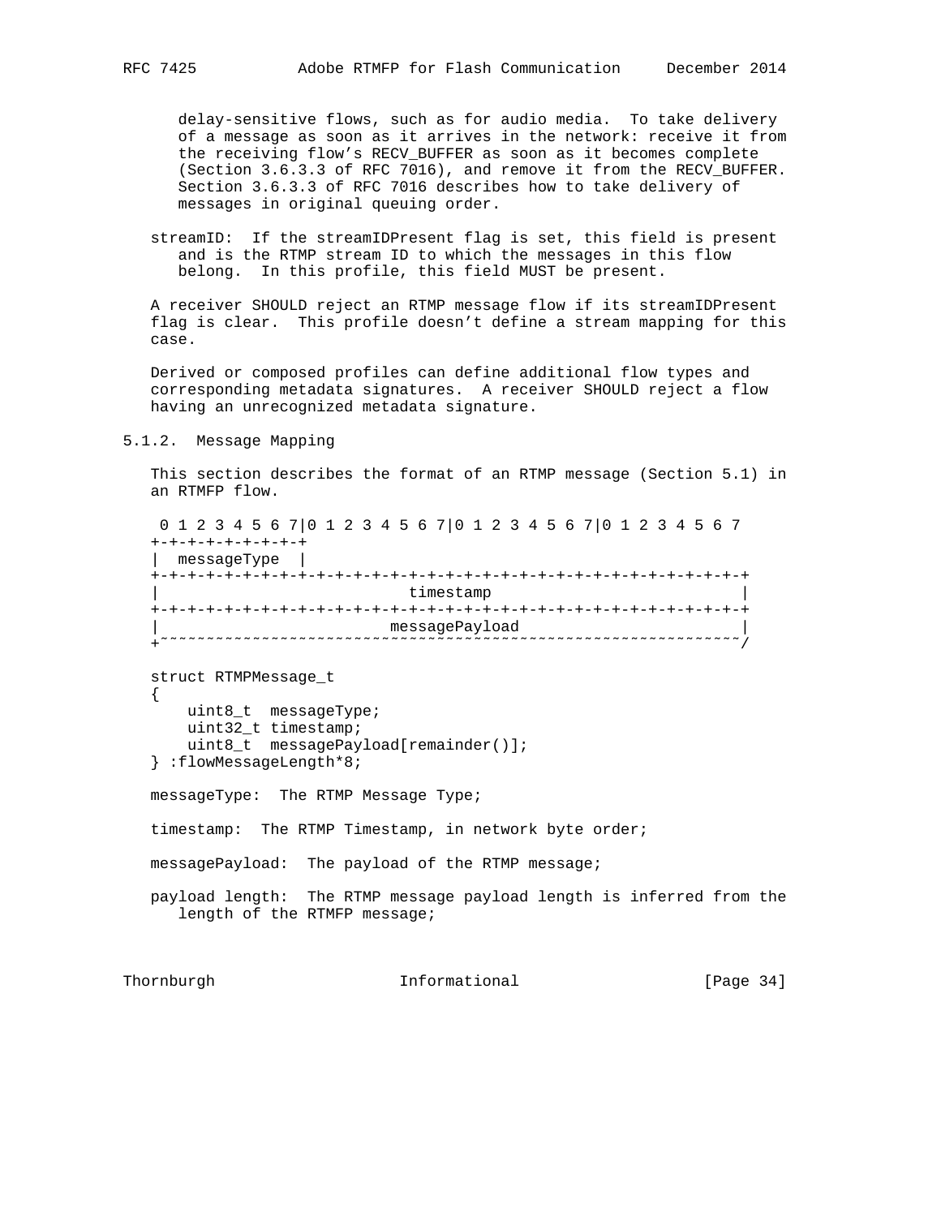delay-sensitive flows, such as for audio media. To take delivery of a message as soon as it arrives in the network: receive it from the receiving flow's RECV_BUFFER as soon as it becomes complete (Section 3.6.3.3 of RFC 7016), and remove it from the RECV_BUFFER. Section 3.6.3.3 of RFC 7016 describes how to take delivery of messages in original queuing order.

streamID: If the streamIDPresent flag is set, this field is present and is the RTMP stream ID to which the messages in this flow belong. In this profile, this field MUST be present.

A receiver SHOULD reject an RTMP message flow if its streamIDPresent flag is clear. This profile doesn't define a stream mapping for this case.

Derived or composed profiles can define additional flow types and corresponding metadata signatures. A receiver SHOULD reject a flow having an unrecognized metadata signature.

### 5.1.2. Message Mapping

This section describes the format of an RTMP message (Section 5.1) in an RTMFP flow.

```
 0 1 2 3 4 5 6 7|0 1 2 3 4 5 6 7|0 1 2 3 4 5 6 7|0 1 2 3 4 5 6 7
+-+-+-+-+-+-+-+-+
|  messageType  |
+-+-+-+-+-+-+-+-+-+-+-+-+-+-+-+-+-+-+-+-+-+-+-+-+-+-+-+-+-+-+-+-+
|                           timestamp                           |
+-+-+-+-+-+-+-+-+-+-+-+-+-+-+-+-+-+-+-+-+-+-+-+-+-+-+-+-+-+-+-+-+
|                        messagePayload                         |
+~~~~~~~~~~~~~~~~~~~~~~~~~~~~~~~~~~~~~~~~~~~~~~~~~~~~~~~~~~~~~~~/

struct RTMPMessage_t
{
    uint8_t  messageType;
    uint32_t timestamp;
    uint8_t  messagePayload[remainder()];
} :flowMessageLength*8;
```

messageType: The RTMP Message Type;

timestamp: The RTMP Timestamp, in network byte order;

messagePayload: The payload of the RTMP message;

payload length: The RTMP message payload length is inferred from the length of the RTMFP message;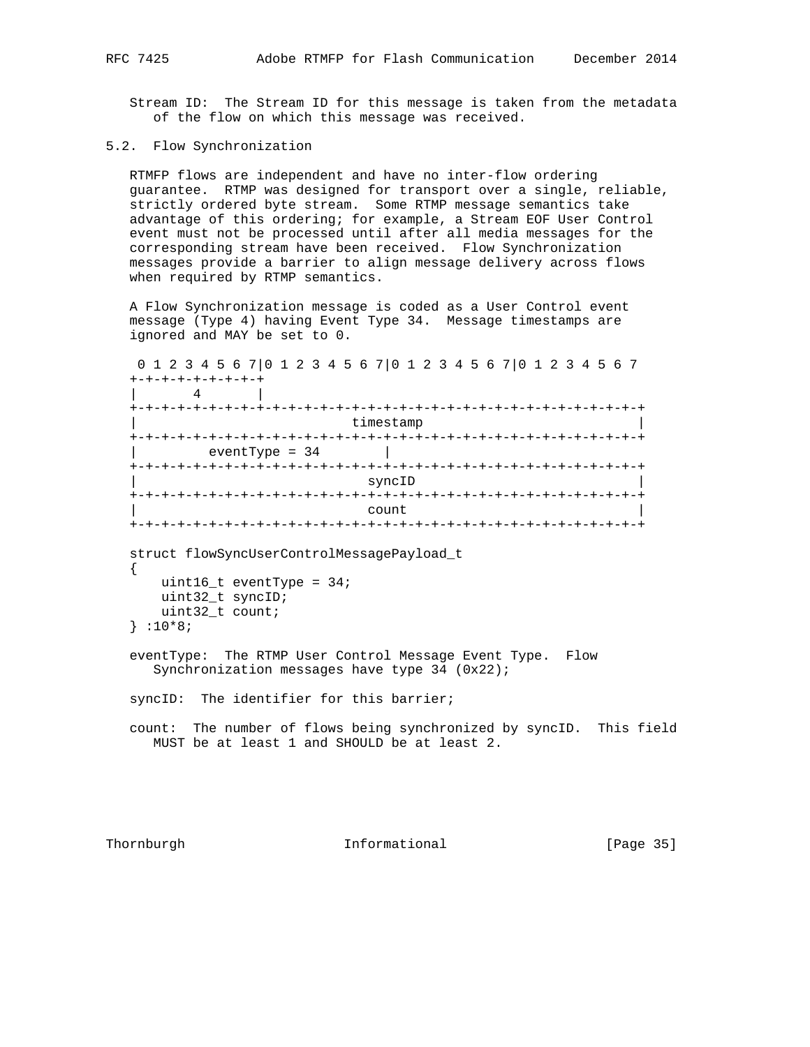Stream ID: The Stream ID for this message is taken from the metadata of the flow on which this message was received.

### 5.2. Flow Synchronization

RTMFP flows are independent and have no inter-flow ordering guarantee. RTMP was designed for transport over a single, reliable, strictly ordered byte stream. Some RTMP message semantics take advantage of this ordering; for example, a Stream EOF User Control event must not be processed until after all media messages for the corresponding stream have been received. Flow Synchronization messages provide a barrier to align message delivery across flows when required by RTMP semantics.

A Flow Synchronization message is coded as a User Control event message (Type 4) having Event Type 34. Message timestamps are ignored and MAY be set to 0.

```
 0 1 2 3 4 5 6 7|0 1 2 3 4 5 6 7|0 1 2 3 4 5 6 7|0 1 2 3 4 5 6 7
+-+-+-+-+-+-+-+-+
|       4       |
+-+-+-+-+-+-+-+-+-+-+-+-+-+-+-+-+-+-+-+-+-+-+-+-+-+-+-+-+-+-+-+-+
|                           timestamp                           |
+-+-+-+-+-+-+-+-+-+-+-+-+-+-+-+-+-+-+-+-+-+-+-+-+-+-+-+-+-+-+-+-+
|         eventType = 34        |
+-+-+-+-+-+-+-+-+-+-+-+-+-+-+-+-+-+-+-+-+-+-+-+-+-+-+-+-+-+-+-+-+
|                             syncID                            |
+-+-+-+-+-+-+-+-+-+-+-+-+-+-+-+-+-+-+-+-+-+-+-+-+-+-+-+-+-+-+-+-+
|                             count                             |
+-+-+-+-+-+-+-+-+-+-+-+-+-+-+-+-+-+-+-+-+-+-+-+-+-+-+-+-+-+-+-+-+

struct flowSyncUserControlMessagePayload_t
{
    uint16_t eventType = 34;
    uint32_t syncID;
    uint32_t count;
} :10*8;
```

eventType: The RTMP User Control Message Event Type. Flow Synchronization messages have type 34 (0x22);

syncID: The identifier for this barrier;

count: The number of flows being synchronized by syncID. This field MUST be at least 1 and SHOULD be at least 2.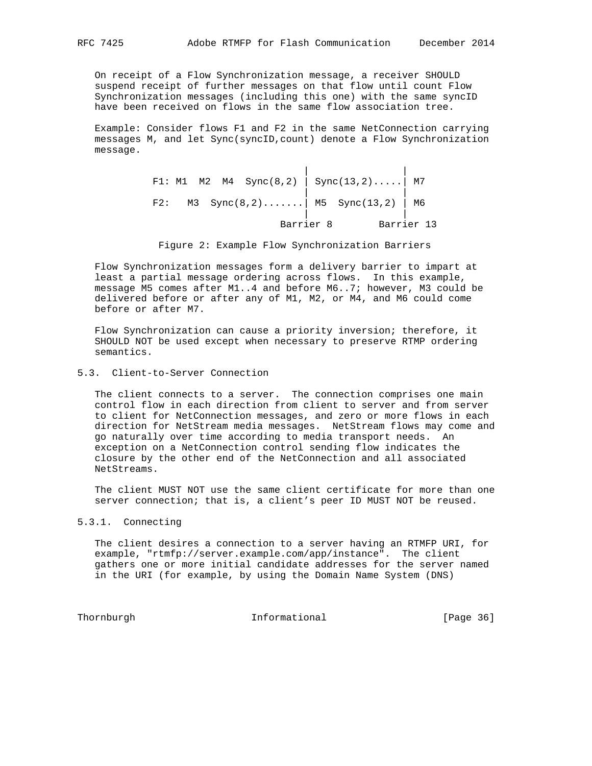On receipt of a Flow Synchronization message, a receiver SHOULD suspend receipt of further messages on that flow until count Flow Synchronization messages (including this one) with the same syncID have been received on flows in the same flow association tree.

Example: Consider flows F1 and F2 in the same NetConnection carrying messages M, and let Sync(syncID,count) denote a Flow Synchronization message.

```
                                  |                |
          F1: M1  M2  M4  Sync(8,2) | Sync(13,2).....| M7
                                  |                |
          F2:   M3  Sync(8,2).......| M5  Sync(13,2) | M6
                                  |                |
                              Barrier 8       Barrier 13
```

Figure 2: Example Flow Synchronization Barriers

Flow Synchronization messages form a delivery barrier to impart at least a partial message ordering across flows. In this example, message M5 comes after M1..4 and before M6..7; however, M3 could be delivered before or after any of M1, M2, or M4, and M6 could come before or after M7.

Flow Synchronization can cause a priority inversion; therefore, it SHOULD NOT be used except when necessary to preserve RTMP ordering semantics.

### 5.3. Client-to-Server Connection

The client connects to a server. The connection comprises one main control flow in each direction from client to server and from server to client for NetConnection messages, and zero or more flows in each direction for NetStream media messages. NetStream flows may come and go naturally over time according to media transport needs. An exception on a NetConnection control sending flow indicates the closure by the other end of the NetConnection and all associated NetStreams.

The client MUST NOT use the same client certificate for more than one server connection; that is, a client's peer ID MUST NOT be reused.

#### 5.3.1. Connecting

The client desires a connection to a server having an RTMFP URI, for example, "rtmfp://server.example.com/app/instance". The client gathers one or more initial candidate addresses for the server named in the URI (for example, by using the Domain Name System (DNS)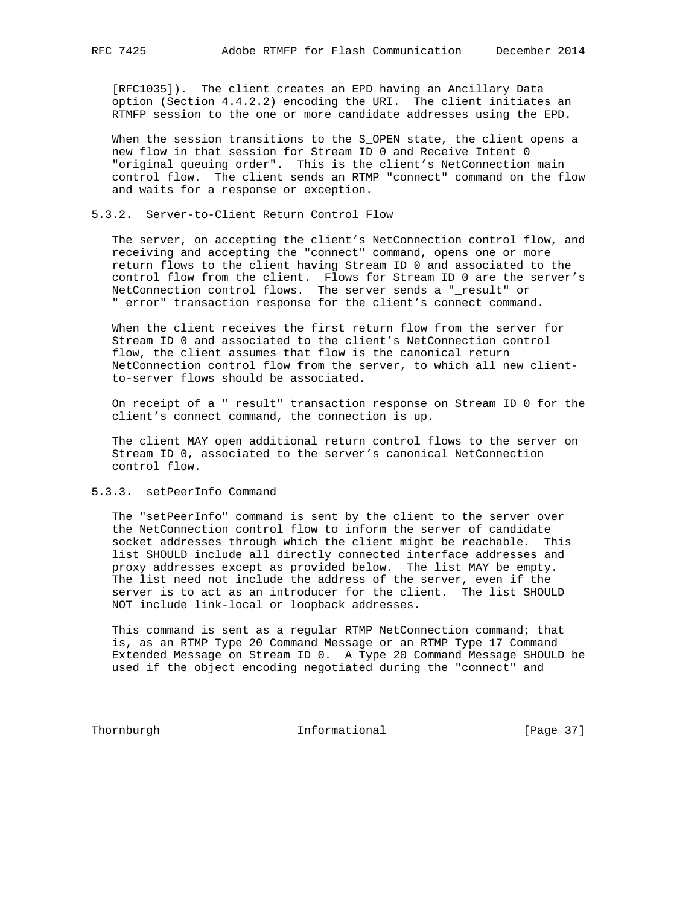[RFC1035]). The client creates an EPD having an Ancillary Data option (Section 4.4.2.2) encoding the URI. The client initiates an RTMFP session to the one or more candidate addresses using the EPD.

When the session transitions to the S_OPEN state, the client opens a new flow in that session for Stream ID 0 and Receive Intent 0 "original queuing order". This is the client's NetConnection main control flow. The client sends an RTMP "connect" command on the flow and waits for a response or exception.

### 5.3.2. Server-to-Client Return Control Flow

The server, on accepting the client's NetConnection control flow, and receiving and accepting the "connect" command, opens one or more return flows to the client having Stream ID 0 and associated to the control flow from the client. Flows for Stream ID 0 are the server's NetConnection control flows. The server sends a "_result" or "_error" transaction response for the client's connect command.

When the client receives the first return flow from the server for Stream ID 0 and associated to the client's NetConnection control flow, the client assumes that flow is the canonical return NetConnection control flow from the server, to which all new client-to-server flows should be associated.

On receipt of a "_result" transaction response on Stream ID 0 for the client's connect command, the connection is up.

The client MAY open additional return control flows to the server on Stream ID 0, associated to the server's canonical NetConnection control flow.

### 5.3.3. setPeerInfo Command

The "setPeerInfo" command is sent by the client to the server over the NetConnection control flow to inform the server of candidate socket addresses through which the client might be reachable. This list SHOULD include all directly connected interface addresses and proxy addresses except as provided below. The list MAY be empty. The list need not include the address of the server, even if the server is to act as an introducer for the client. The list SHOULD NOT include link-local or loopback addresses.

This command is sent as a regular RTMP NetConnection command; that is, as an RTMP Type 20 Command Message or an RTMP Type 17 Command Extended Message on Stream ID 0. A Type 20 Command Message SHOULD be used if the object encoding negotiated during the "connect" and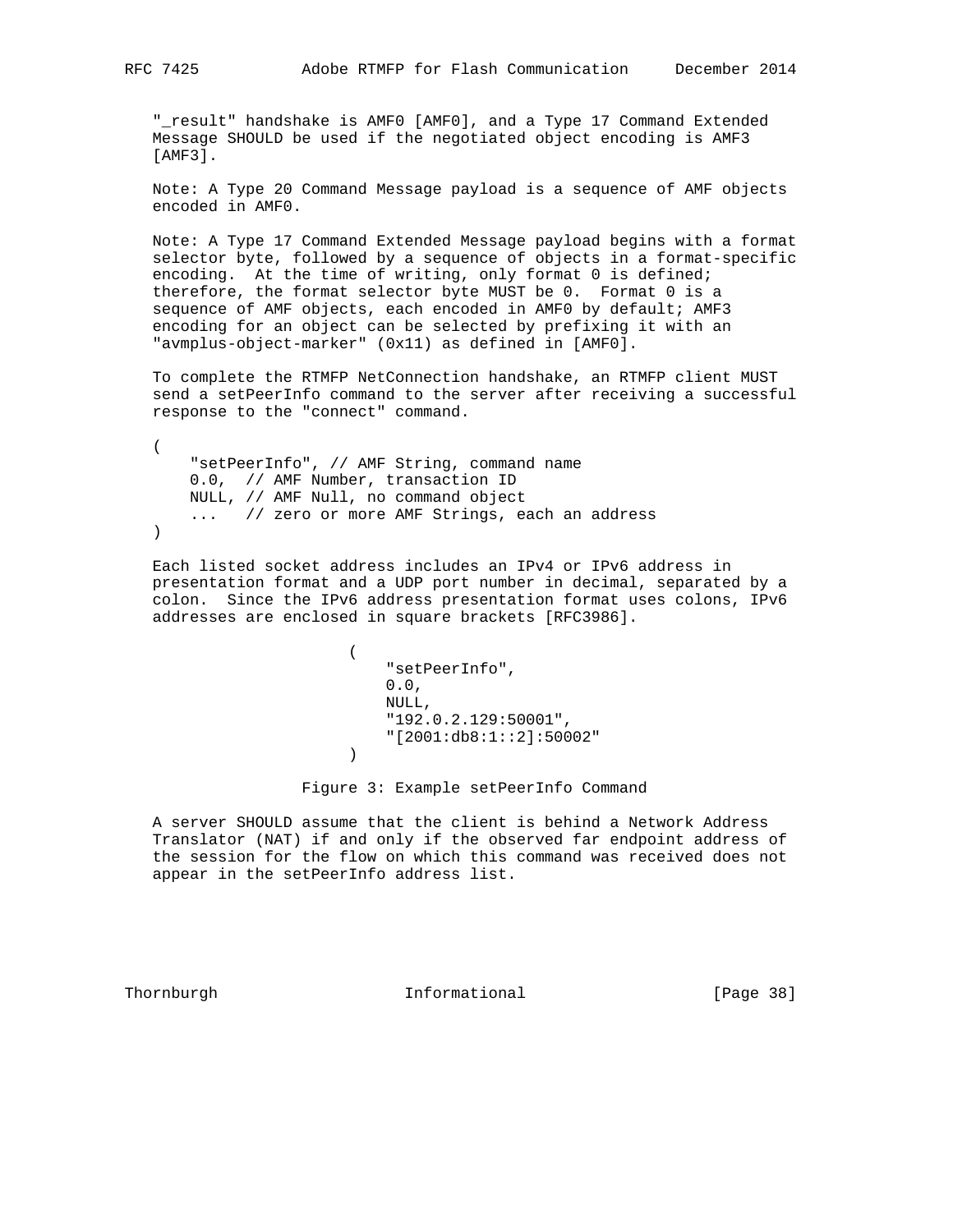"_result" handshake is AMF0 [AMF0], and a Type 17 Command Extended Message SHOULD be used if the negotiated object encoding is AMF3 [AMF3].

Note: A Type 20 Command Message payload is a sequence of AMF objects encoded in AMF0.

Note: A Type 17 Command Extended Message payload begins with a format selector byte, followed by a sequence of objects in a format-specific encoding. At the time of writing, only format 0 is defined; therefore, the format selector byte MUST be 0. Format 0 is a sequence of AMF objects, each encoded in AMF0 by default; AMF3 encoding for an object can be selected by prefixing it with an "avmplus-object-marker" (0x11) as defined in [AMF0].

To complete the RTMFP NetConnection handshake, an RTMFP client MUST send a setPeerInfo command to the server after receiving a successful response to the "connect" command.

```
(
    "setPeerInfo", // AMF String, command name
    0.0,  // AMF Number, transaction ID
    NULL, // AMF Null, no command object
    ...   // zero or more AMF Strings, each an address
)
```

Each listed socket address includes an IPv4 or IPv6 address in presentation format and a UDP port number in decimal, separated by a colon. Since the IPv6 address presentation format uses colons, IPv6 addresses are enclosed in square brackets [RFC3986].

```
(
    "setPeerInfo",
    0.0,
    NULL,
    "192.0.2.129:50001",
    "[2001:db8:1::2]:50002"
)
```

Figure 3: Example setPeerInfo Command

A server SHOULD assume that the client is behind a Network Address Translator (NAT) if and only if the observed far endpoint address of the session for the flow on which this command was received does not appear in the setPeerInfo address list.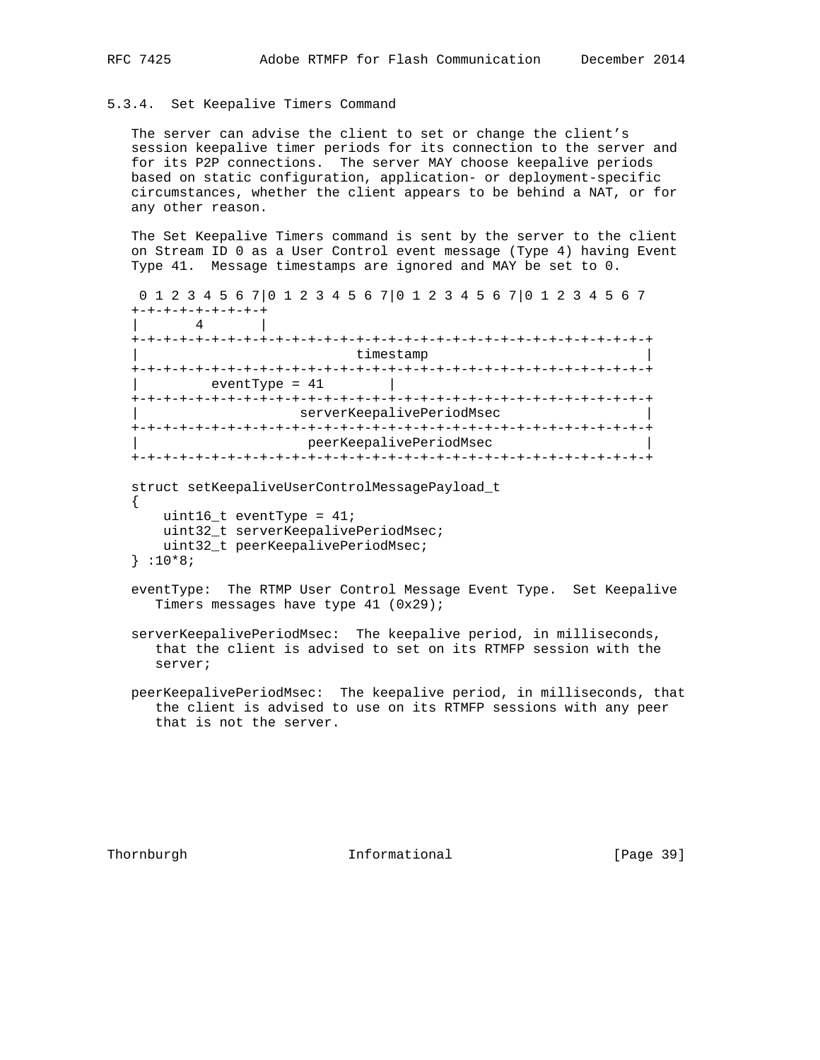### 5.3.4. Set Keepalive Timers Command

The server can advise the client to set or change the client's session keepalive timer periods for its connection to the server and for its P2P connections. The server MAY choose keepalive periods based on static configuration, application- or deployment-specific circumstances, whether the client appears to be behind a NAT, or for any other reason.

The Set Keepalive Timers command is sent by the server to the client on Stream ID 0 as a User Control event message (Type 4) having Event Type 41. Message timestamps are ignored and MAY be set to 0.

```
 0 1 2 3 4 5 6 7|0 1 2 3 4 5 6 7|0 1 2 3 4 5 6 7|0 1 2 3 4 5 6 7
+-+-+-+-+-+-+-+-+
|       4       |
+-+-+-+-+-+-+-+-+-+-+-+-+-+-+-+-+-+-+-+-+-+-+-+-+-+-+-+-+-+-+-+-+
|                           timestamp                           |
+-+-+-+-+-+-+-+-+-+-+-+-+-+-+-+-+-+-+-+-+-+-+-+-+-+-+-+-+-+-+-+-+
|         eventType = 41        |
+-+-+-+-+-+-+-+-+-+-+-+-+-+-+-+-+-+-+-+-+-+-+-+-+-+-+-+-+-+-+-+-+
|                    serverKeepalivePeriodMsec                  |
+-+-+-+-+-+-+-+-+-+-+-+-+-+-+-+-+-+-+-+-+-+-+-+-+-+-+-+-+-+-+-+-+
|                     peerKeepalivePeriodMsec                   |
+-+-+-+-+-+-+-+-+-+-+-+-+-+-+-+-+-+-+-+-+-+-+-+-+-+-+-+-+-+-+-+-+

struct setKeepaliveUserControlMessagePayload_t
{
    uint16_t eventType = 41;
    uint32_t serverKeepalivePeriodMsec;
    uint32_t peerKeepalivePeriodMsec;
} :10*8;
```

eventType: The RTMP User Control Message Event Type. Set Keepalive Timers messages have type 41 (0x29);

serverKeepalivePeriodMsec: The keepalive period, in milliseconds, that the client is advised to set on its RTMFP session with the server;

peerKeepalivePeriodMsec: The keepalive period, in milliseconds, that the client is advised to use on its RTMFP sessions with any peer that is not the server.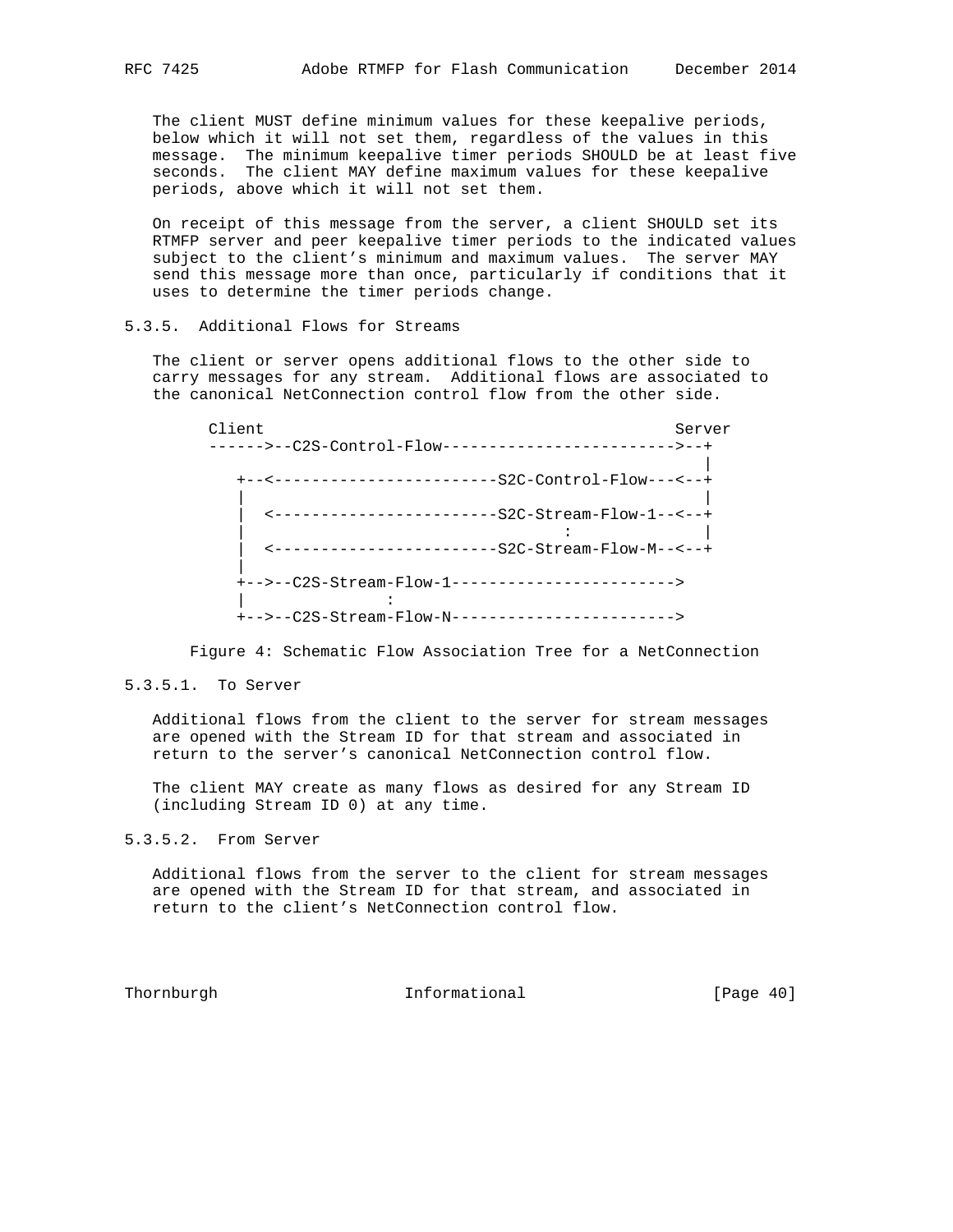The client MUST define minimum values for these keepalive periods, below which it will not set them, regardless of the values in this message. The minimum keepalive timer periods SHOULD be at least five seconds. The client MAY define maximum values for these keepalive periods, above which it will not set them.

On receipt of this message from the server, a client SHOULD set its RTMFP server and peer keepalive timer periods to the indicated values subject to the client's minimum and maximum values. The server MAY send this message more than once, particularly if conditions that it uses to determine the timer periods change.

### 5.3.5. Additional Flows for Streams

The client or server opens additional flows to the other side to carry messages for any stream. Additional flows are associated to the canonical NetConnection control flow from the other side.

```
Client                                           Server
------>--C2S-Control-Flow------------------------->--+
                                                     |
   +--<------------------------S2C-Control-Flow---<--+
   |                                                 |
   |  <------------------------S2C-Stream-Flow-1--<--+
   |                                   :             |
   |  <------------------------S2C-Stream-Flow-M--<--+
   |
   +-->--C2S-Stream-Flow-1------------------------>
   |                :
   +-->--C2S-Stream-Flow-N------------------------>
```

Figure 4: Schematic Flow Association Tree for a NetConnection

#### 5.3.5.1. To Server

Additional flows from the client to the server for stream messages are opened with the Stream ID for that stream and associated in return to the server's canonical NetConnection control flow.

The client MAY create as many flows as desired for any Stream ID (including Stream ID 0) at any time.

#### 5.3.5.2. From Server

Additional flows from the server to the client for stream messages are opened with the Stream ID for that stream, and associated in return to the client's NetConnection control flow.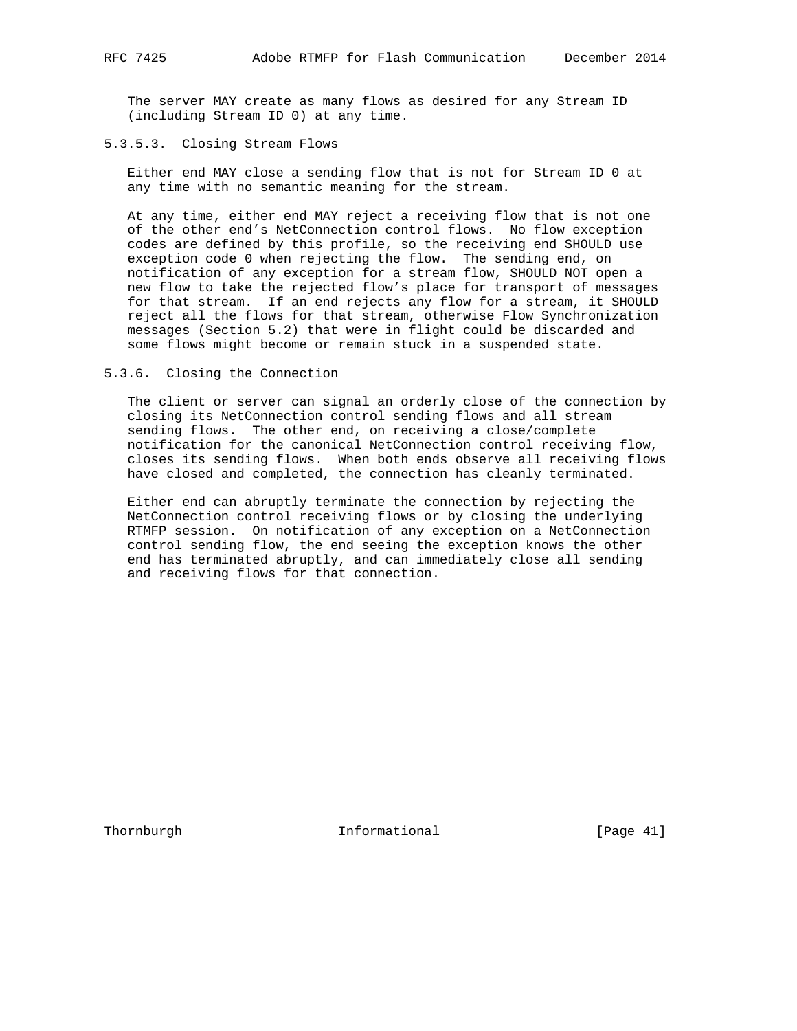The server MAY create as many flows as desired for any Stream ID (including Stream ID 0) at any time.

#### 5.3.5.3. Closing Stream Flows

Either end MAY close a sending flow that is not for Stream ID 0 at any time with no semantic meaning for the stream.

At any time, either end MAY reject a receiving flow that is not one of the other end’s NetConnection control flows. No flow exception codes are defined by this profile, so the receiving end SHOULD use exception code 0 when rejecting the flow. The sending end, on notification of any exception for a stream flow, SHOULD NOT open a new flow to take the rejected flow’s place for transport of messages for that stream. If an end rejects any flow for a stream, it SHOULD reject all the flows for that stream, otherwise Flow Synchronization messages (Section 5.2) that were in flight could be discarded and some flows might become or remain stuck in a suspended state.

### 5.3.6. Closing the Connection

The client or server can signal an orderly close of the connection by closing its NetConnection control sending flows and all stream sending flows. The other end, on receiving a close/complete notification for the canonical NetConnection control receiving flow, closes its sending flows. When both ends observe all receiving flows have closed and completed, the connection has cleanly terminated.

Either end can abruptly terminate the connection by rejecting the NetConnection control receiving flows or by closing the underlying RTMFP session. On notification of any exception on a NetConnection control sending flow, the end seeing the exception knows the other end has terminated abruptly, and can immediately close all sending and receiving flows for that connection.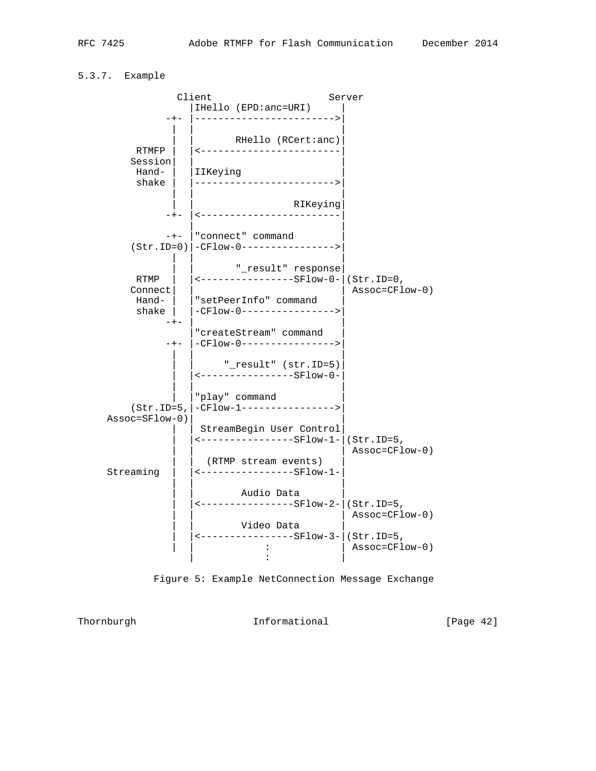### 5.3.7. Example

```
              Client                    Server
                 |IHello (EPD:anc=URI)     |
             -+- |------------------------>|
              |  |                         |
              |  |       RHello (RCert:anc)|
        RTMFP |  |<------------------------|
       Session|  |                         |
        Hand- |  |IIKeying                 |
        shake |  |------------------------>|
              |  |                         |
              |  |                 RIKeying|
             -+- |<------------------------|
                 |                         |
             -+- |"connect" command        |
       (Str.ID=0)|-CFlow-0---------------->|
              |  |                         |
              |  |       "_result" response|
        RTMP  |  |<----------------SFlow-0-|(Str.ID=0,
       Connect|  |                         | Assoc=CFlow-0)
        Hand- |  |"setPeerInfo" command    |
        shake |  |-CFlow-0---------------->|
             -+- |                         |
                 |"createStream" command   |
             -+- |-CFlow-0---------------->|
              |  |                         |
              |  |     "_result" (str.ID=5)|
              |  |<----------------SFlow-0-|
              |  |                         |
              |  |"play" command           |
       (Str.ID=5,|-CFlow-1---------------->|
   Assoc=SFlow-0)|                         |
              |  | StreamBegin User Control|
              |  |<----------------SFlow-1-|(Str.ID=5,
              |  |                         | Assoc=CFlow-0)
              |  |  (RTMP stream events)   |
    Streaming |  |<----------------SFlow-1-|
              |  |                         |
              |  |        Audio Data       |
              |  |<----------------SFlow-2-|(Str.ID=5,
              |  |                         | Assoc=CFlow-0)
              |  |        Video Data       |
              |  |<----------------SFlow-3-|(Str.ID=5,
              |  |            :            | Assoc=CFlow-0)
                 |            :            |
```

Figure 5: Example NetConnection Message Exchange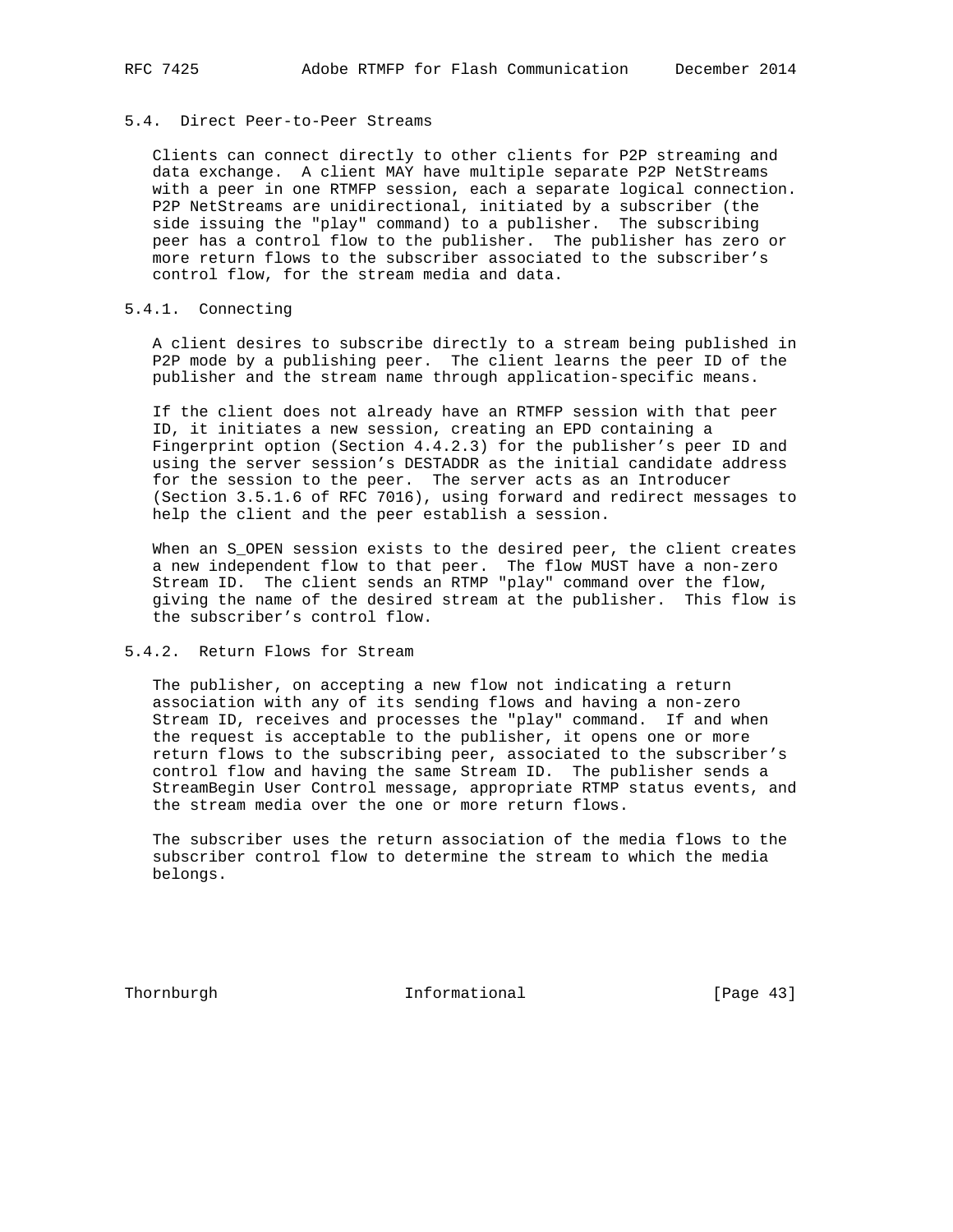### 5.4. Direct Peer-to-Peer Streams

Clients can connect directly to other clients for P2P streaming and data exchange. A client MAY have multiple separate P2P NetStreams with a peer in one RTMFP session, each a separate logical connection. P2P NetStreams are unidirectional, initiated by a subscriber (the side issuing the "play" command) to a publisher. The subscribing peer has a control flow to the publisher. The publisher has zero or more return flows to the subscriber associated to the subscriber's control flow, for the stream media and data.

#### 5.4.1. Connecting

A client desires to subscribe directly to a stream being published in P2P mode by a publishing peer. The client learns the peer ID of the publisher and the stream name through application-specific means.

If the client does not already have an RTMFP session with that peer ID, it initiates a new session, creating an EPD containing a Fingerprint option (Section 4.4.2.3) for the publisher's peer ID and using the server session's DESTADDR as the initial candidate address for the session to the peer. The server acts as an Introducer (Section 3.5.1.6 of RFC 7016), using forward and redirect messages to help the client and the peer establish a session.

When an S_OPEN session exists to the desired peer, the client creates a new independent flow to that peer. The flow MUST have a non-zero Stream ID. The client sends an RTMP "play" command over the flow, giving the name of the desired stream at the publisher. This flow is the subscriber's control flow.

#### 5.4.2. Return Flows for Stream

The publisher, on accepting a new flow not indicating a return association with any of its sending flows and having a non-zero Stream ID, receives and processes the "play" command. If and when the request is acceptable to the publisher, it opens one or more return flows to the subscribing peer, associated to the subscriber's control flow and having the same Stream ID. The publisher sends a StreamBegin User Control message, appropriate RTMP status events, and the stream media over the one or more return flows.

The subscriber uses the return association of the media flows to the subscriber control flow to determine the stream to which the media belongs.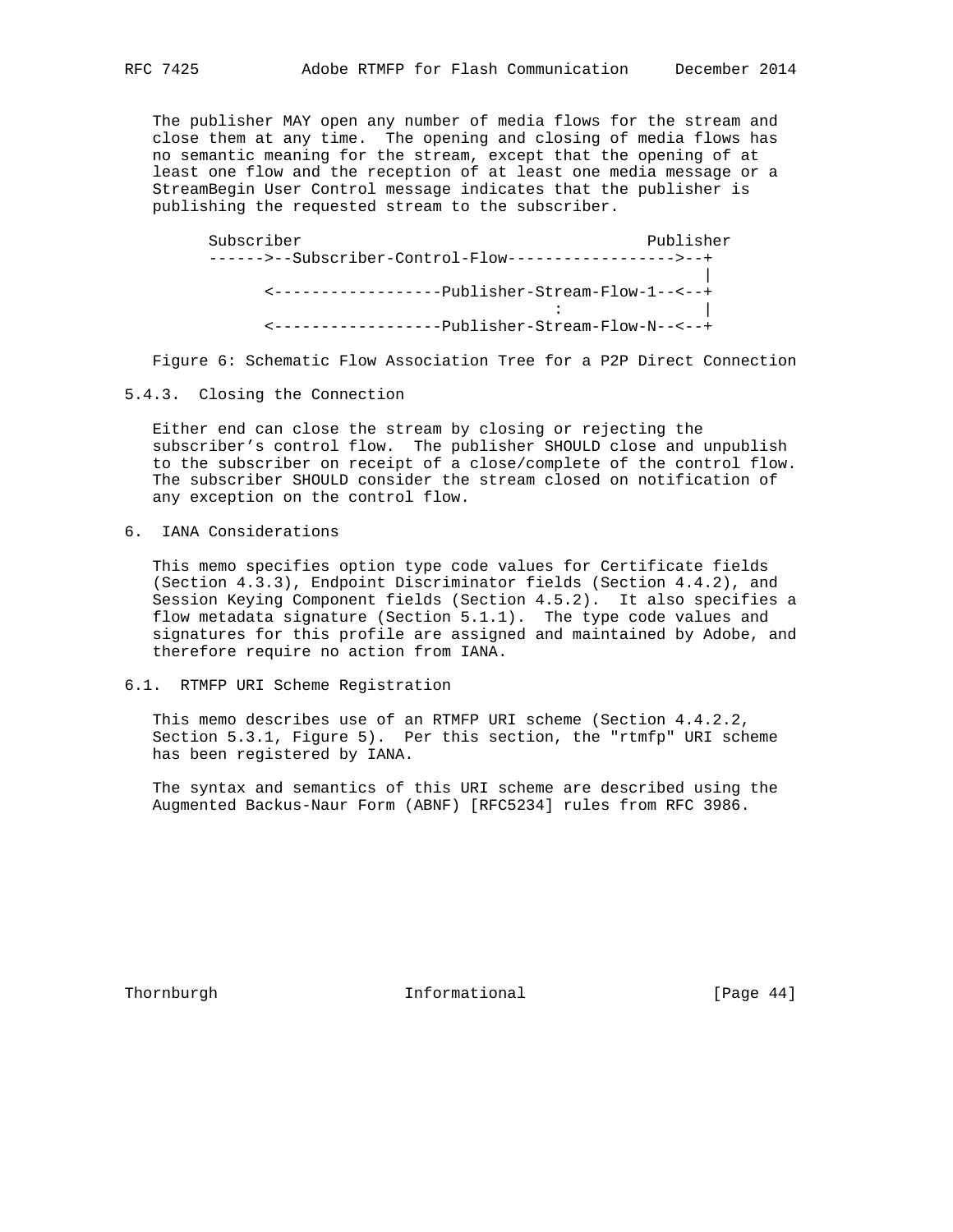The publisher MAY open any number of media flows for the stream and close them at any time. The opening and closing of media flows has no semantic meaning for the stream, except that the opening of at least one flow and the reception of at least one media message or a StreamBegin User Control message indicates that the publisher is publishing the requested stream to the subscriber.

```
      Subscriber                                         Publisher
      ------>--Subscriber-Control-Flow------------------>--+
                                                           |
            <------------------Publisher-Stream-Flow-1--<--+
                                                 :         |
            <------------------Publisher-Stream-Flow-N--<--+
```

Figure 6: Schematic Flow Association Tree for a P2P Direct Connection

### 5.4.3. Closing the Connection

Either end can close the stream by closing or rejecting the subscriber's control flow. The publisher SHOULD close and unpublish to the subscriber on receipt of a close/complete of the control flow. The subscriber SHOULD consider the stream closed on notification of any exception on the control flow.

## 6. IANA Considerations

This memo specifies option type code values for Certificate fields (Section 4.3.3), Endpoint Discriminator fields (Section 4.4.2), and Session Keying Component fields (Section 4.5.2). It also specifies a flow metadata signature (Section 5.1.1). The type code values and signatures for this profile are assigned and maintained by Adobe, and therefore require no action from IANA.

### 6.1. RTMFP URI Scheme Registration

This memo describes use of an RTMFP URI scheme (Section 4.4.2.2, Section 5.3.1, Figure 5). Per this section, the "rtmfp" URI scheme has been registered by IANA.

The syntax and semantics of this URI scheme are described using the Augmented Backus-Naur Form (ABNF) [RFC5234] rules from RFC 3986.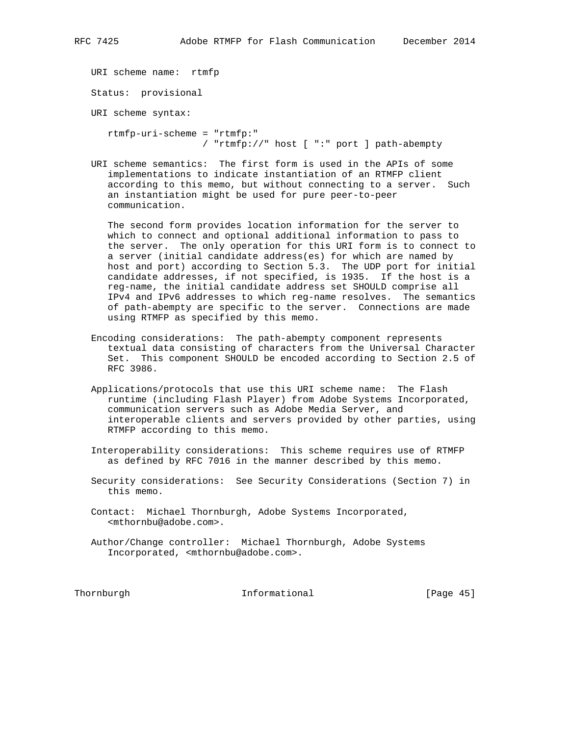URI scheme name: rtmfp

Status: provisional

URI scheme syntax:

```
rtmfp-uri-scheme = "rtmfp:"
                 / "rtmfp://" host [ ":" port ] path-abempty
```

URI scheme semantics: The first form is used in the APIs of some implementations to indicate instantiation of an RTMFP client according to this memo, but without connecting to a server. Such an instantiation might be used for pure peer-to-peer communication.

The second form provides location information for the server to which to connect and optional additional information to pass to the server. The only operation for this URI form is to connect to a server (initial candidate address(es) for which are named by host and port) according to Section 5.3. The UDP port for initial candidate addresses, if not specified, is 1935. If the host is a reg-name, the initial candidate address set SHOULD comprise all IPv4 and IPv6 addresses to which reg-name resolves. The semantics of path-abempty are specific to the server. Connections are made using RTMFP as specified by this memo.

Encoding considerations: The path-abempty component represents textual data consisting of characters from the Universal Character Set. This component SHOULD be encoded according to Section 2.5 of RFC 3986.

Applications/protocols that use this URI scheme name: The Flash runtime (including Flash Player) from Adobe Systems Incorporated, communication servers such as Adobe Media Server, and interoperable clients and servers provided by other parties, using RTMFP according to this memo.

Interoperability considerations: This scheme requires use of RTMFP as defined by RFC 7016 in the manner described by this memo.

Security considerations: See Security Considerations (Section 7) in this memo.

Contact: Michael Thornburgh, Adobe Systems Incorporated, <mthornbu@adobe.com>.

Author/Change controller: Michael Thornburgh, Adobe Systems Incorporated, <mthornbu@adobe.com>.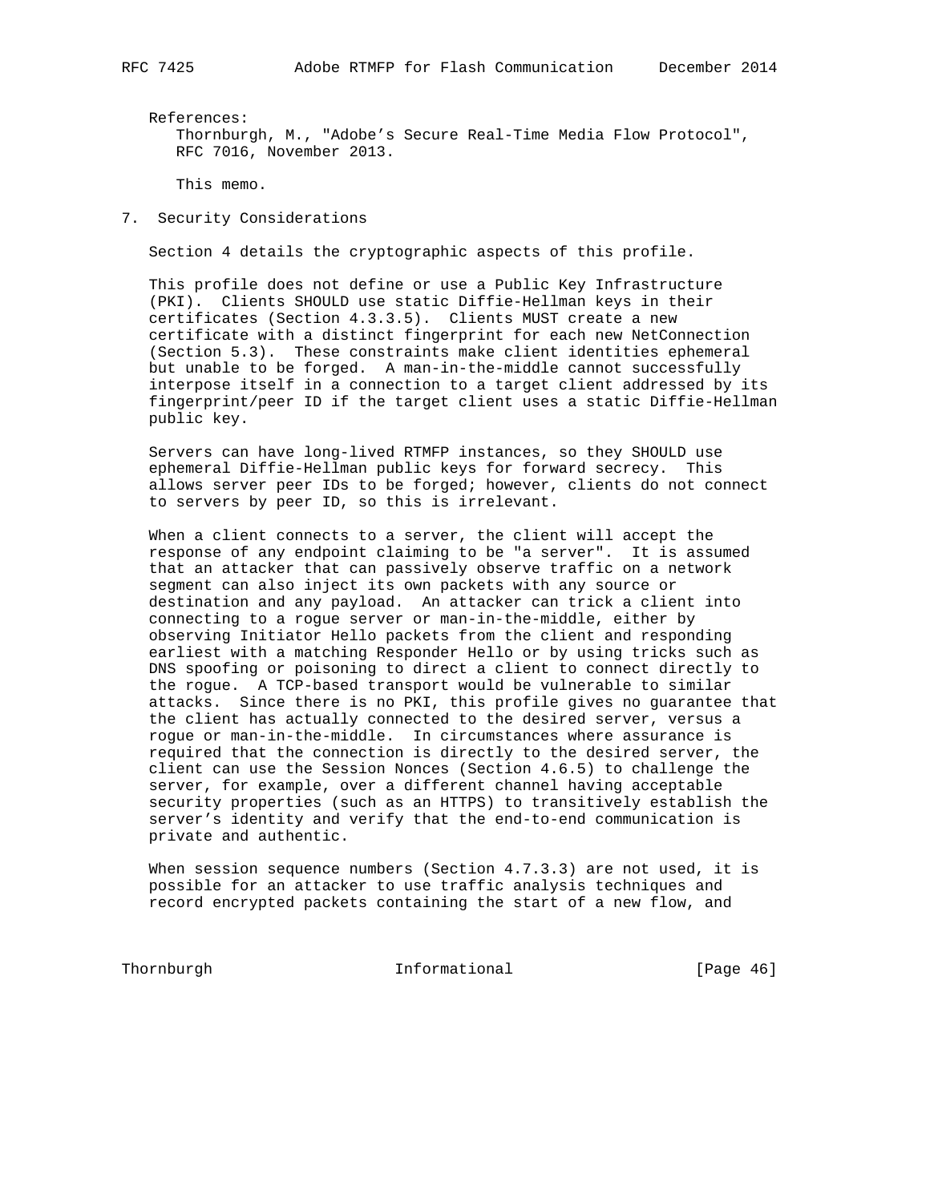References:
Thornburgh, M., "Adobe's Secure Real-Time Media Flow Protocol", RFC 7016, November 2013.

This memo.

## 7. Security Considerations

Section 4 details the cryptographic aspects of this profile.

This profile does not define or use a Public Key Infrastructure (PKI). Clients SHOULD use static Diffie-Hellman keys in their certificates (Section 4.3.3.5). Clients MUST create a new certificate with a distinct fingerprint for each new NetConnection (Section 5.3). These constraints make client identities ephemeral but unable to be forged. A man-in-the-middle cannot successfully interpose itself in a connection to a target client addressed by its fingerprint/peer ID if the target client uses a static Diffie-Hellman public key.

Servers can have long-lived RTMFP instances, so they SHOULD use ephemeral Diffie-Hellman public keys for forward secrecy. This allows server peer IDs to be forged; however, clients do not connect to servers by peer ID, so this is irrelevant.

When a client connects to a server, the client will accept the response of any endpoint claiming to be "a server". It is assumed that an attacker that can passively observe traffic on a network segment can also inject its own packets with any source or destination and any payload. An attacker can trick a client into connecting to a rogue server or man-in-the-middle, either by observing Initiator Hello packets from the client and responding earliest with a matching Responder Hello or by using tricks such as DNS spoofing or poisoning to direct a client to connect directly to the rogue. A TCP-based transport would be vulnerable to similar attacks. Since there is no PKI, this profile gives no guarantee that the client has actually connected to the desired server, versus a rogue or man-in-the-middle. In circumstances where assurance is required that the connection is directly to the desired server, the client can use the Session Nonces (Section 4.6.5) to challenge the server, for example, over a different channel having acceptable security properties (such as an HTTPS) to transitively establish the server's identity and verify that the end-to-end communication is private and authentic.

When session sequence numbers (Section 4.7.3.3) are not used, it is possible for an attacker to use traffic analysis techniques and record encrypted packets containing the start of a new flow, and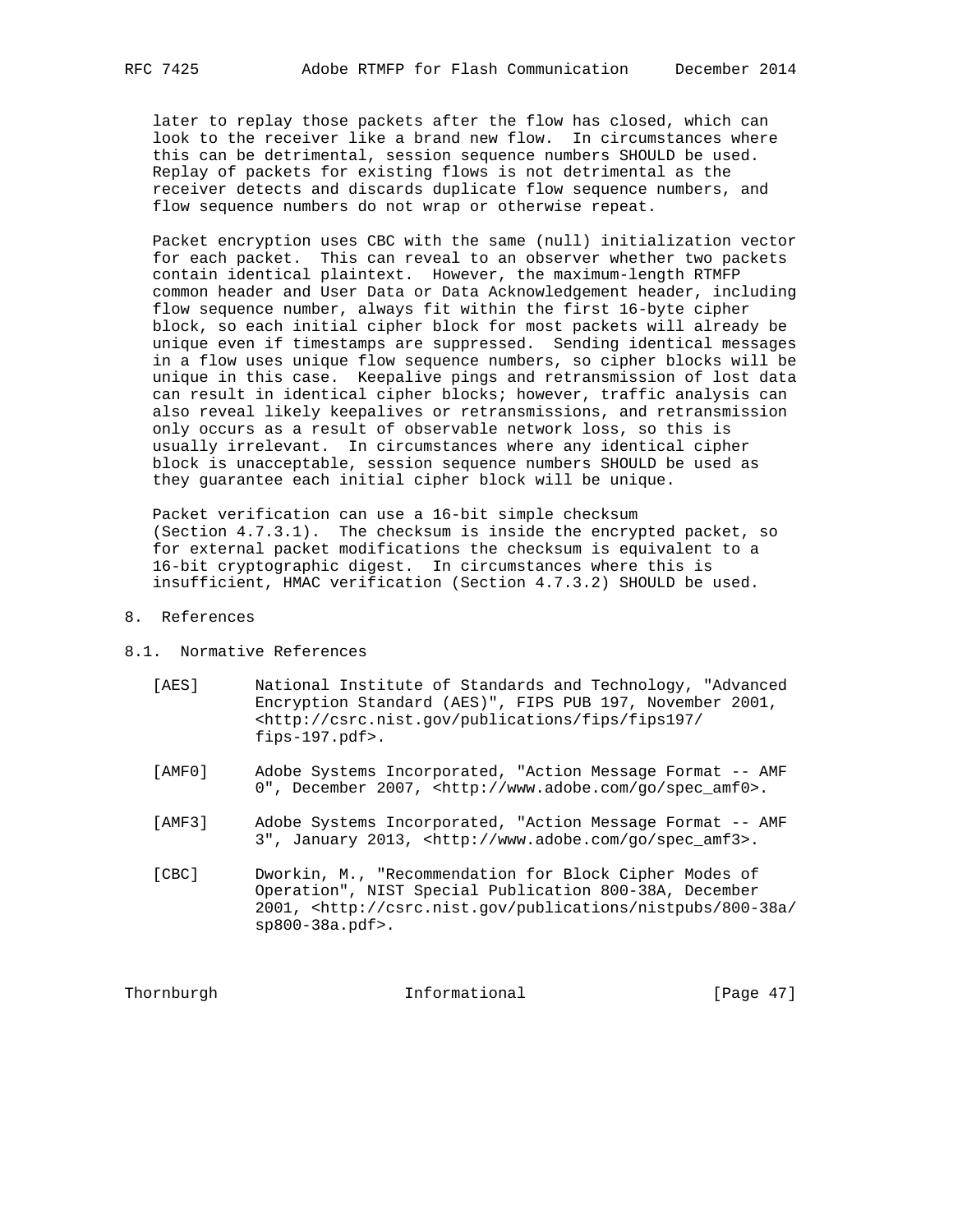later to replay those packets after the flow has closed, which can look to the receiver like a brand new flow. In circumstances where this can be detrimental, session sequence numbers SHOULD be used. Replay of packets for existing flows is not detrimental as the receiver detects and discards duplicate flow sequence numbers, and flow sequence numbers do not wrap or otherwise repeat.

Packet encryption uses CBC with the same (null) initialization vector for each packet. This can reveal to an observer whether two packets contain identical plaintext. However, the maximum-length RTMFP common header and User Data or Data Acknowledgement header, including flow sequence number, always fit within the first 16-byte cipher block, so each initial cipher block for most packets will already be unique even if timestamps are suppressed. Sending identical messages in a flow uses unique flow sequence numbers, so cipher blocks will be unique in this case. Keepalive pings and retransmission of lost data can result in identical cipher blocks; however, traffic analysis can also reveal likely keepalives or retransmissions, and retransmission only occurs as a result of observable network loss, so this is usually irrelevant. In circumstances where any identical cipher block is unacceptable, session sequence numbers SHOULD be used as they guarantee each initial cipher block will be unique.

Packet verification can use a 16-bit simple checksum (Section 4.7.3.1). The checksum is inside the encrypted packet, so for external packet modifications the checksum is equivalent to a 16-bit cryptographic digest. In circumstances where this is insufficient, HMAC verification (Section 4.7.3.2) SHOULD be used.

# 8. References

## 8.1. Normative References

[AES] National Institute of Standards and Technology, "Advanced Encryption Standard (AES)", FIPS PUB 197, November 2001, <http://csrc.nist.gov/publications/fips/fips197/fips-197.pdf>.

[AMF0] Adobe Systems Incorporated, "Action Message Format -- AMF 0", December 2007, <http://www.adobe.com/go/spec_amf0>.

[AMF3] Adobe Systems Incorporated, "Action Message Format -- AMF 3", January 2013, <http://www.adobe.com/go/spec_amf3>.

[CBC] Dworkin, M., "Recommendation for Block Cipher Modes of Operation", NIST Special Publication 800-38A, December 2001, <http://csrc.nist.gov/publications/nistpubs/800-38a/sp800-38a.pdf>.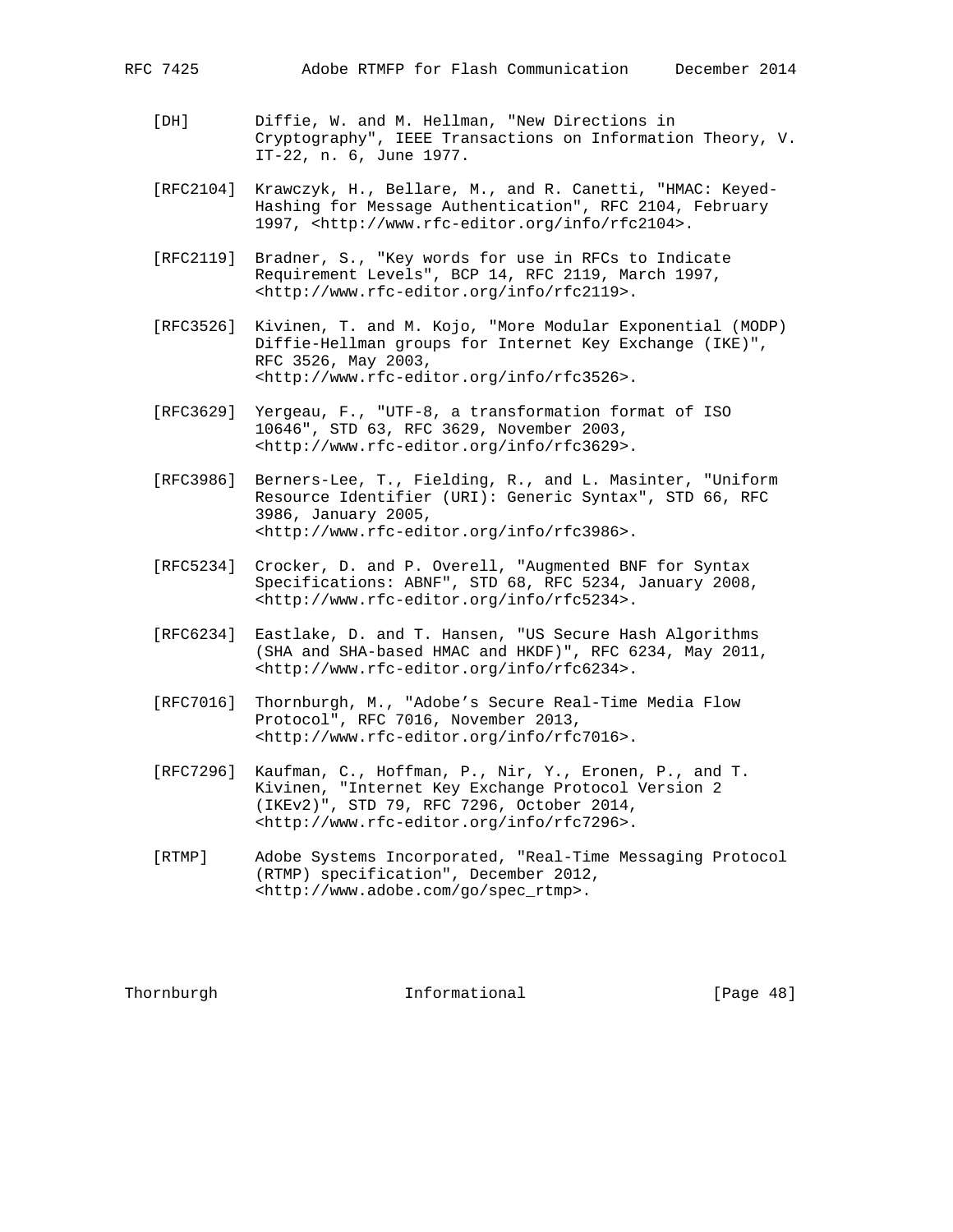[DH] Diffie, W. and M. Hellman, "New Directions in Cryptography", IEEE Transactions on Information Theory, V. IT-22, n. 6, June 1977.

[RFC2104] Krawczyk, H., Bellare, M., and R. Canetti, "HMAC: Keyed-Hashing for Message Authentication", RFC 2104, February 1997, <http://www.rfc-editor.org/info/rfc2104>.

[RFC2119] Bradner, S., "Key words for use in RFCs to Indicate Requirement Levels", BCP 14, RFC 2119, March 1997, <http://www.rfc-editor.org/info/rfc2119>.

[RFC3526] Kivinen, T. and M. Kojo, "More Modular Exponential (MODP) Diffie-Hellman groups for Internet Key Exchange (IKE)", RFC 3526, May 2003, <http://www.rfc-editor.org/info/rfc3526>.

[RFC3629] Yergeau, F., "UTF-8, a transformation format of ISO 10646", STD 63, RFC 3629, November 2003, <http://www.rfc-editor.org/info/rfc3629>.

[RFC3986] Berners-Lee, T., Fielding, R., and L. Masinter, "Uniform Resource Identifier (URI): Generic Syntax", STD 66, RFC 3986, January 2005, <http://www.rfc-editor.org/info/rfc3986>.

[RFC5234] Crocker, D. and P. Overell, "Augmented BNF for Syntax Specifications: ABNF", STD 68, RFC 5234, January 2008, <http://www.rfc-editor.org/info/rfc5234>.

[RFC6234] Eastlake, D. and T. Hansen, "US Secure Hash Algorithms (SHA and SHA-based HMAC and HKDF)", RFC 6234, May 2011, <http://www.rfc-editor.org/info/rfc6234>.

[RFC7016] Thornburgh, M., "Adobe's Secure Real-Time Media Flow Protocol", RFC 7016, November 2013, <http://www.rfc-editor.org/info/rfc7016>.

[RFC7296] Kaufman, C., Hoffman, P., Nir, Y., Eronen, P., and T. Kivinen, "Internet Key Exchange Protocol Version 2 (IKEv2)", STD 79, RFC 7296, October 2014, <http://www.rfc-editor.org/info/rfc7296>.

[RTMP] Adobe Systems Incorporated, "Real-Time Messaging Protocol (RTMP) specification", December 2012, <http://www.adobe.com/go/spec_rtmp>.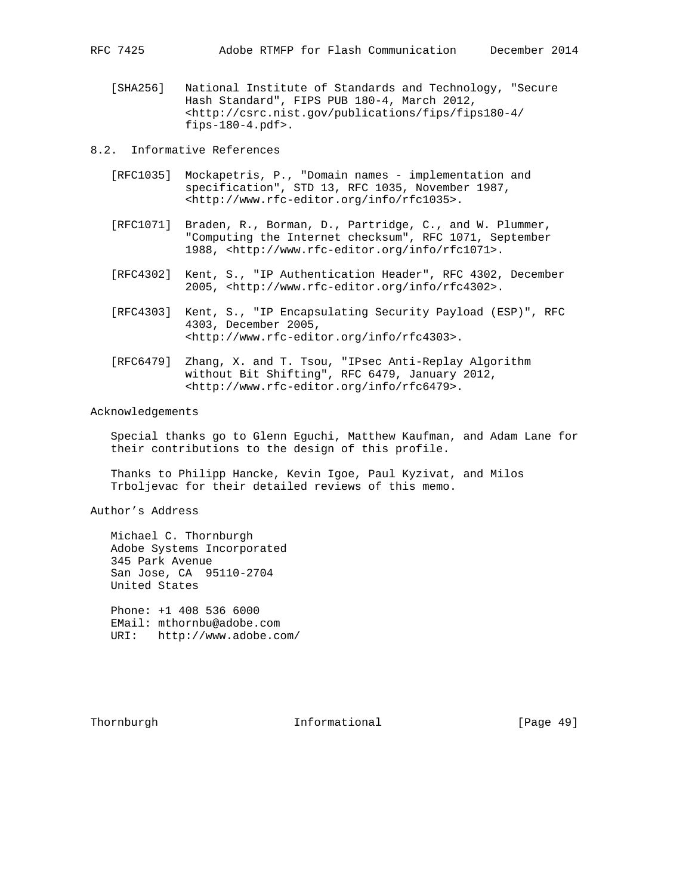[SHA256] National Institute of Standards and Technology, "Secure Hash Standard", FIPS PUB 180-4, March 2012, <http://csrc.nist.gov/publications/fips/fips180-4/fips-180-4.pdf>.

## 8.2. Informative References

[RFC1035] Mockapetris, P., "Domain names - implementation and specification", STD 13, RFC 1035, November 1987, <http://www.rfc-editor.org/info/rfc1035>.

[RFC1071] Braden, R., Borman, D., Partridge, C., and W. Plummer, "Computing the Internet checksum", RFC 1071, September 1988, <http://www.rfc-editor.org/info/rfc1071>.

[RFC4302] Kent, S., "IP Authentication Header", RFC 4302, December 2005, <http://www.rfc-editor.org/info/rfc4302>.

[RFC4303] Kent, S., "IP Encapsulating Security Payload (ESP)", RFC 4303, December 2005, <http://www.rfc-editor.org/info/rfc4303>.

[RFC6479] Zhang, X. and T. Tsou, "IPsec Anti-Replay Algorithm without Bit Shifting", RFC 6479, January 2012, <http://www.rfc-editor.org/info/rfc6479>.

## Acknowledgements

Special thanks go to Glenn Eguchi, Matthew Kaufman, and Adam Lane for their contributions to the design of this profile.

Thanks to Philipp Hancke, Kevin Igoe, Paul Kyzivat, and Milos Trboljevac for their detailed reviews of this memo.

## Author's Address

Michael C. Thornburgh
Adobe Systems Incorporated
345 Park Avenue
San Jose, CA 95110-2704
United States

Phone: +1 408 536 6000
EMail: mthornbu@adobe.com
URI: http://www.adobe.com/